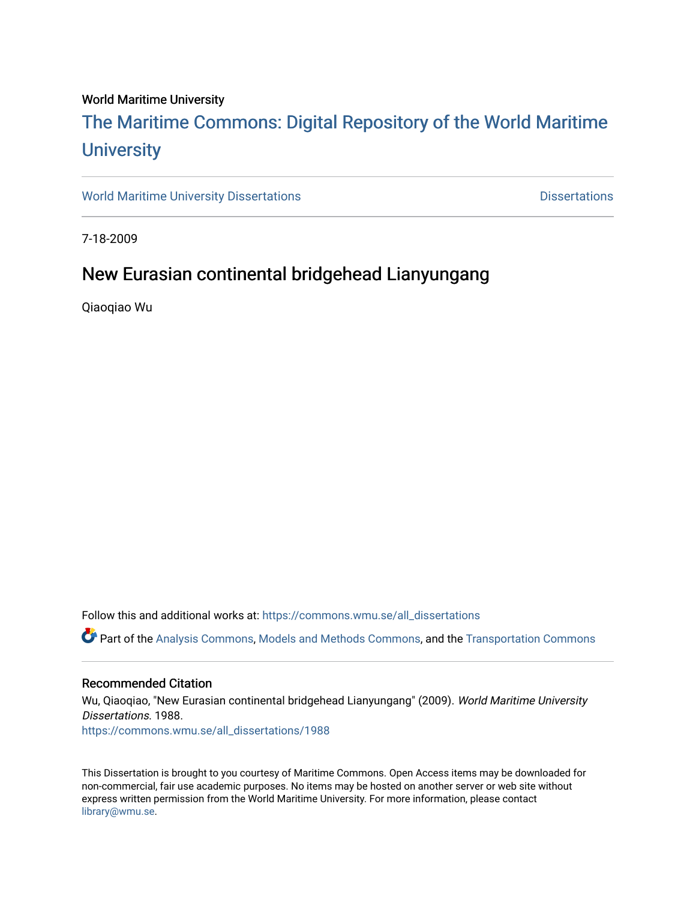World Maritime University

# The Maritime Commons: Digital Repository of the World Maritime University

World Maritime University Dissertations | Dissertations

7-18-2009

## New Eurasian continental bridgehead Lianyungang

Qiaoqiao Wu

Follow this and additional works at: https://commons.wmu.se/all_dissertations

Part of the Analysis Commons, Models and Methods Commons, and the Transportation Commons

### Recommended Citation

Wu, Qiaoqiao, "New Eurasian continental bridgehead Lianyungang" (2009). *World Maritime University Dissertations*. 1988.
https://commons.wmu.se/all_dissertations/1988

This Dissertation is brought to you courtesy of Maritime Commons. Open Access items may be downloaded for non-commercial, fair use academic purposes. No items may be hosted on another server or web site without express written permission from the World Maritime University. For more information, please contact library@wmu.se.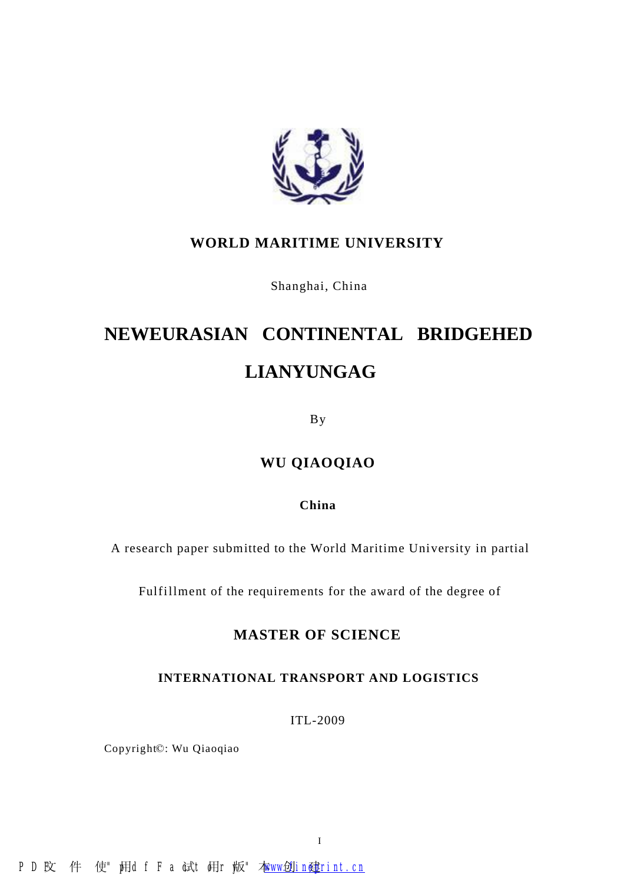**WORLD MARITIME UNIVERSITY**

Shanghai, China

# NEWEURASIAN CONTINENTAL BRIDGEHED LIANYUNGAG

By

**WU QIAOQIAO**

**China**

A research paper submitted to the World Maritime University in partial

Fulfillment of the requirements for the award of the degree of

**MASTER OF SCIENCE**

**INTERNATIONAL TRANSPORT AND LOGISTICS**

ITL-2009

Copyright©: Wu Qiaoqiao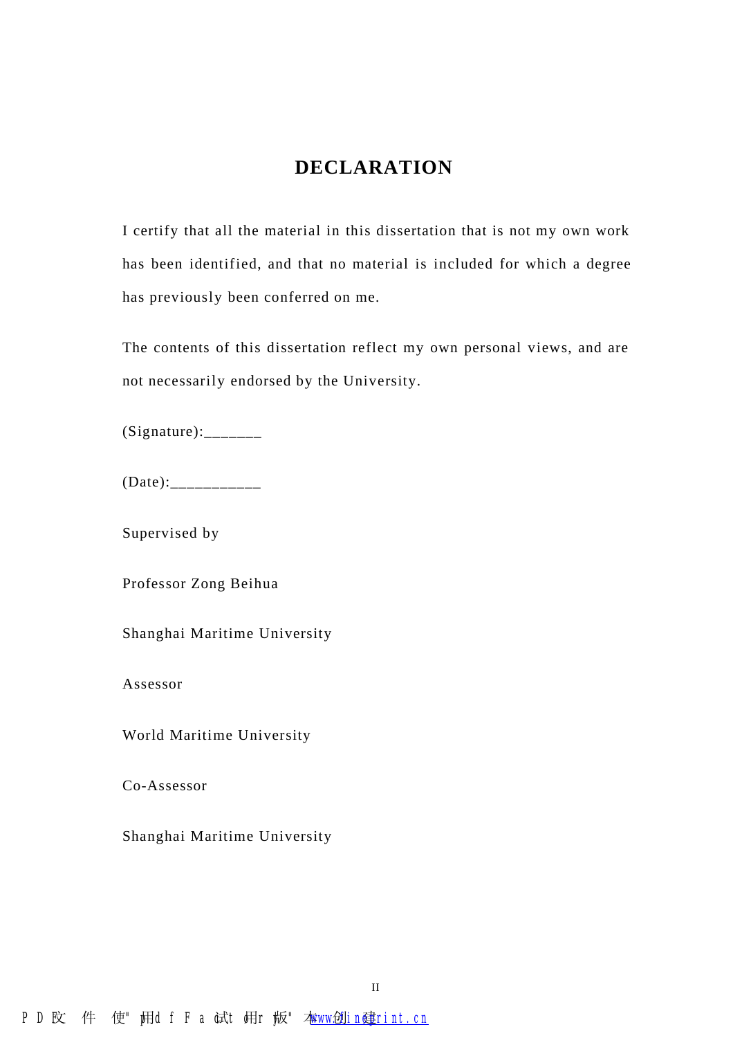# DECLARATION

I certify that all the material in this dissertation that is not my own work has been identified, and that no material is included for which a degree has previously been conferred on me.

The contents of this dissertation reflect my own personal views, and are not necessarily endorsed by the University.

(Signature):_______

(Date):___________

Supervised by

Professor Zong Beihua

Shanghai Maritime University

Assessor

World Maritime University

Co-Assessor

Shanghai Maritime University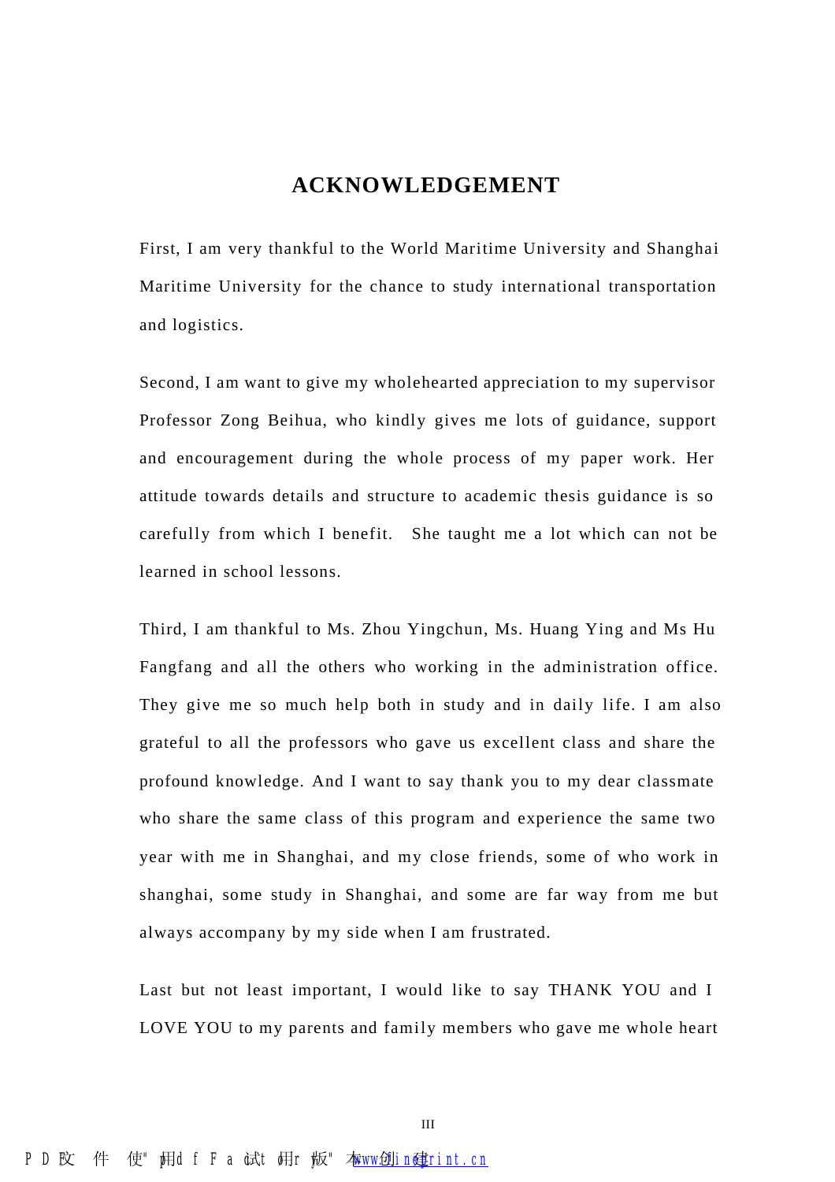# ACKNOWLEDGEMENT

First, I am very thankful to the World Maritime University and Shanghai Maritime University for the chance to study international transportation and logistics.

Second, I am want to give my wholehearted appreciation to my supervisor Professor Zong Beihua, who kindly gives me lots of guidance, support and encouragement during the whole process of my paper work. Her attitude towards details and structure to academic thesis guidance is so carefully from which I benefit. She taught me a lot which can not be learned in school lessons.

Third, I am thankful to Ms. Zhou Yingchun, Ms. Huang Ying and Ms Hu Fangfang and all the others who working in the administration office. They give me so much help both in study and in daily life. I am also grateful to all the professors who gave us excellent class and share the profound knowledge. And I want to say thank you to my dear classmate who share the same class of this program and experience the same two year with me in Shanghai, and my close friends, some of who work in shanghai, some study in Shanghai, and some are far way from me but always accompany by my side when I am frustrated.

Last but not least important, I would like to say THANK YOU and I LOVE YOU to my parents and family members who gave me whole heart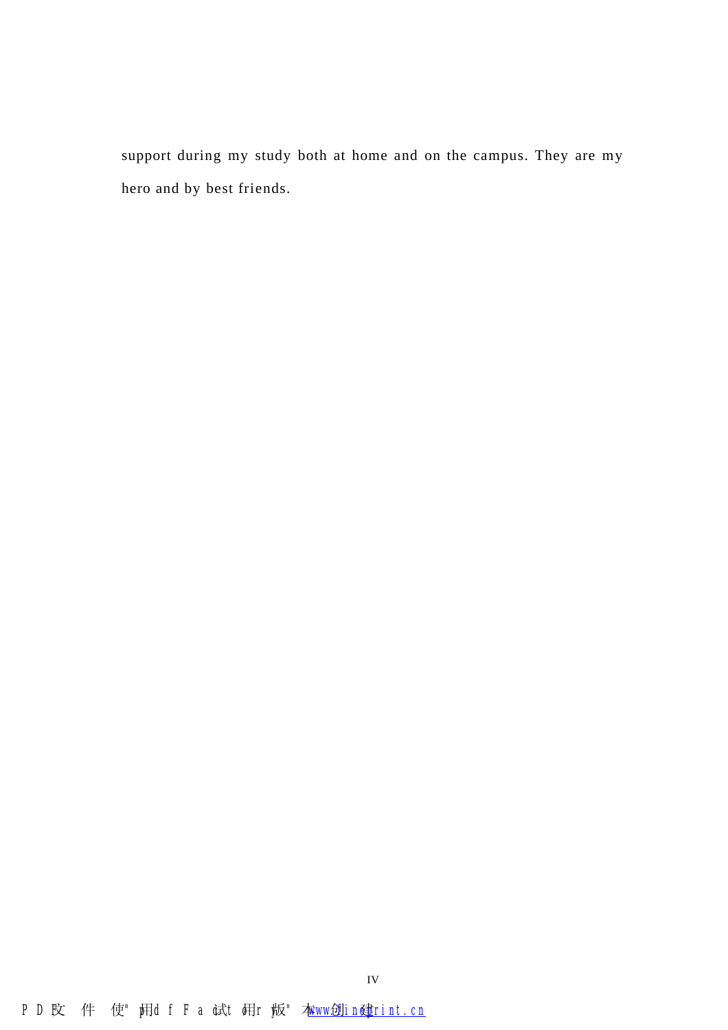support during my study both at home and on the campus. They are my hero and by best friends.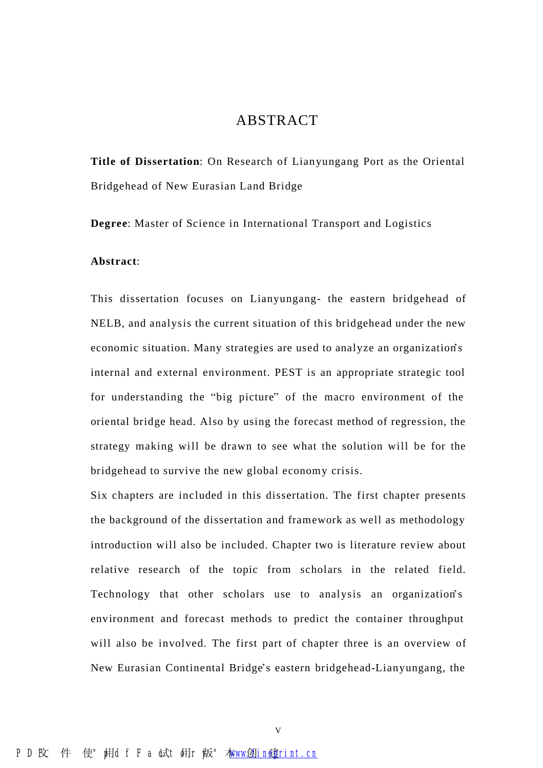# ABSTRACT

**Title of Dissertation**: On Research of Lianyungang Port as the Oriental Bridgehead of New Eurasian Land Bridge

**Degree**: Master of Science in International Transport and Logistics

**Abstract**:

This dissertation focuses on Lianyungang- the eastern bridgehead of NELB, and analysis the current situation of this bridgehead under the new economic situation. Many strategies are used to analyze an organization's internal and external environment. PEST is an appropriate strategic tool for understanding the "big picture" of the macro environment of the oriental bridge head. Also by using the forecast method of regression, the strategy making will be drawn to see what the solution will be for the bridgehead to survive the new global economy crisis.

Six chapters are included in this dissertation. The first chapter presents the background of the dissertation and framework as well as methodology introduction will also be included. Chapter two is literature review about relative research of the topic from scholars in the related field. Technology that other scholars use to analysis an organization's environment and forecast methods to predict the container throughput will also be involved. The first part of chapter three is an overview of New Eurasian Continental Bridge's eastern bridgehead-Lianyungang, the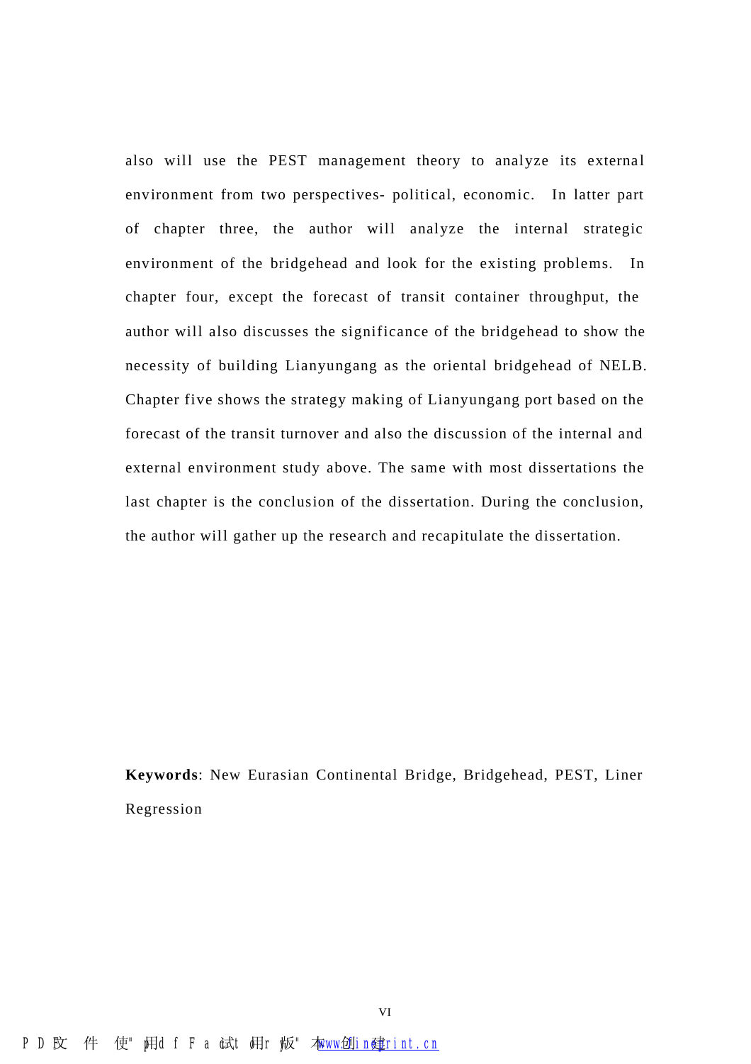also will use the PEST management theory to analyze its external environment from two perspectives- political, economic. In latter part of chapter three, the author will analyze the internal strategic environment of the bridgehead and look for the existing problems. In chapter four, except the forecast of transit container throughput, the author will also discusses the significance of the bridgehead to show the necessity of building Lianyungang as the oriental bridgehead of NELB. Chapter five shows the strategy making of Lianyungang port based on the forecast of the transit turnover and also the discussion of the internal and external environment study above. The same with most dissertations the last chapter is the conclusion of the dissertation. During the conclusion, the author will gather up the research and recapitulate the dissertation.

**Keywords**: New Eurasian Continental Bridge, Bridgehead, PEST, Liner Regression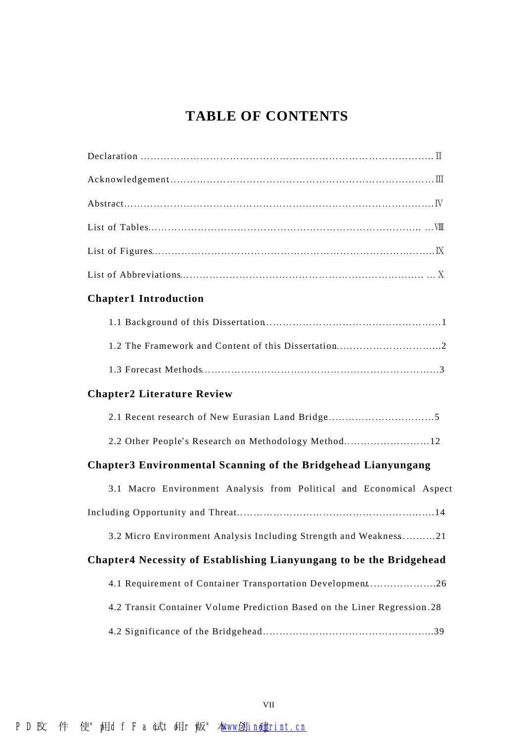# TABLE OF CONTENTS

Declaration ………………………………………………………………………………. Ⅱ

Acknowledgement……………………………………………………………………….Ⅲ

Abstract…………………………………………………………………………………..Ⅳ

List of Tables……………………………………………………………………….. …Ⅷ

List of Figures……………………………………………………………………………Ⅸ

List of Abbreviations……………………………………………………………….. … Ⅹ

**Chapter1 Introduction**

1.1 Background of this Dissertation………………………………………………1

1.2 The Framework and Content of this Dissertation…………………………...2

1.3 Forecast Methods……………………………………………………………….3

**Chapter2 Literature Review**

2.1 Recent research of New Eurasian Land Bridge…………………………….5

2.2 Other People's Research on Methodology Method……………………...12

**Chapter3 Environmental Scanning of the Bridgehead Lianyungang**

3.1 Macro Environment Analysis from Political and Economical Aspect Including Opportunity and Threat……………………………………………………...14

3.2 Micro Environment Analysis Including Strength and Weakness……….21

**Chapter4 Necessity of Establishing Lianyungang to be the Bridgehead**

4.1 Requirement of Container Transportation Development………………..26

4.2 Transit Container Volume Prediction Based on the Liner Regression.28

4.2 Significance of the Bridgehead……………………………………………...39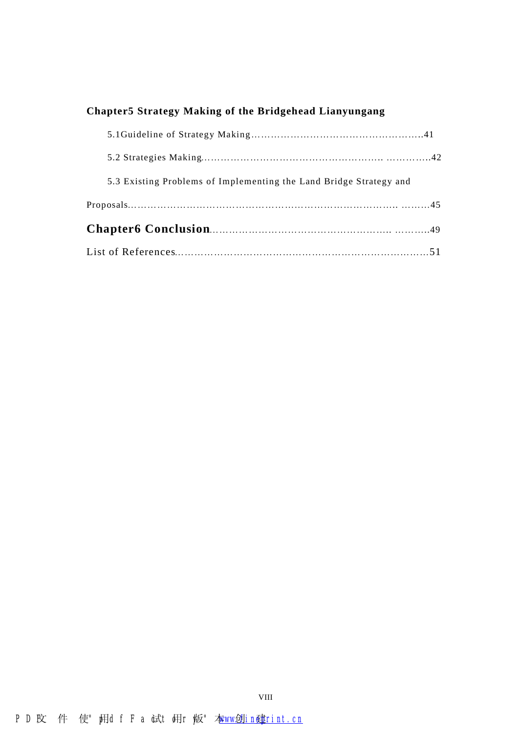**Chapter5 Strategy Making of the Bridgehead Lianyungang**

5.1Guideline of Strategy Making……………………………………………….41

5.2 Strategies Making………………………………………………….. …………..42

5.3 Existing Problems of Implementing the Land Bridge Strategy and Proposals………………………………………………………………………….. ………45

**Chapter6 Conclusion**……………………………………………….. ………..49

List of References……………………………………………………………………51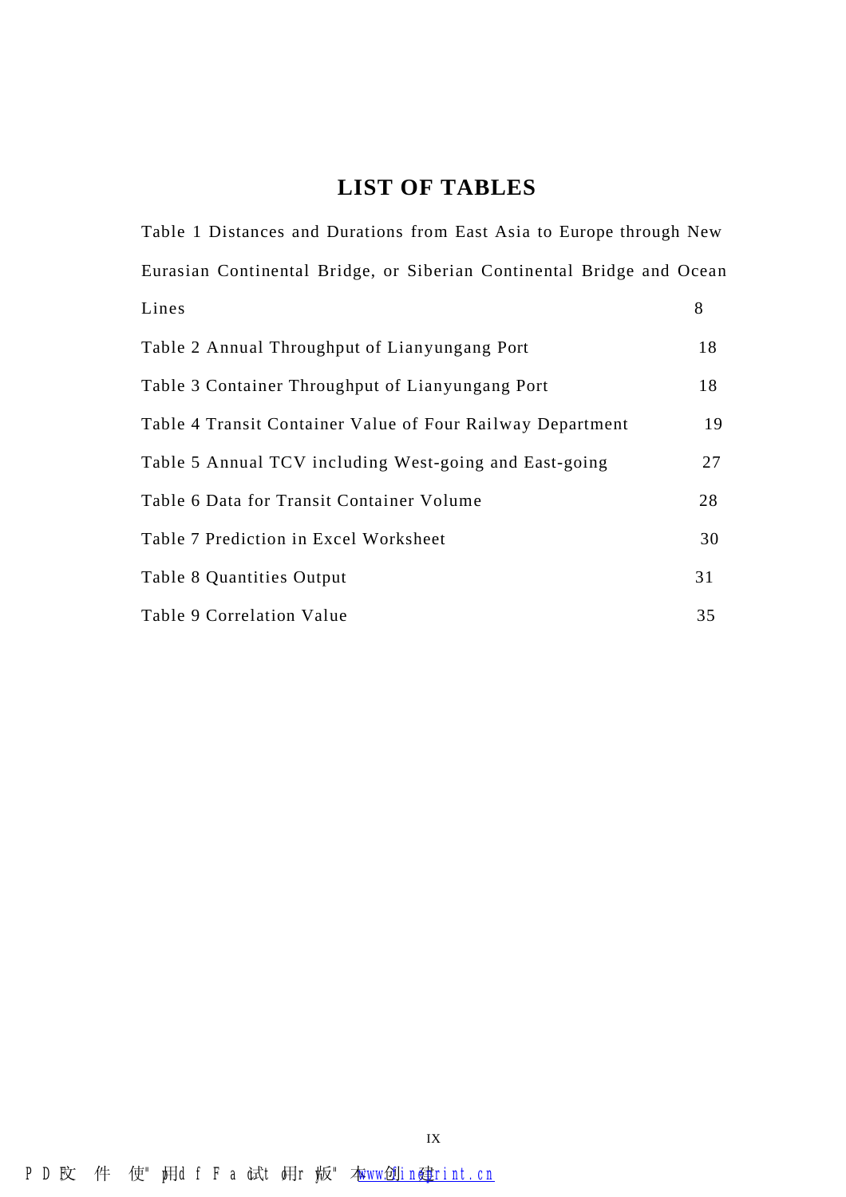# LIST OF TABLES

Table 1 Distances and Durations from East Asia to Europe through New Eurasian Continental Bridge, or Siberian Continental Bridge and Ocean Lines 8

Table 2 Annual Throughput of Lianyungang Port 18

Table 3 Container Throughput of Lianyungang Port 18

Table 4 Transit Container Value of Four Railway Department 19

Table 5 Annual TCV including West-going and East-going 27

Table 6 Data for Transit Container Volume 28

Table 7 Prediction in Excel Worksheet 30

Table 8 Quantities Output 31

Table 9 Correlation Value 35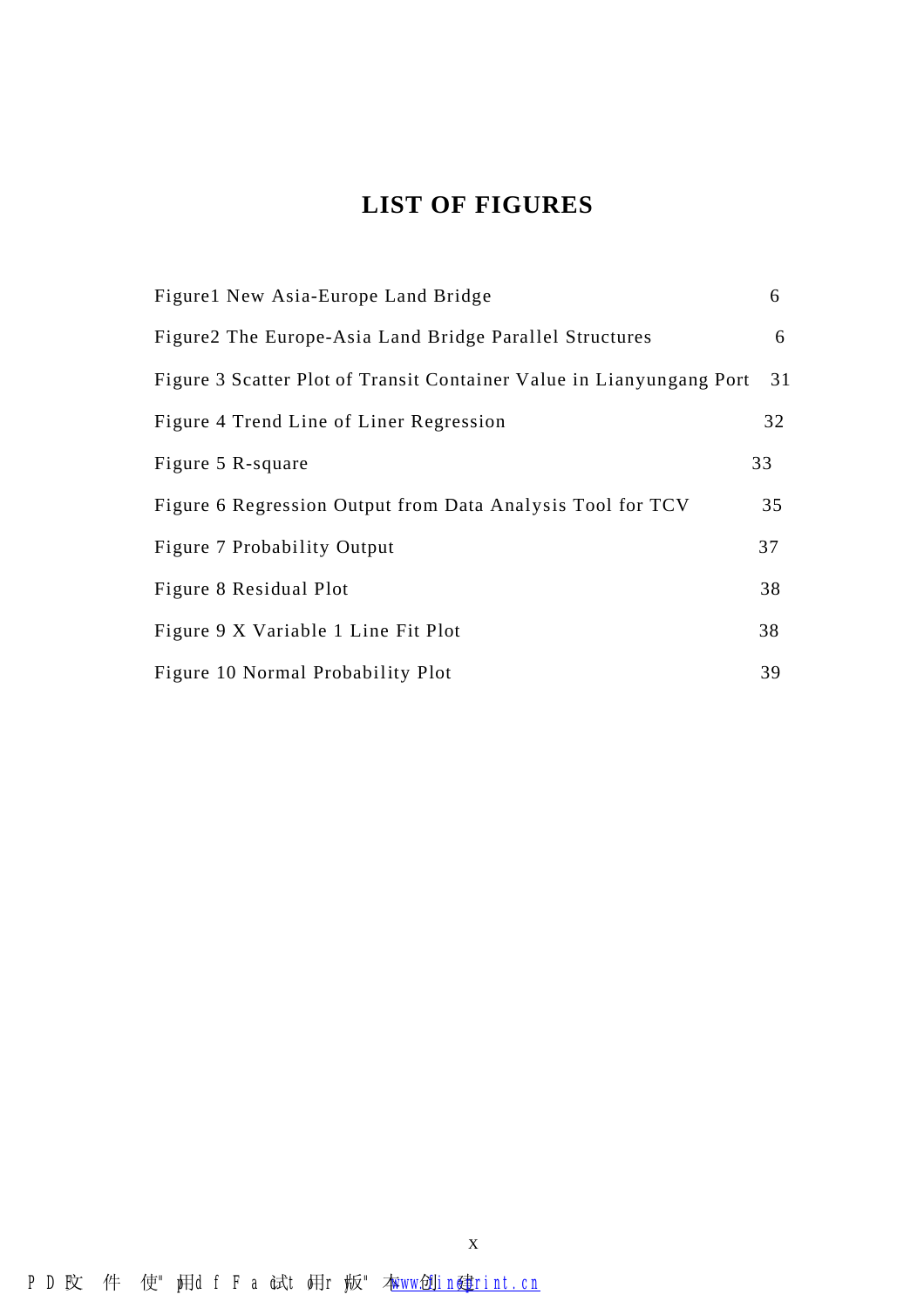# LIST OF FIGURES

| | |
|---|---|
| Figure1 New Asia-Europe Land Bridge | 6 |
| Figure2 The Europe-Asia Land Bridge Parallel Structures | 6 |
| Figure 3 Scatter Plot of Transit Container Value in Lianyungang Port | 31 |
| Figure 4 Trend Line of Liner Regression | 32 |
| Figure 5 R-square | 33 |
| Figure 6 Regression Output from Data Analysis Tool for TCV | 35 |
| Figure 7 Probability Output | 37 |
| Figure 8 Residual Plot | 38 |
| Figure 9 X Variable 1 Line Fit Plot | 38 |
| Figure 10 Normal Probability Plot | 39 |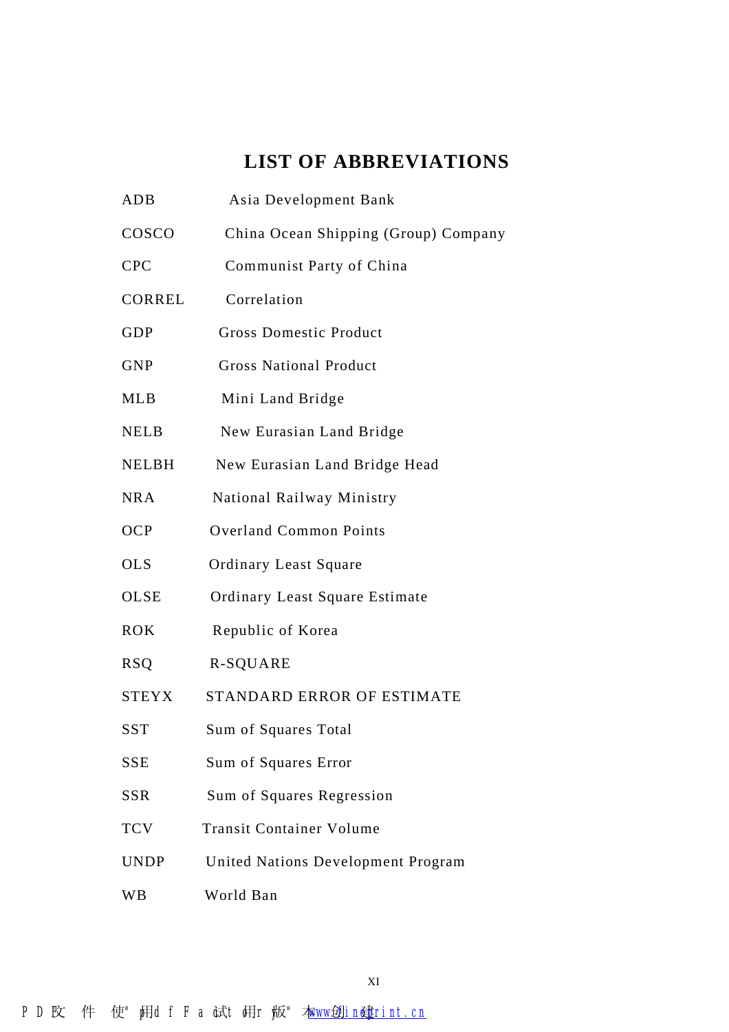# LIST OF ABBREVIATIONS

| | |
|---|---|
| ADB | Asia Development Bank |
| COSCO | China Ocean Shipping (Group) Company |
| CPC | Communist Party of China |
| CORREL | Correlation |
| GDP | Gross Domestic Product |
| GNP | Gross National Product |
| MLB | Mini Land Bridge |
| NELB | New Eurasian Land Bridge |
| NELBH | New Eurasian Land Bridge Head |
| NRA | National Railway Ministry |
| OCP | Overland Common Points |
| OLS | Ordinary Least Square |
| OLSE | Ordinary Least Square Estimate |
| ROK | Republic of Korea |
| RSQ | R-SQUARE |
| STEYX | STANDARD ERROR OF ESTIMATE |
| SST | Sum of Squares Total |
| SSE | Sum of Squares Error |
| SSR | Sum of Squares Regression |
| TCV | Transit Container Volume |
| UNDP | United Nations Development Program |
| WB | World Ban |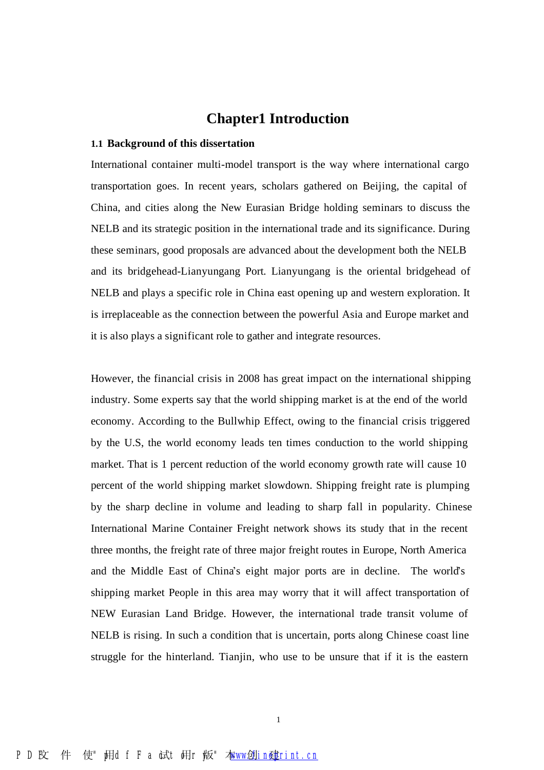# Chapter1 Introduction

## 1.1 Background of this dissertation

International container multi-model transport is the way where international cargo transportation goes. In recent years, scholars gathered on Beijing, the capital of China, and cities along the New Eurasian Bridge holding seminars to discuss the NELB and its strategic position in the international trade and its significance. During these seminars, good proposals are advanced about the development both the NELB and its bridgehead-Lianyungang Port. Lianyungang is the oriental bridgehead of NELB and plays a specific role in China east opening up and western exploration. It is irreplaceable as the connection between the powerful Asia and Europe market and it is also plays a significant role to gather and integrate resources.

However, the financial crisis in 2008 has great impact on the international shipping industry. Some experts say that the world shipping market is at the end of the world economy. According to the Bullwhip Effect, owing to the financial crisis triggered by the U.S, the world economy leads ten times conduction to the world shipping market. That is 1 percent reduction of the world economy growth rate will cause 10 percent of the world shipping market slowdown. Shipping freight rate is plumping by the sharp decline in volume and leading to sharp fall in popularity. Chinese International Marine Container Freight network shows its study that in the recent three months, the freight rate of three major freight routes in Europe, North America and the Middle East of China's eight major ports are in decline. The world's shipping market People in this area may worry that it will affect transportation of NEW Eurasian Land Bridge. However, the international trade transit volume of NELB is rising. In such a condition that is uncertain, ports along Chinese coast line struggle for the hinterland. Tianjin, who use to be unsure that if it is the eastern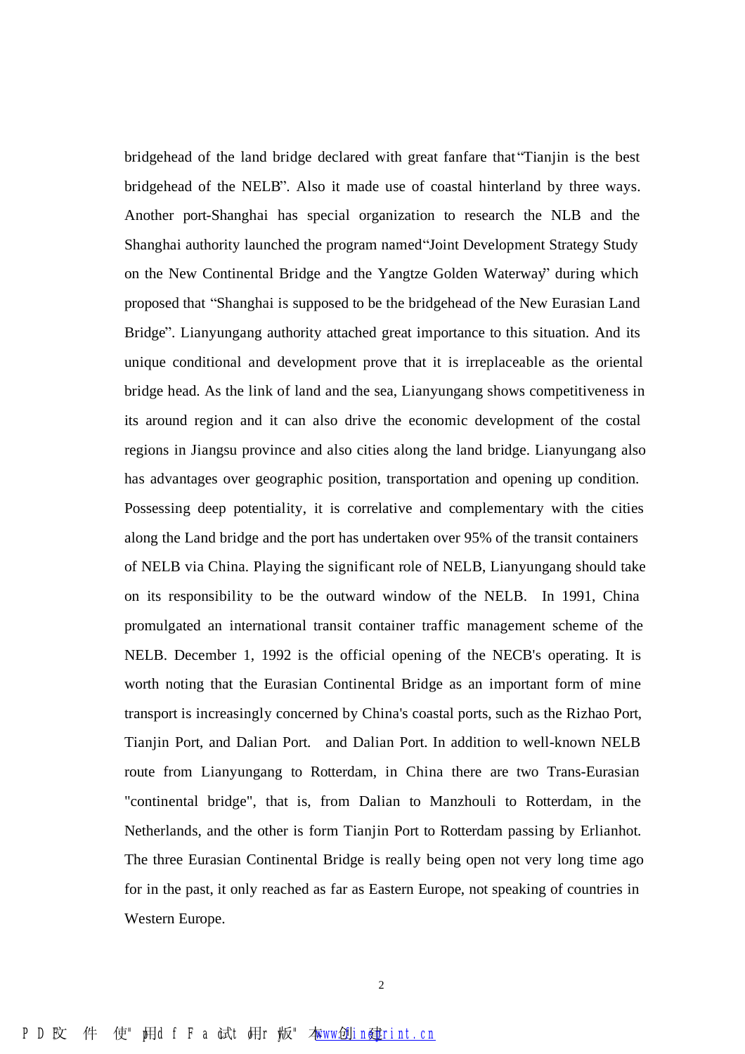bridgehead of the land bridge declared with great fanfare that“Tianjin is the best bridgehead of the NELB”. Also it made use of coastal hinterland by three ways. Another port-Shanghai has special organization to research the NLB and the Shanghai authority launched the program named“Joint Development Strategy Study on the New Continental Bridge and the Yangtze Golden Waterway” during which proposed that “Shanghai is supposed to be the bridgehead of the New Eurasian Land Bridge”. Lianyungang authority attached great importance to this situation. And its unique conditional and development prove that it is irreplaceable as the oriental bridge head. As the link of land and the sea, Lianyungang shows competitiveness in its around region and it can also drive the economic development of the costal regions in Jiangsu province and also cities along the land bridge. Lianyungang also has advantages over geographic position, transportation and opening up condition. Possessing deep potentiality, it is correlative and complementary with the cities along the Land bridge and the port has undertaken over 95% of the transit containers of NELB via China. Playing the significant role of NELB, Lianyungang should take on its responsibility to be the outward window of the NELB. In 1991, China promulgated an international transit container traffic management scheme of the NELB. December 1, 1992 is the official opening of the NECB's operating. It is worth noting that the Eurasian Continental Bridge as an important form of mine transport is increasingly concerned by China's coastal ports, such as the Rizhao Port, Tianjin Port, and Dalian Port. and Dalian Port. In addition to well-known NELB route from Lianyungang to Rotterdam, in China there are two Trans-Eurasian "continental bridge", that is, from Dalian to Manzhouli to Rotterdam, in the Netherlands, and the other is form Tianjin Port to Rotterdam passing by Erlianhot. The three Eurasian Continental Bridge is really being open not very long time ago for in the past, it only reached as far as Eastern Europe, not speaking of countries in Western Europe.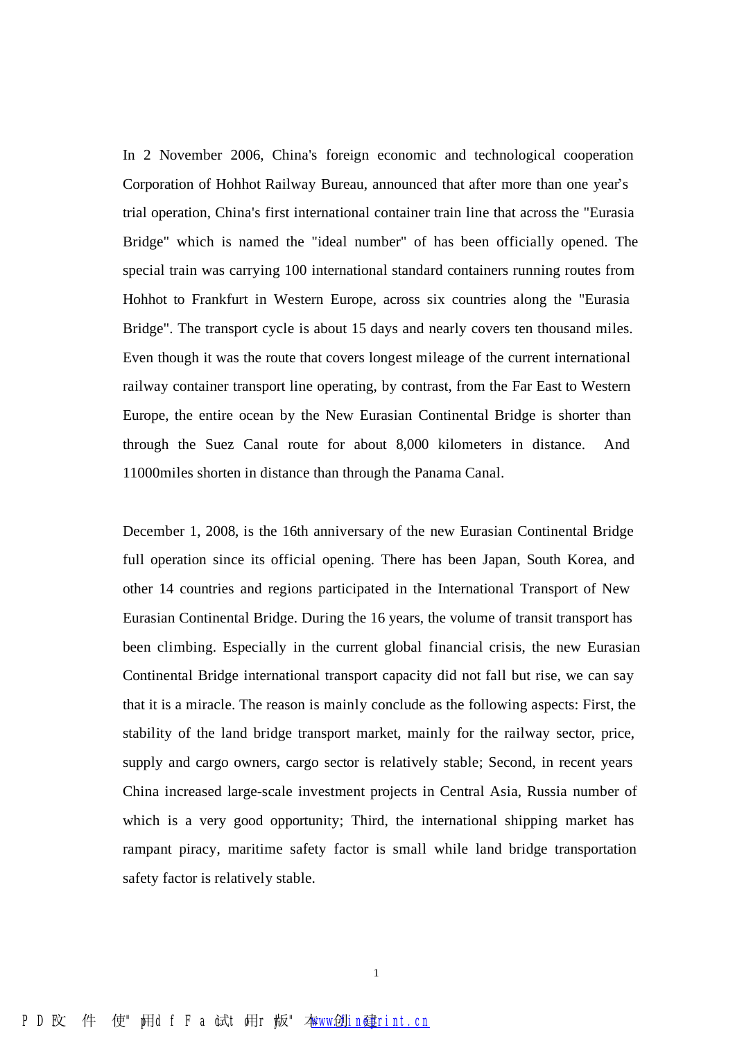In 2 November 2006, China's foreign economic and technological cooperation Corporation of Hohhot Railway Bureau, announced that after more than one year's trial operation, China's first international container train line that across the "Eurasia Bridge" which is named the "ideal number" of has been officially opened. The special train was carrying 100 international standard containers running routes from Hohhot to Frankfurt in Western Europe, across six countries along the "Eurasia Bridge". The transport cycle is about 15 days and nearly covers ten thousand miles. Even though it was the route that covers longest mileage of the current international railway container transport line operating, by contrast, from the Far East to Western Europe, the entire ocean by the New Eurasian Continental Bridge is shorter than through the Suez Canal route for about 8,000 kilometers in distance. And 11000miles shorten in distance than through the Panama Canal.

December 1, 2008, is the 16th anniversary of the new Eurasian Continental Bridge full operation since its official opening. There has been Japan, South Korea, and other 14 countries and regions participated in the International Transport of New Eurasian Continental Bridge. During the 16 years, the volume of transit transport has been climbing. Especially in the current global financial crisis, the new Eurasian Continental Bridge international transport capacity did not fall but rise, we can say that it is a miracle. The reason is mainly conclude as the following aspects: First, the stability of the land bridge transport market, mainly for the railway sector, price, supply and cargo owners, cargo sector is relatively stable; Second, in recent years China increased large-scale investment projects in Central Asia, Russia number of which is a very good opportunity; Third, the international shipping market has rampant piracy, maritime safety factor is small while land bridge transportation safety factor is relatively stable.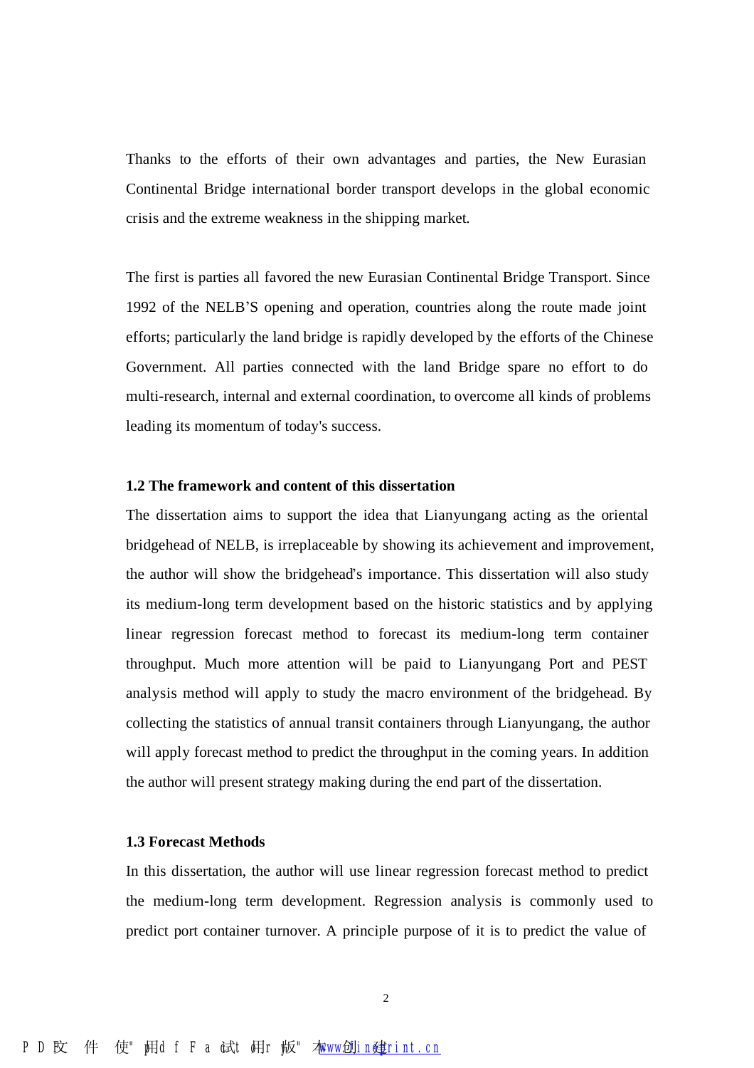Thanks to the efforts of their own advantages and parties, the New Eurasian Continental Bridge international border transport develops in the global economic crisis and the extreme weakness in the shipping market.

The first is parties all favored the new Eurasian Continental Bridge Transport. Since 1992 of the NELB'S opening and operation, countries along the route made joint efforts; particularly the land bridge is rapidly developed by the efforts of the Chinese Government. All parties connected with the land Bridge spare no effort to do multi-research, internal and external coordination, to overcome all kinds of problems leading its momentum of today's success.

### 1.2 The framework and content of this dissertation

The dissertation aims to support the idea that Lianyungang acting as the oriental bridgehead of NELB, is irreplaceable by showing its achievement and improvement, the author will show the bridgehead's importance. This dissertation will also study its medium-long term development based on the historic statistics and by applying linear regression forecast method to forecast its medium-long term container throughput. Much more attention will be paid to Lianyungang Port and PEST analysis method will apply to study the macro environment of the bridgehead. By collecting the statistics of annual transit containers through Lianyungang, the author will apply forecast method to predict the throughput in the coming years. In addition the author will present strategy making during the end part of the dissertation.

### 1.3 Forecast Methods

In this dissertation, the author will use linear regression forecast method to predict the medium-long term development. Regression analysis is commonly used to predict port container turnover. A principle purpose of it is to predict the value of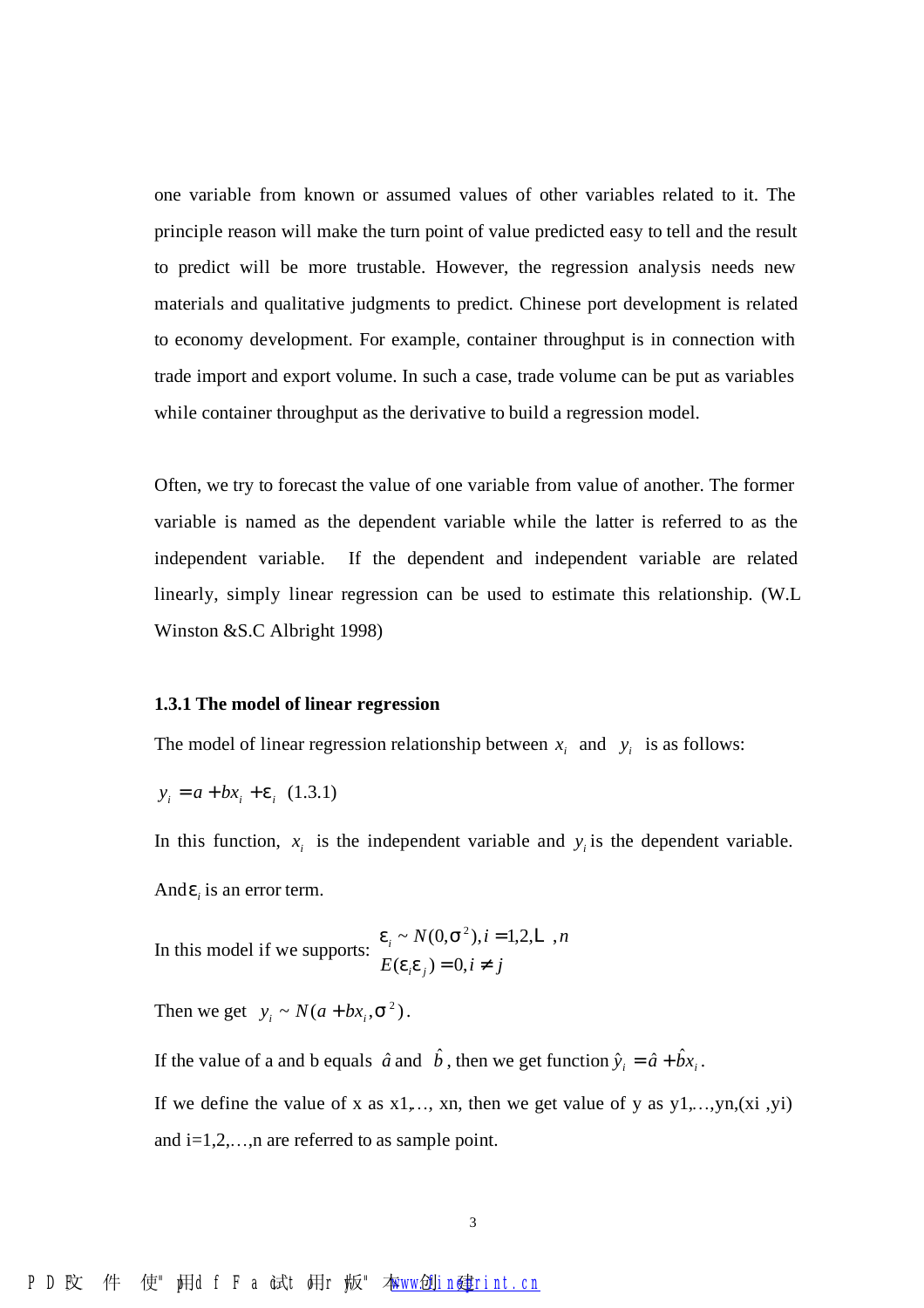one variable from known or assumed values of other variables related to it. The principle reason will make the turn point of value predicted easy to tell and the result to predict will be more trustable. However, the regression analysis needs new materials and qualitative judgments to predict. Chinese port development is related to economy development. For example, container throughput is in connection with trade import and export volume. In such a case, trade volume can be put as variables while container throughput as the derivative to build a regression model.

Often, we try to forecast the value of one variable from value of another. The former variable is named as the dependent variable while the latter is referred to as the independent variable. If the dependent and independent variable are related linearly, simply linear regression can be used to estimate this relationship. (W.L Winston &S.C Albright 1998)

### 1.3.1 The model of linear regression

The model of linear regression relationship between $x_i$ and $y_i$ is as follows:

$$y_i = a + bx_i + \varepsilon_i \quad (1.3.1)$$

In this function, $x_i$ is the independent variable and $y_i$ is the dependent variable. And $\varepsilon_i$ is an error term.

In this model if we supports: 
$$\begin{aligned} &\varepsilon_i \sim N(0, \sigma^2), i = 1, 2, \ldots, n \\ &E(\varepsilon_i \varepsilon_j) = 0, i \neq j \end{aligned}$$

Then we get $y_i \sim N(a + bx_i, \sigma^2)$.

If the value of a and b equals $\hat{a}$ and $\hat{b}$, then we get function $\hat{y}_i = \hat{a} + \hat{b}x_i$.

If we define the value of x as x1,…, xn, then we get value of y as y1,…,yn,(xi ,yi) and i=1,2,…,n are referred to as sample point.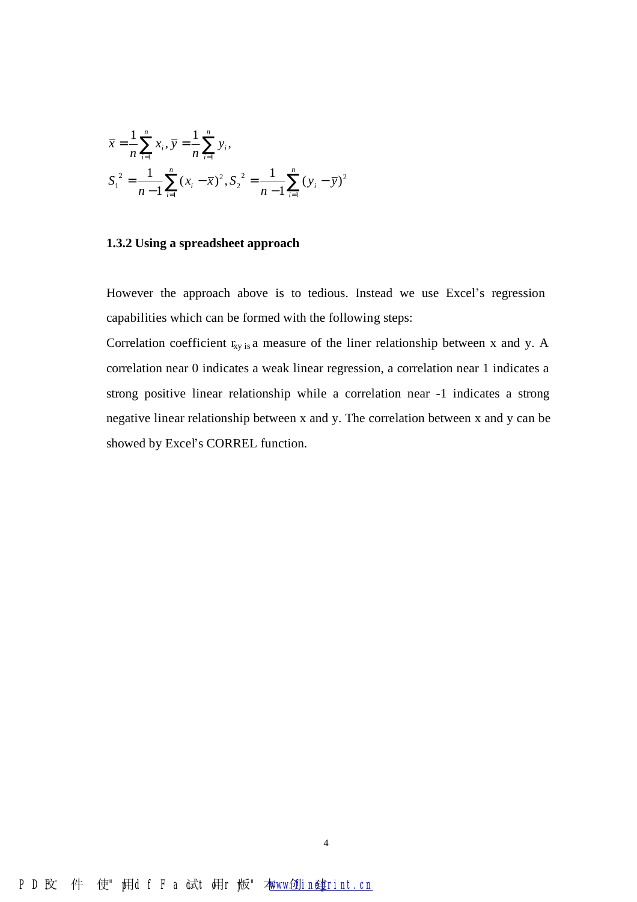$$\bar{x} = \frac{1}{n}\sum_{i=1}^{n} x_i, \bar{y} = \frac{1}{n}\sum_{i=1}^{n} y_i,$$

$$S_1^{\ 2} = \frac{1}{n-1}\sum_{i=1}^{n}(x_i - \bar{x})^2, S_2^{\ 2} = \frac{1}{n-1}\sum_{i=1}^{n}(y_i - \bar{y})^2$$

**1.3.2 Using a spreadsheet approach**

However the approach above is to tedious. Instead we use Excel's regression capabilities which can be formed with the following steps:

Correlation coefficient $r_{xy}$ is a measure of the liner relationship between x and y. A correlation near 0 indicates a weak linear regression, a correlation near 1 indicates a strong positive linear relationship while a correlation near -1 indicates a strong negative linear relationship between x and y. The correlation between x and y can be showed by Excel's CORREL function.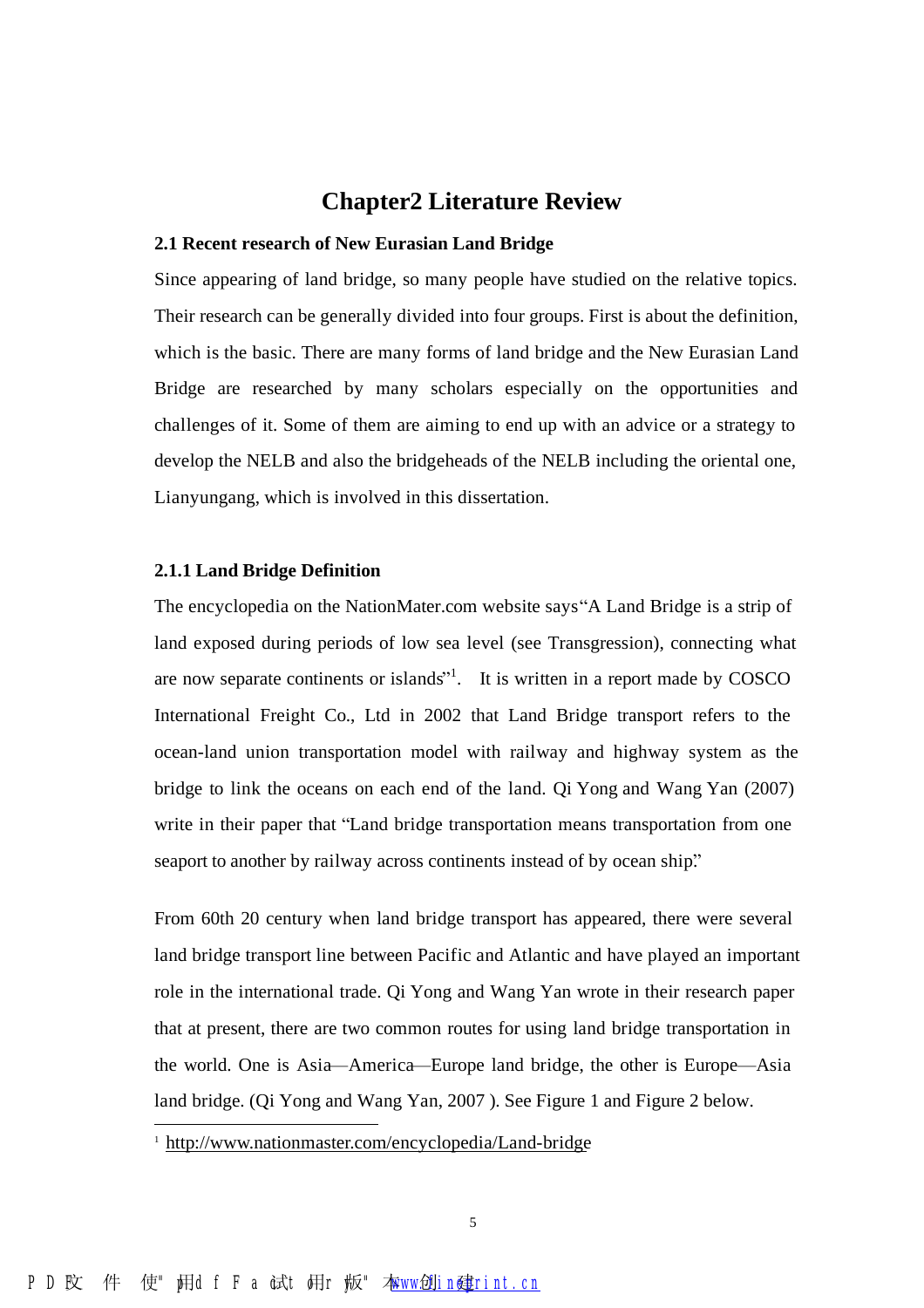# Chapter2 Literature Review

### 2.1 Recent research of New Eurasian Land Bridge

Since appearing of land bridge, so many people have studied on the relative topics. Their research can be generally divided into four groups. First is about the definition, which is the basic. There are many forms of land bridge and the New Eurasian Land Bridge are researched by many scholars especially on the opportunities and challenges of it. Some of them are aiming to end up with an advice or a strategy to develop the NELB and also the bridgeheads of the NELB including the oriental one, Lianyungang, which is involved in this dissertation.

#### 2.1.1 Land Bridge Definition

The encyclopedia on the NationMater.com website says"A Land Bridge is a strip of land exposed during periods of low sea level (see Transgression), connecting what are now separate continents or islands"[1]. It is written in a report made by COSCO International Freight Co., Ltd in 2002 that Land Bridge transport refers to the ocean-land union transportation model with railway and highway system as the bridge to link the oceans on each end of the land. Qi Yong and Wang Yan (2007) write in their paper that "Land bridge transportation means transportation from one seaport to another by railway across continents instead of by ocean ship."

From 60th 20 century when land bridge transport has appeared, there were several land bridge transport line between Pacific and Atlantic and have played an important role in the international trade. Qi Yong and Wang Yan wrote in their research paper that at present, there are two common routes for using land bridge transportation in the world. One is Asia—America—Europe land bridge, the other is Europe—Asia land bridge. (Qi Yong and Wang Yan, 2007 ). See Figure 1 and Figure 2 below.

---

[1] http://www.nationmaster.com/encyclopedia/Land-bridge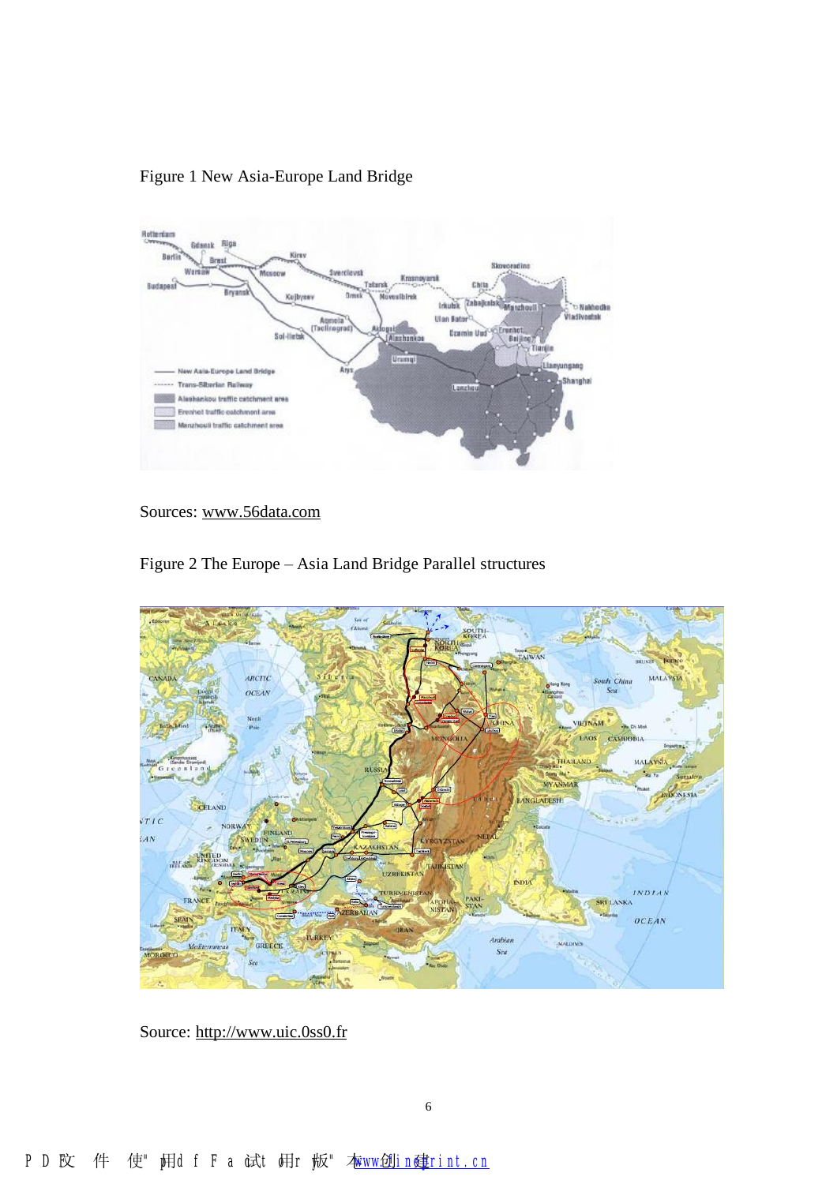Figure 1 New Asia-Europe Land Bridge

Sources: www.56data.com

Figure 2 The Europe – Asia Land Bridge Parallel structures

Source: http://www.uic.0ss0.fr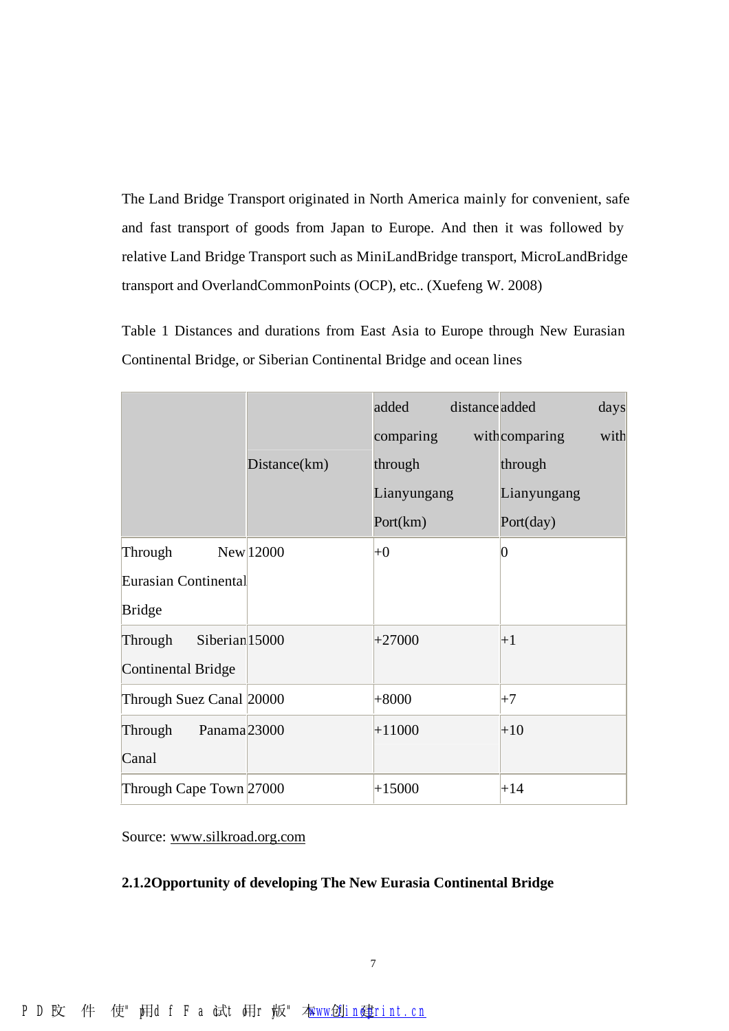The Land Bridge Transport originated in North America mainly for convenient, safe and fast transport of goods from Japan to Europe. And then it was followed by relative Land Bridge Transport such as MiniLandBridge transport, MicroLandBridge transport and OverlandCommonPoints (OCP), etc.. (Xuefeng W. 2008)

Table 1 Distances and durations from East Asia to Europe through New Eurasian Continental Bridge, or Siberian Continental Bridge and ocean lines

| | Distance(km) | added distance comparing with through Lianyungang Port(km) | added days comparing with through Lianyungang Port(day) |
|---|---|---|---|
| Through New Eurasian Continental Bridge | 12000 | +0 | 0 |
| Through Siberian Continental Bridge | 15000 | +27000 | +1 |
| Through Suez Canal | 20000 | +8000 | +7 |
| Through Panama Canal | 23000 | +11000 | +10 |
| Through Cape Town | 27000 | +15000 | +14 |

Source: www.silkroad.org.com

**2.1.2Opportunity of developing The New Eurasia Continental Bridge**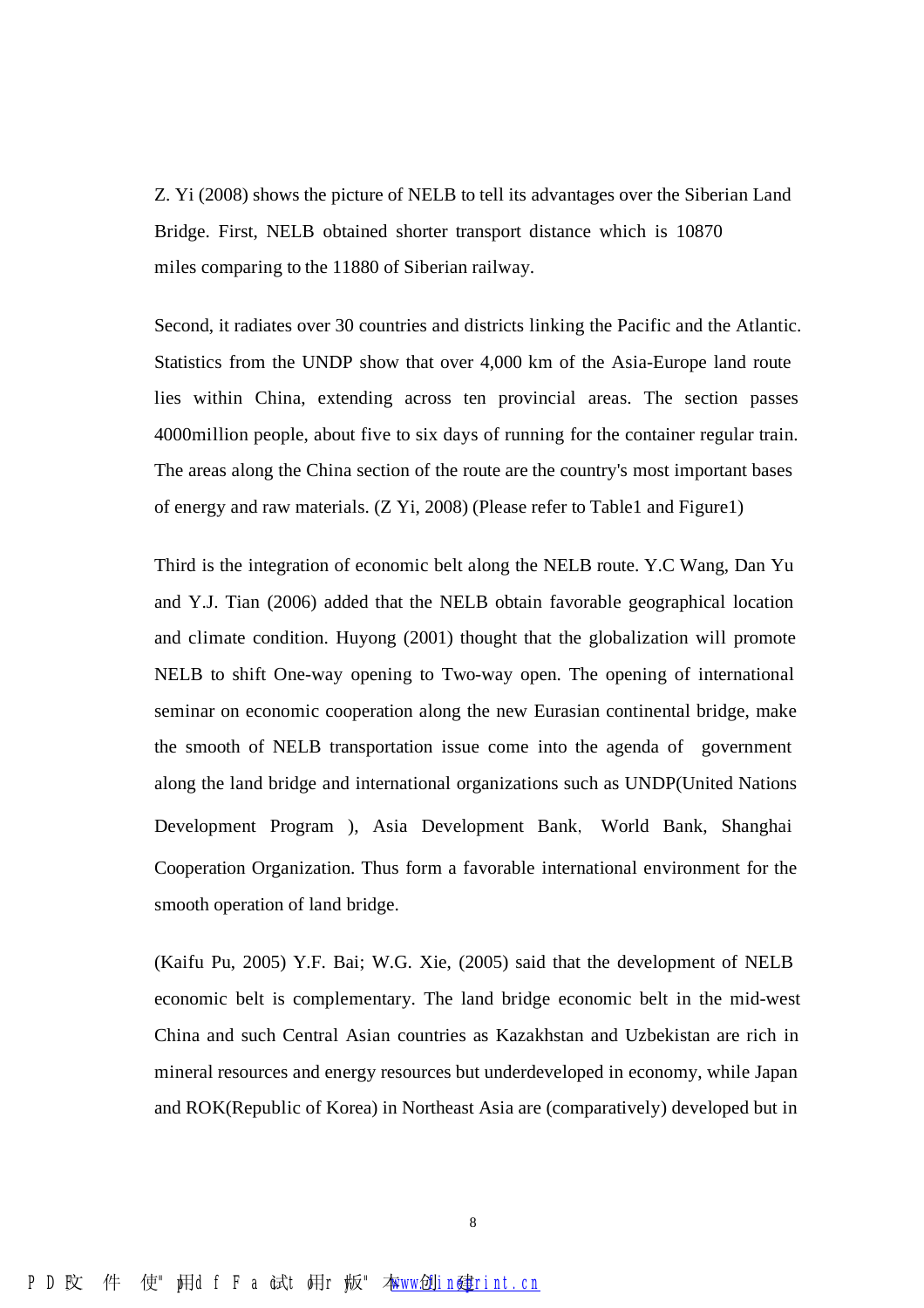Z. Yi (2008) shows the picture of NELB to tell its advantages over the Siberian Land Bridge. First, NELB obtained shorter transport distance which is 10870 miles comparing to the 11880 of Siberian railway.

Second, it radiates over 30 countries and districts linking the Pacific and the Atlantic. Statistics from the UNDP show that over 4,000 km of the Asia-Europe land route lies within China, extending across ten provincial areas. The section passes 4000million people, about five to six days of running for the container regular train. The areas along the China section of the route are the country's most important bases of energy and raw materials. (Z Yi, 2008) (Please refer to Table1 and Figure1)

Third is the integration of economic belt along the NELB route. Y.C Wang, Dan Yu and Y.J. Tian (2006) added that the NELB obtain favorable geographical location and climate condition. Huyong (2001) thought that the globalization will promote NELB to shift One-way opening to Two-way open. The opening of international seminar on economic cooperation along the new Eurasian continental bridge, make the smooth of NELB transportation issue come into the agenda of government along the land bridge and international organizations such as UNDP(United Nations Development Program ), Asia Development Bank, World Bank, Shanghai Cooperation Organization. Thus form a favorable international environment for the smooth operation of land bridge.

(Kaifu Pu, 2005) Y.F. Bai; W.G. Xie, (2005) said that the development of NELB economic belt is complementary. The land bridge economic belt in the mid-west China and such Central Asian countries as Kazakhstan and Uzbekistan are rich in mineral resources and energy resources but underdeveloped in economy, while Japan and ROK(Republic of Korea) in Northeast Asia are (comparatively) developed but in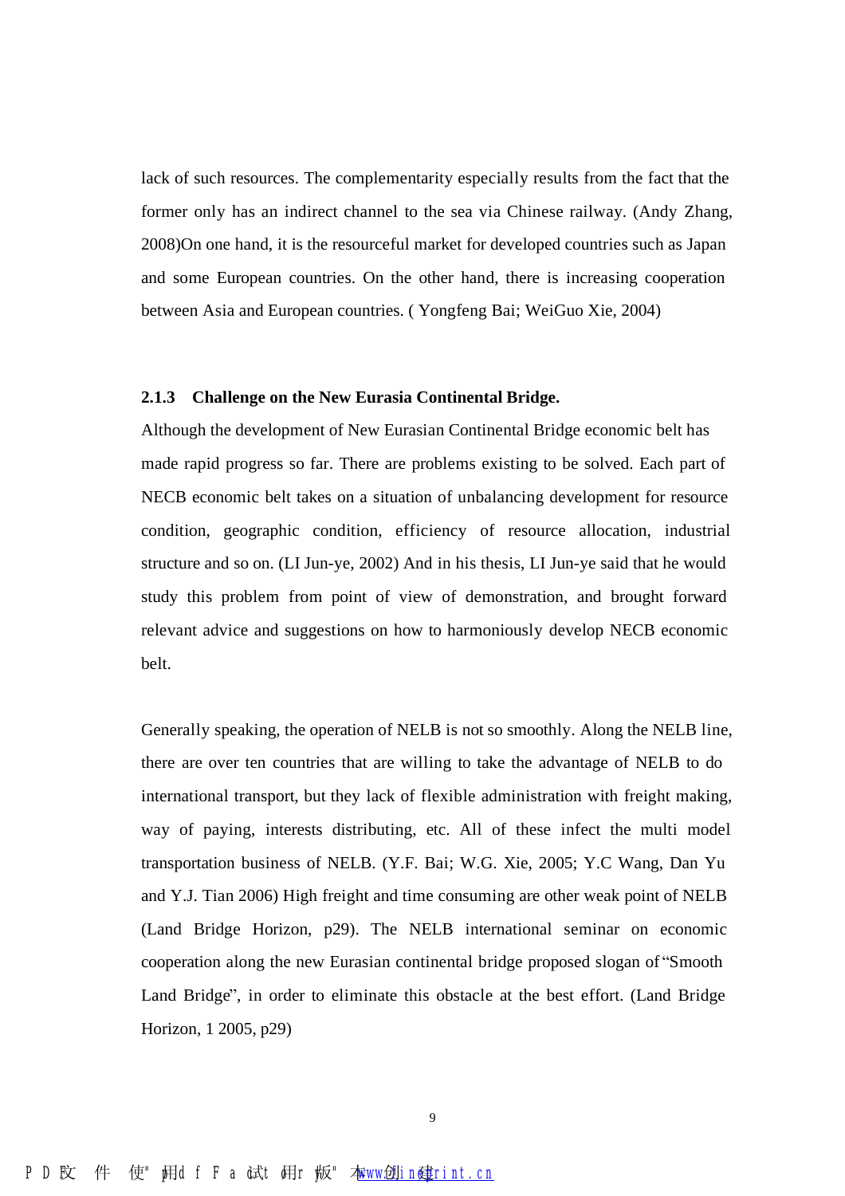lack of such resources. The complementarity especially results from the fact that the former only has an indirect channel to the sea via Chinese railway. (Andy Zhang, 2008)On one hand, it is the resourceful market for developed countries such as Japan and some European countries. On the other hand, there is increasing cooperation between Asia and European countries. ( Yongfeng Bai; WeiGuo Xie, 2004)

### 2.1.3 Challenge on the New Eurasia Continental Bridge.

Although the development of New Eurasian Continental Bridge economic belt has made rapid progress so far. There are problems existing to be solved. Each part of NECB economic belt takes on a situation of unbalancing development for resource condition, geographic condition, efficiency of resource allocation, industrial structure and so on. (LI Jun-ye, 2002) And in his thesis, LI Jun-ye said that he would study this problem from point of view of demonstration, and brought forward relevant advice and suggestions on how to harmoniously develop NECB economic belt.

Generally speaking, the operation of NELB is not so smoothly. Along the NELB line, there are over ten countries that are willing to take the advantage of NELB to do international transport, but they lack of flexible administration with freight making, way of paying, interests distributing, etc. All of these infect the multi model transportation business of NELB. (Y.F. Bai; W.G. Xie, 2005; Y.C Wang, Dan Yu and Y.J. Tian 2006) High freight and time consuming are other weak point of NELB (Land Bridge Horizon, p29). The NELB international seminar on economic cooperation along the new Eurasian continental bridge proposed slogan of "Smooth Land Bridge", in order to eliminate this obstacle at the best effort. (Land Bridge Horizon, 1 2005, p29)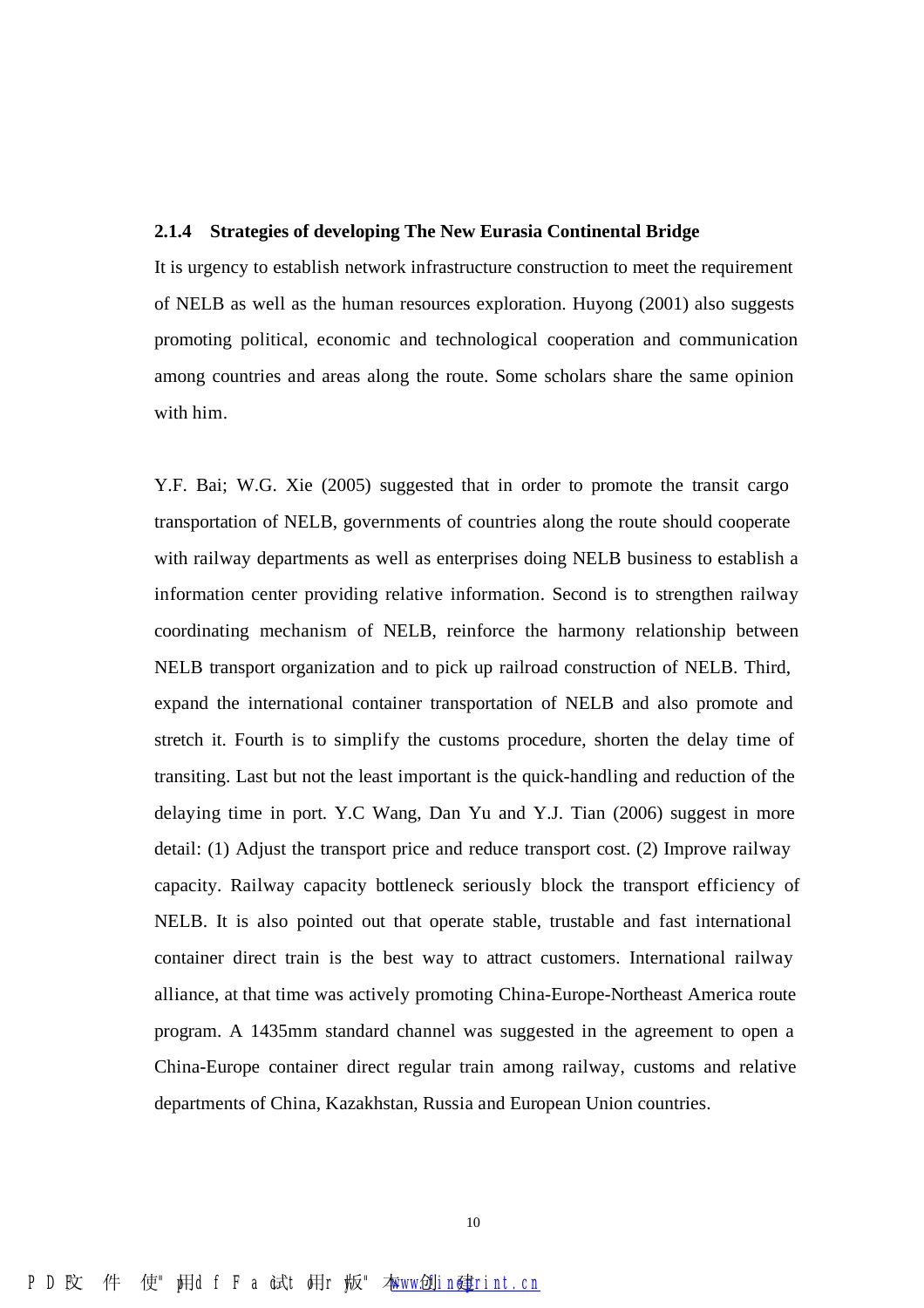### 2.1.4 Strategies of developing The New Eurasia Continental Bridge

It is urgency to establish network infrastructure construction to meet the requirement of NELB as well as the human resources exploration. Huyong (2001) also suggests promoting political, economic and technological cooperation and communication among countries and areas along the route. Some scholars share the same opinion with him.

Y.F. Bai; W.G. Xie (2005) suggested that in order to promote the transit cargo transportation of NELB, governments of countries along the route should cooperate with railway departments as well as enterprises doing NELB business to establish a information center providing relative information. Second is to strengthen railway coordinating mechanism of NELB, reinforce the harmony relationship between NELB transport organization and to pick up railroad construction of NELB. Third, expand the international container transportation of NELB and also promote and stretch it. Fourth is to simplify the customs procedure, shorten the delay time of transiting. Last but not the least important is the quick-handling and reduction of the delaying time in port. Y.C Wang, Dan Yu and Y.J. Tian (2006) suggest in more detail: (1) Adjust the transport price and reduce transport cost. (2) Improve railway capacity. Railway capacity bottleneck seriously block the transport efficiency of NELB. It is also pointed out that operate stable, trustable and fast international container direct train is the best way to attract customers. International railway alliance, at that time was actively promoting China-Europe-Northeast America route program. A 1435mm standard channel was suggested in the agreement to open a China-Europe container direct regular train among railway, customs and relative departments of China, Kazakhstan, Russia and European Union countries.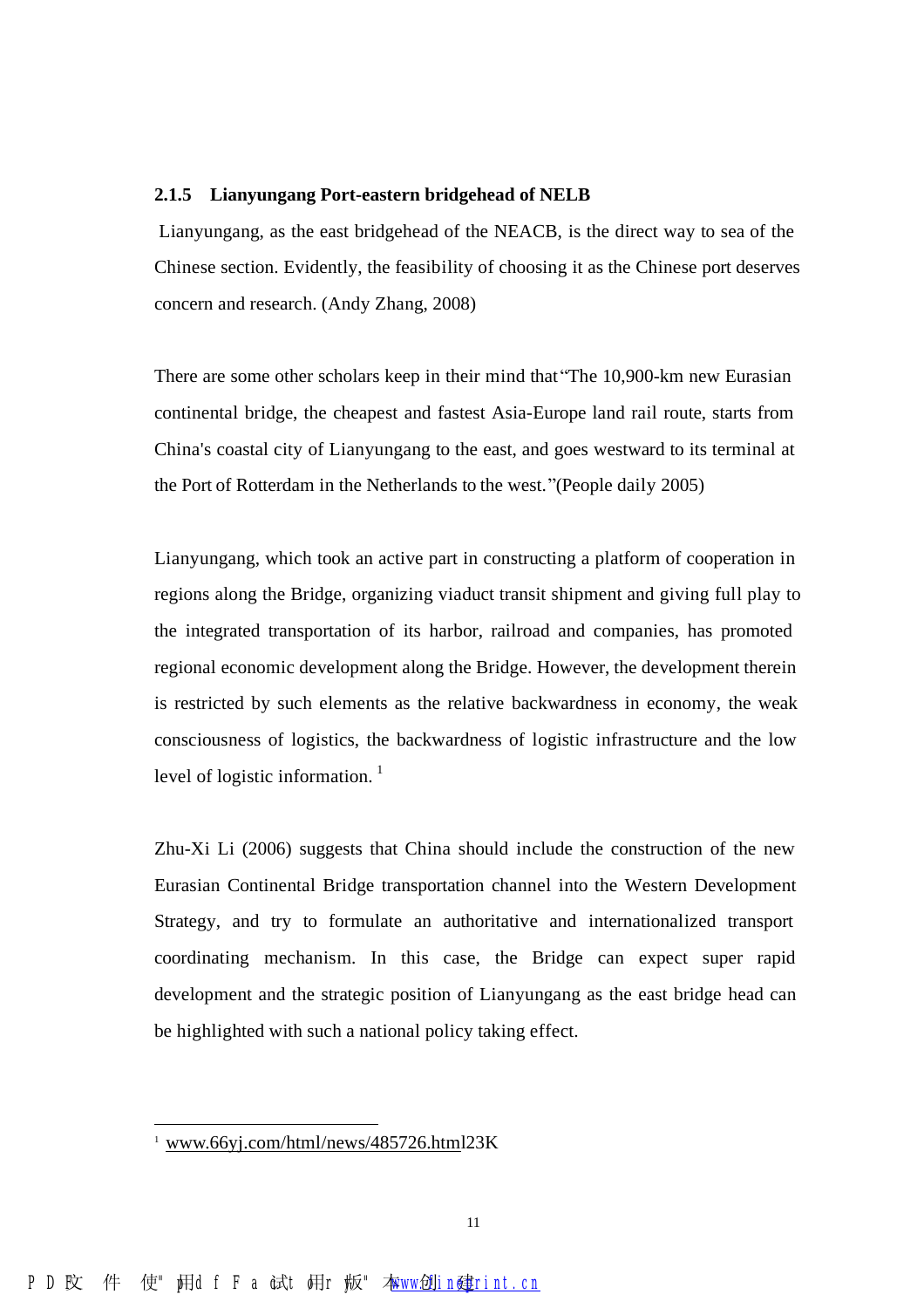### 2.1.5 Lianyungang Port-eastern bridgehead of NELB

Lianyungang, as the east bridgehead of the NEACB, is the direct way to sea of the Chinese section. Evidently, the feasibility of choosing it as the Chinese port deserves concern and research. (Andy Zhang, 2008)

There are some other scholars keep in their mind that "The 10,900-km new Eurasian continental bridge, the cheapest and fastest Asia-Europe land rail route, starts from China's coastal city of Lianyungang to the east, and goes westward to its terminal at the Port of Rotterdam in the Netherlands to the west."(People daily 2005)

Lianyungang, which took an active part in constructing a platform of cooperation in regions along the Bridge, organizing viaduct transit shipment and giving full play to the integrated transportation of its harbor, railroad and companies, has promoted regional economic development along the Bridge. However, the development therein is restricted by such elements as the relative backwardness in economy, the weak consciousness of logistics, the backwardness of logistic infrastructure and the low level of logistic information. [1]

Zhu-Xi Li (2006) suggests that China should include the construction of the new Eurasian Continental Bridge transportation channel into the Western Development Strategy, and try to formulate an authoritative and internationalized transport coordinating mechanism. In this case, the Bridge can expect super rapid development and the strategic position of Lianyungang as the east bridge head can be highlighted with such a national policy taking effect.

---

[1] www.66yj.com/html/news/485726.html23K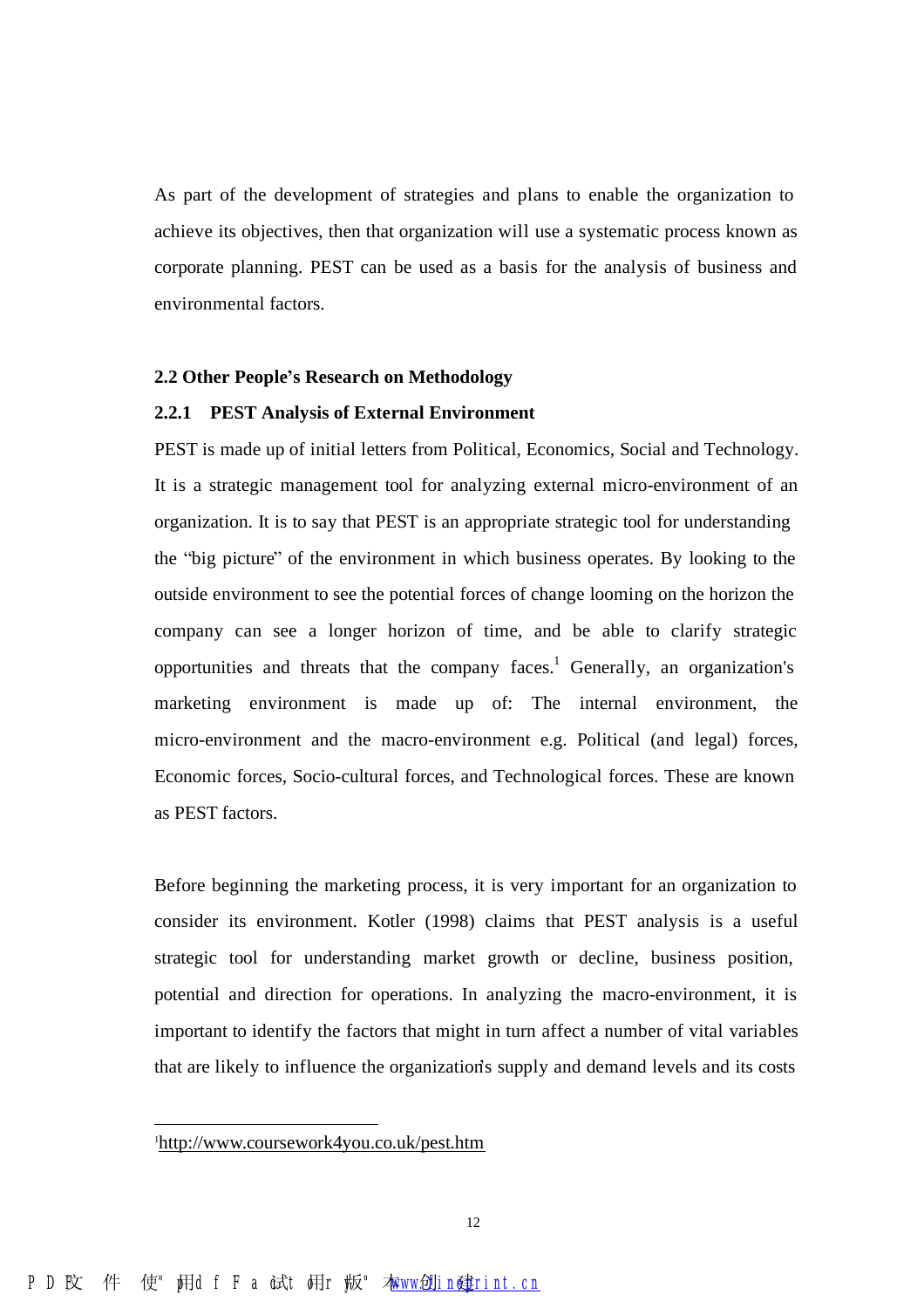As part of the development of strategies and plans to enable the organization to achieve its objectives, then that organization will use a systematic process known as corporate planning. PEST can be used as a basis for the analysis of business and environmental factors.

## 2.2 Other People's Research on Methodology

### 2.2.1 PEST Analysis of External Environment

PEST is made up of initial letters from Political, Economics, Social and Technology. It is a strategic management tool for analyzing external micro-environment of an organization. It is to say that PEST is an appropriate strategic tool for understanding the "big picture" of the environment in which business operates. By looking to the outside environment to see the potential forces of change looming on the horizon the company can see a longer horizon of time, and be able to clarify strategic opportunities and threats that the company faces.[1] Generally, an organization's marketing environment is made up of: The internal environment, the micro-environment and the macro-environment e.g. Political (and legal) forces, Economic forces, Socio-cultural forces, and Technological forces. These are known as PEST factors.

Before beginning the marketing process, it is very important for an organization to consider its environment. Kotler (1998) claims that PEST analysis is a useful strategic tool for understanding market growth or decline, business position, potential and direction for operations. In analyzing the macro-environment, it is important to identify the factors that might in turn affect a number of vital variables that are likely to influence the organization's supply and demand levels and its costs

---

[1]http://www.coursework4you.co.uk/pest.htm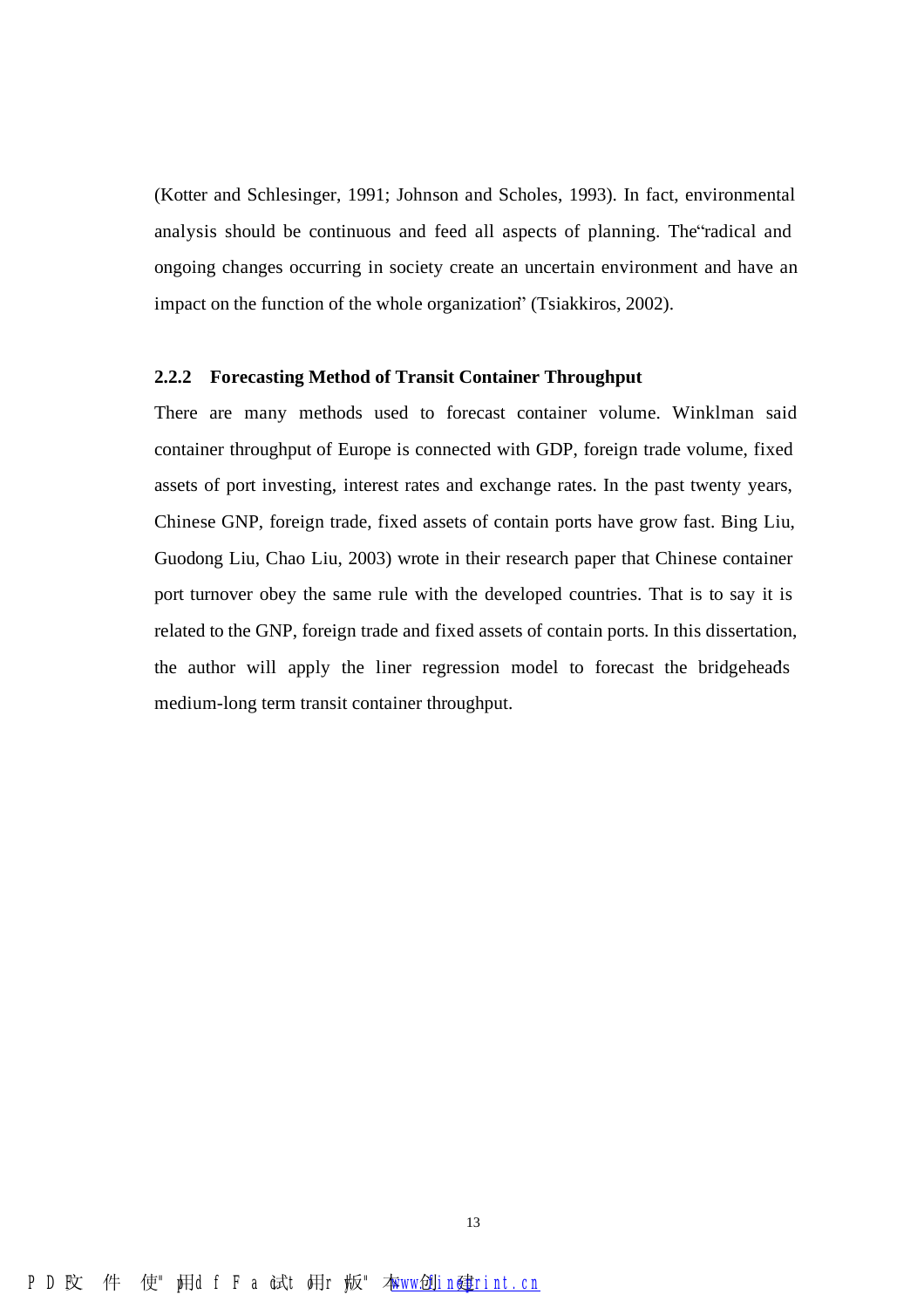(Kotter and Schlesinger, 1991; Johnson and Scholes, 1993). In fact, environmental analysis should be continuous and feed all aspects of planning. The "radical and ongoing changes occurring in society create an uncertain environment and have an impact on the function of the whole organization" (Tsiakkiros, 2002).

### 2.2.2 Forecasting Method of Transit Container Throughput

There are many methods used to forecast container volume. Winklman said container throughput of Europe is connected with GDP, foreign trade volume, fixed assets of port investing, interest rates and exchange rates. In the past twenty years, Chinese GNP, foreign trade, fixed assets of contain ports have grow fast. Bing Liu, Guodong Liu, Chao Liu, 2003) wrote in their research paper that Chinese container port turnover obey the same rule with the developed countries. That is to say it is related to the GNP, foreign trade and fixed assets of contain ports. In this dissertation, the author will apply the liner regression model to forecast the bridgeheads medium-long term transit container throughput.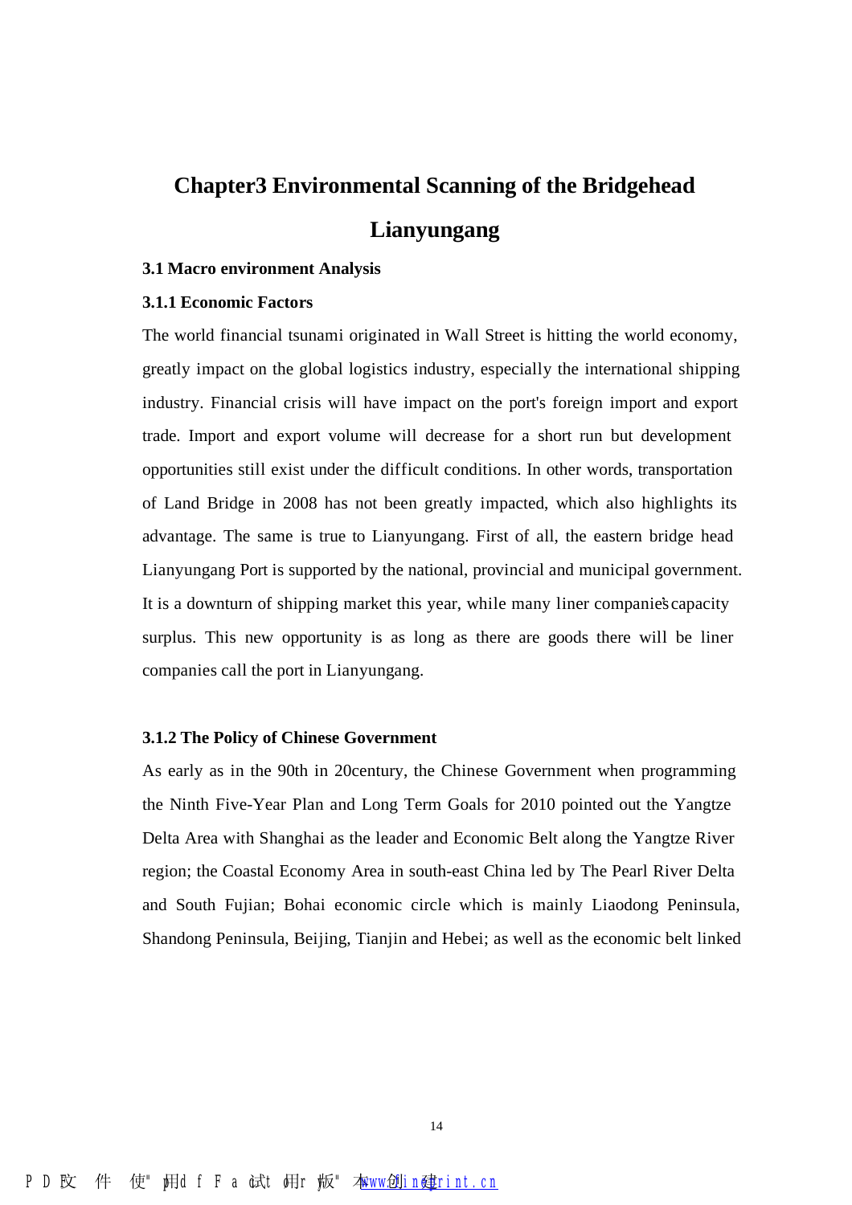# Chapter3 Environmental Scanning of the Bridgehead Lianyungang

### 3.1 Macro environment Analysis

#### 3.1.1 Economic Factors

The world financial tsunami originated in Wall Street is hitting the world economy, greatly impact on the global logistics industry, especially the international shipping industry. Financial crisis will have impact on the port's foreign import and export trade. Import and export volume will decrease for a short run but development opportunities still exist under the difficult conditions. In other words, transportation of Land Bridge in 2008 has not been greatly impacted, which also highlights its advantage. The same is true to Lianyungang. First of all, the eastern bridge head Lianyungang Port is supported by the national, provincial and municipal government. It is a downturn of shipping market this year, while many liner companies' capacity surplus. This new opportunity is as long as there are goods there will be liner companies call the port in Lianyungang.

#### 3.1.2 The Policy of Chinese Government

As early as in the 90th in 20century, the Chinese Government when programming the Ninth Five-Year Plan and Long Term Goals for 2010 pointed out the Yangtze Delta Area with Shanghai as the leader and Economic Belt along the Yangtze River region; the Coastal Economy Area in south-east China led by The Pearl River Delta and South Fujian; Bohai economic circle which is mainly Liaodong Peninsula, Shandong Peninsula, Beijing, Tianjin and Hebei; as well as the economic belt linked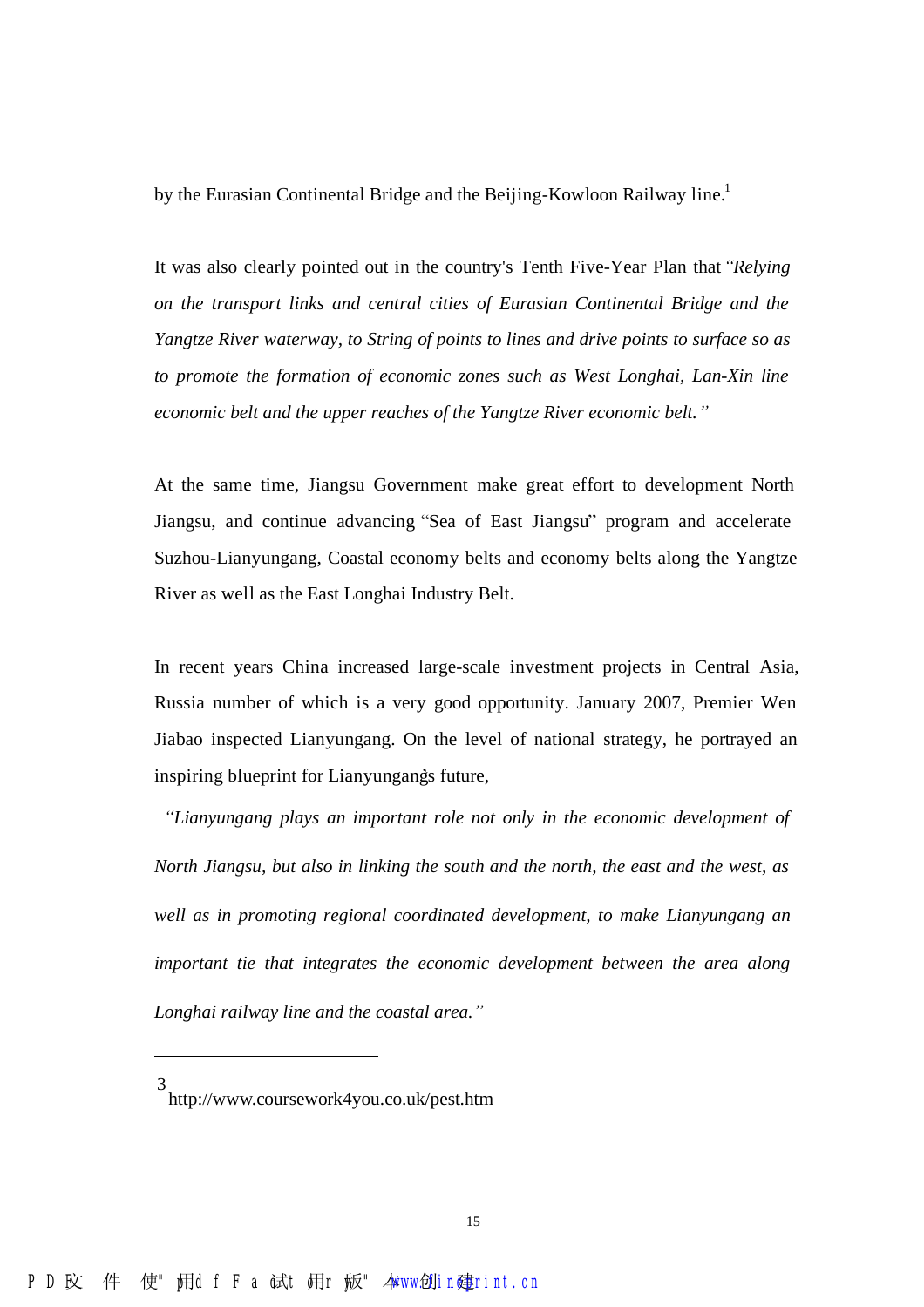by the Eurasian Continental Bridge and the Beijing-Kowloon Railway line.[1]

It was also clearly pointed out in the country's Tenth Five-Year Plan that *"Relying on the transport links and central cities of Eurasian Continental Bridge and the Yangtze River waterway, to String of points to lines and drive points to surface so as to promote the formation of economic zones such as West Longhai, Lan-Xin line economic belt and the upper reaches of the Yangtze River economic belt."*

At the same time, Jiangsu Government make great effort to development North Jiangsu, and continue advancing "Sea of East Jiangsu" program and accelerate Suzhou-Lianyungang, Coastal economy belts and economy belts along the Yangtze River as well as the East Longhai Industry Belt.

In recent years China increased large-scale investment projects in Central Asia, Russia number of which is a very good opportunity. January 2007, Premier Wen Jiabao inspected Lianyungang. On the level of national strategy, he portrayed an inspiring blueprint for Lianyungang's future,[3]

*"Lianyungang plays an important role not only in the economic development of North Jiangsu, but also in linking the south and the north, the east and the west, as well as in promoting regional coordinated development, to make Lianyungang an important tie that integrates the economic development between the area along Longhai railway line and the coastal area."*

---

[3] http://www.coursework4you.co.uk/pest.htm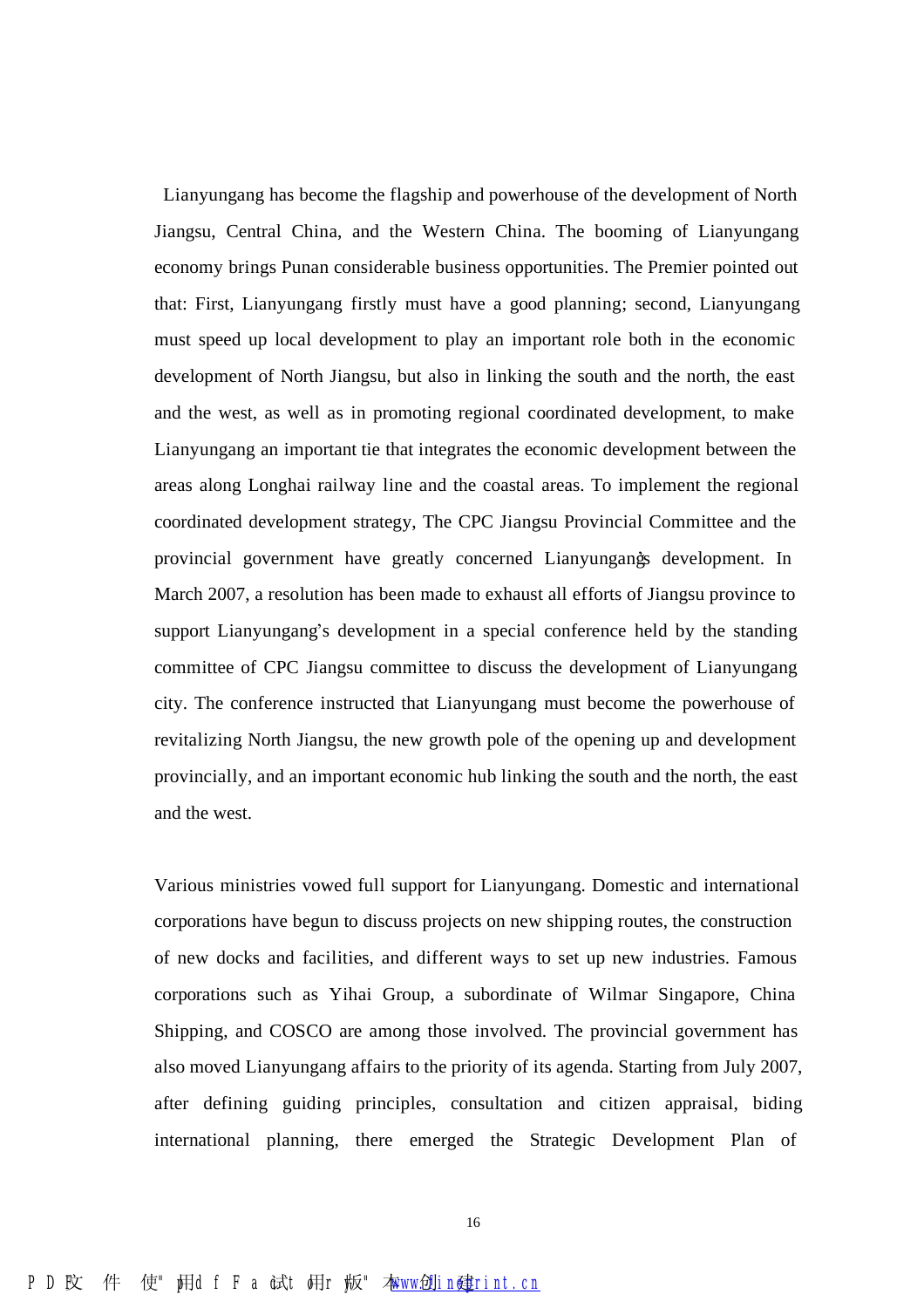Lianyungang has become the flagship and powerhouse of the development of North Jiangsu, Central China, and the Western China. The booming of Lianyungang economy brings Punan considerable business opportunities. The Premier pointed out that: First, Lianyungang firstly must have a good planning; second, Lianyungang must speed up local development to play an important role both in the economic development of North Jiangsu, but also in linking the south and the north, the east and the west, as well as in promoting regional coordinated development, to make Lianyungang an important tie that integrates the economic development between the areas along Longhai railway line and the coastal areas. To implement the regional coordinated development strategy, The CPC Jiangsu Provincial Committee and the provincial government have greatly concerned Lianyungang's development. In March 2007, a resolution has been made to exhaust all efforts of Jiangsu province to support Lianyungang's development in a special conference held by the standing committee of CPC Jiangsu committee to discuss the development of Lianyungang city. The conference instructed that Lianyungang must become the powerhouse of revitalizing North Jiangsu, the new growth pole of the opening up and development provincially, and an important economic hub linking the south and the north, the east and the west.

Various ministries vowed full support for Lianyungang. Domestic and international corporations have begun to discuss projects on new shipping routes, the construction of new docks and facilities, and different ways to set up new industries. Famous corporations such as Yihai Group, a subordinate of Wilmar Singapore, China Shipping, and COSCO are among those involved. The provincial government has also moved Lianyungang affairs to the priority of its agenda. Starting from July 2007, after defining guiding principles, consultation and citizen appraisal, biding international planning, there emerged the Strategic Development Plan of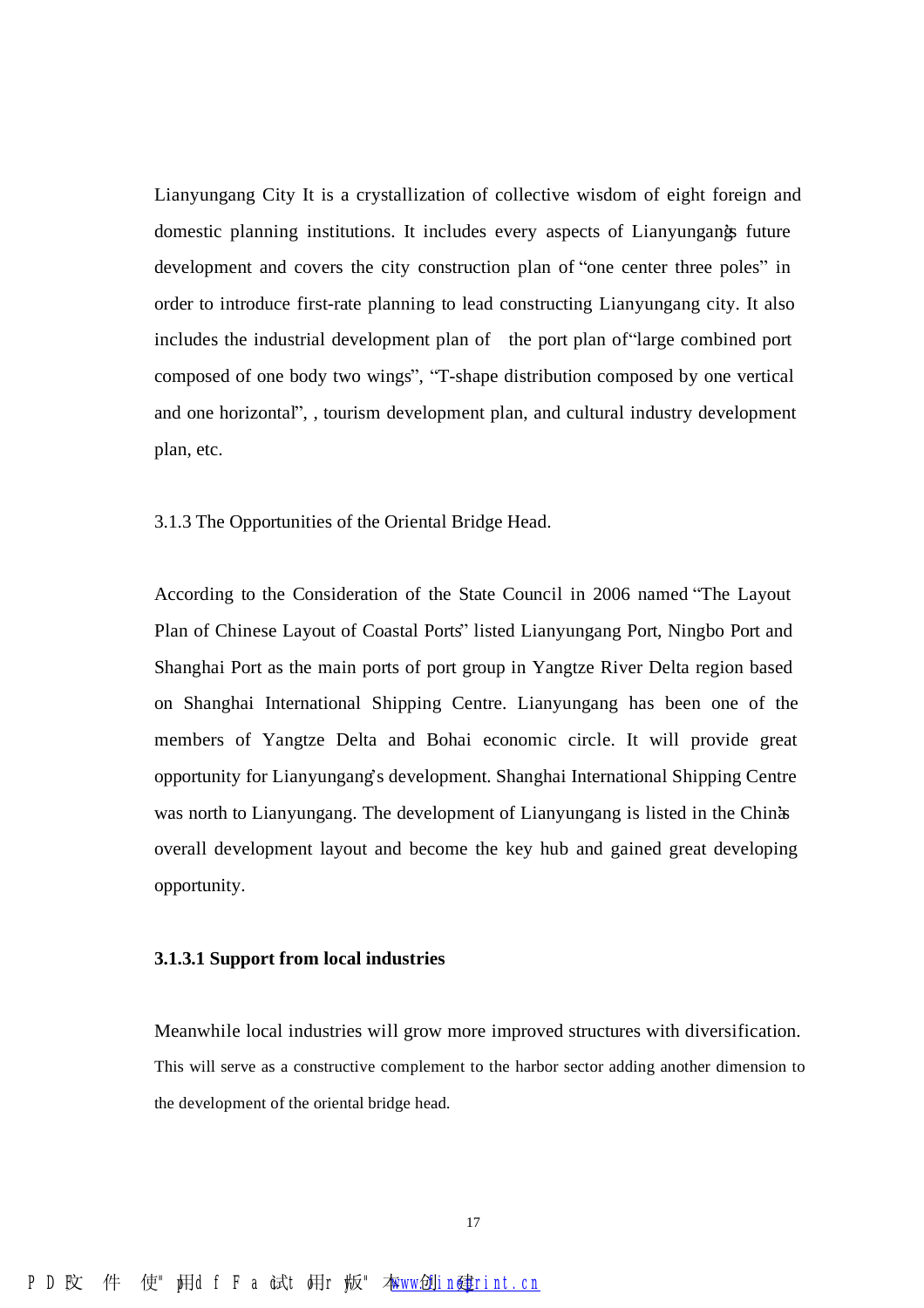Lianyungang City It is a crystallization of collective wisdom of eight foreign and domestic planning institutions. It includes every aspects of Lianyungang's future development and covers the city construction plan of "one center three poles" in order to introduce first-rate planning to lead constructing Lianyungang city. It also includes the industrial development plan of the port plan of "large combined port composed of one body two wings", "T-shape distribution composed by one vertical and one horizontal", , tourism development plan, and cultural industry development plan, etc.

3.1.3 The Opportunities of the Oriental Bridge Head.

According to the Consideration of the State Council in 2006 named "The Layout Plan of Chinese Layout of Coastal Ports" listed Lianyungang Port, Ningbo Port and Shanghai Port as the main ports of port group in Yangtze River Delta region based on Shanghai International Shipping Centre. Lianyungang has been one of the members of Yangtze Delta and Bohai economic circle. It will provide great opportunity for Lianyungang's development. Shanghai International Shipping Centre was north to Lianyungang. The development of Lianyungang is listed in the China's overall development layout and become the key hub and gained great developing opportunity.

**3.1.3.1 Support from local industries**

Meanwhile local industries will grow more improved structures with diversification. This will serve as a constructive complement to the harbor sector adding another dimension to the development of the oriental bridge head.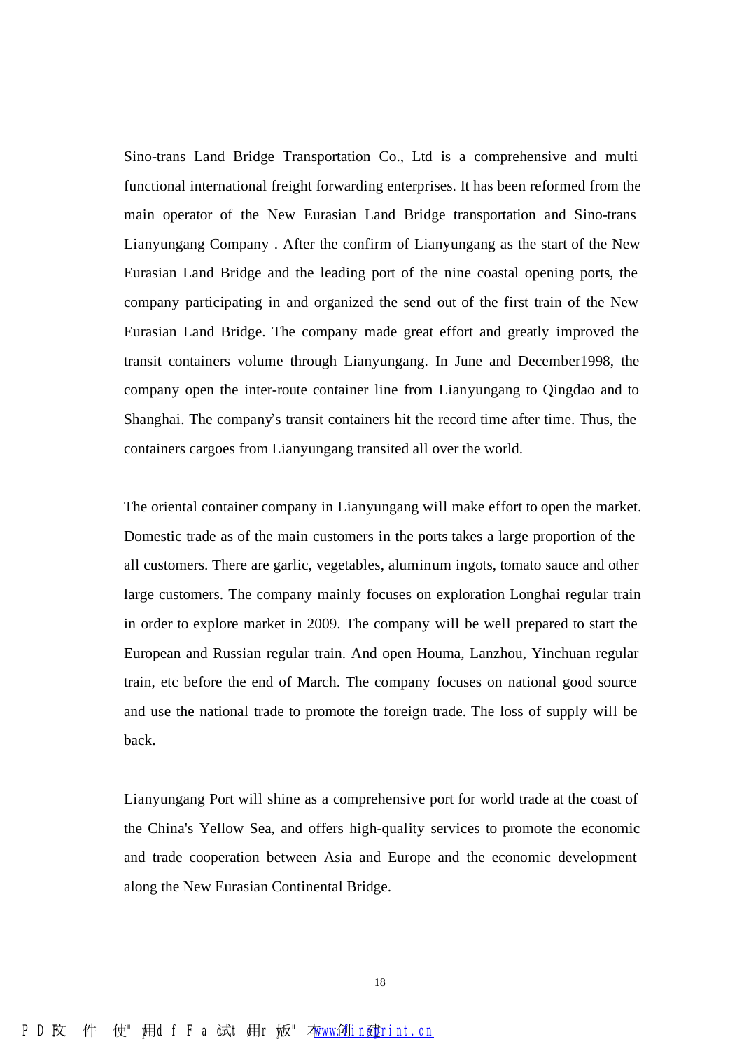Sino-trans Land Bridge Transportation Co., Ltd is a comprehensive and multi functional international freight forwarding enterprises. It has been reformed from the main operator of the New Eurasian Land Bridge transportation and Sino-trans Lianyungang Company . After the confirm of Lianyungang as the start of the New Eurasian Land Bridge and the leading port of the nine coastal opening ports, the company participating in and organized the send out of the first train of the New Eurasian Land Bridge. The company made great effort and greatly improved the transit containers volume through Lianyungang. In June and December1998, the company open the inter-route container line from Lianyungang to Qingdao and to Shanghai. The company's transit containers hit the record time after time. Thus, the containers cargoes from Lianyungang transited all over the world.

The oriental container company in Lianyungang will make effort to open the market. Domestic trade as of the main customers in the ports takes a large proportion of the all customers. There are garlic, vegetables, aluminum ingots, tomato sauce and other large customers. The company mainly focuses on exploration Longhai regular train in order to explore market in 2009. The company will be well prepared to start the European and Russian regular train. And open Houma, Lanzhou, Yinchuan regular train, etc before the end of March. The company focuses on national good source and use the national trade to promote the foreign trade. The loss of supply will be back.

Lianyungang Port will shine as a comprehensive port for world trade at the coast of the China's Yellow Sea, and offers high-quality services to promote the economic and trade cooperation between Asia and Europe and the economic development along the New Eurasian Continental Bridge.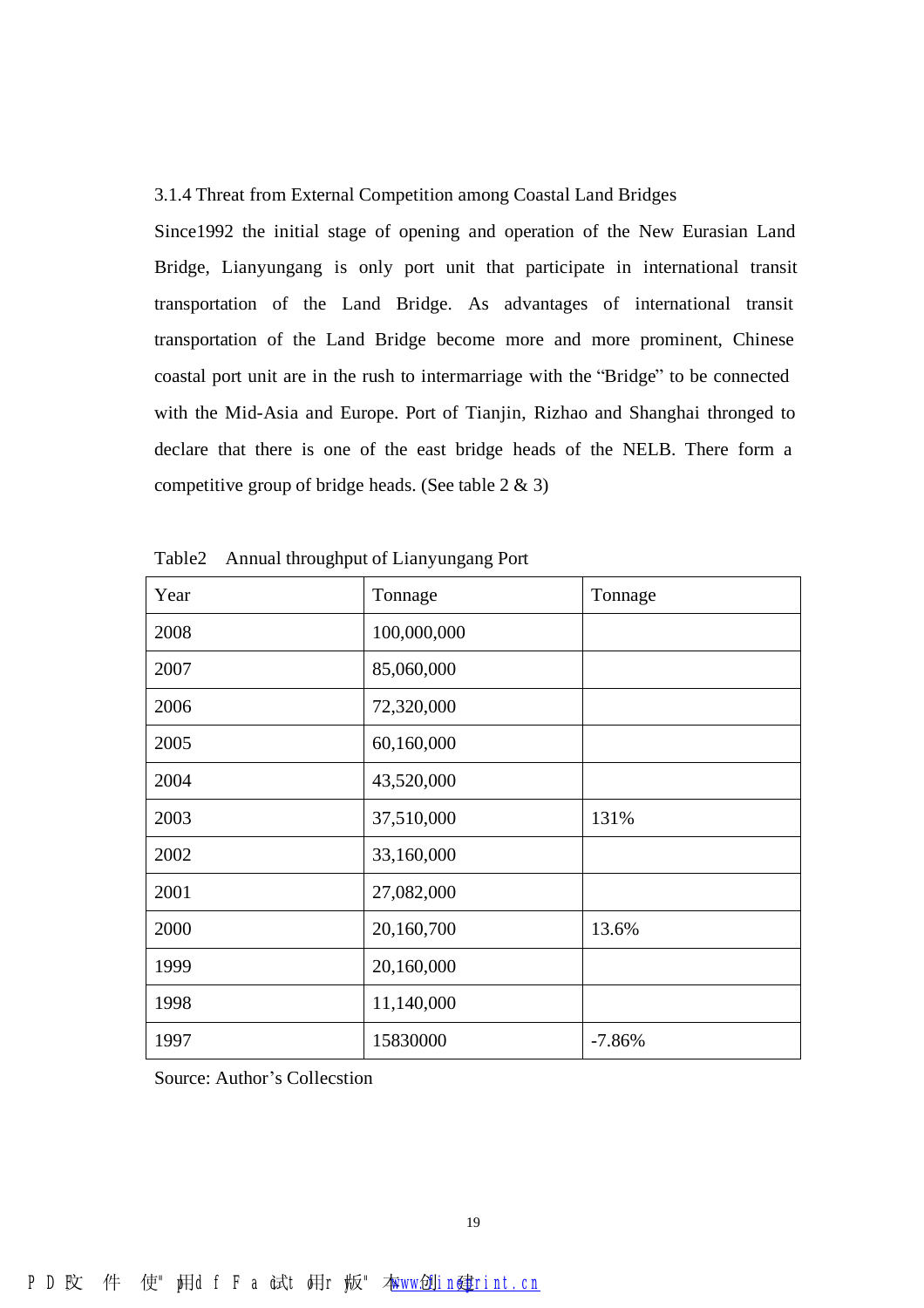### 3.1.4 Threat from External Competition among Coastal Land Bridges

Since1992 the initial stage of opening and operation of the New Eurasian Land Bridge, Lianyungang is only port unit that participate in international transit transportation of the Land Bridge. As advantages of international transit transportation of the Land Bridge become more and more prominent, Chinese coastal port unit are in the rush to intermarriage with the "Bridge" to be connected with the Mid-Asia and Europe. Port of Tianjin, Rizhao and Shanghai thronged to declare that there is one of the east bridge heads of the NELB. There form a competitive group of bridge heads. (See table 2 & 3)

Table2　Annual throughput of Lianyungang Port

| Year | Tonnage | Tonnage |
|---|---|---|
| 2008 | 100,000,000 | |
| 2007 | 85,060,000 | |
| 2006 | 72,320,000 | |
| 2005 | 60,160,000 | |
| 2004 | 43,520,000 | |
| 2003 | 37,510,000 | 131% |
| 2002 | 33,160,000 | |
| 2001 | 27,082,000 | |
| 2000 | 20,160,700 | 13.6% |
| 1999 | 20,160,000 | |
| 1998 | 11,140,000 | |
| 1997 | 15830000 | -7.86% |

Source: Author's Collecstion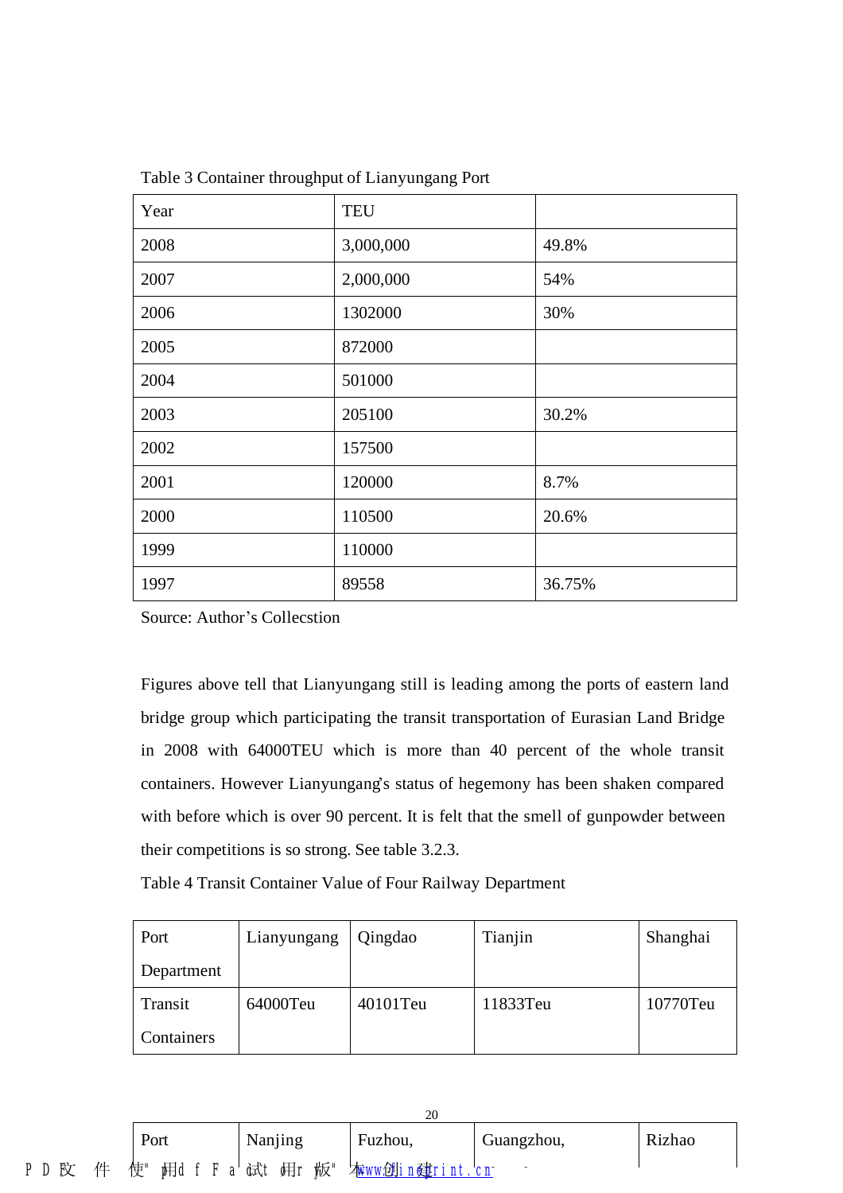Table 3 Container throughput of Lianyungang Port

| Year | TEU | |
|---|---|---|
| 2008 | 3,000,000 | 49.8% |
| 2007 | 2,000,000 | 54% |
| 2006 | 1302000 | 30% |
| 2005 | 872000 | |
| 2004 | 501000 | |
| 2003 | 205100 | 30.2% |
| 2002 | 157500 | |
| 2001 | 120000 | 8.7% |
| 2000 | 110500 | 20.6% |
| 1999 | 110000 | |
| 1997 | 89558 | 36.75% |

Source: Author's Collecstion

Figures above tell that Lianyungang still is leading among the ports of eastern land bridge group which participating the transit transportation of Eurasian Land Bridge in 2008 with 64000TEU which is more than 40 percent of the whole transit containers. However Lianyungang's status of hegemony has been shaken compared with before which is over 90 percent. It is felt that the smell of gunpowder between their competitions is so strong. See table 3.2.3.

Table 4 Transit Container Value of Four Railway Department

| Port Department | Lianyungang | Qingdao | Tianjin | Shanghai |
|---|---|---|---|---|
| Transit Containers | 64000Teu | 40101Teu | 11833Teu | 10770Teu |
| Port | Nanjing | Fuzhou, | Guangzhou, | Rizhao |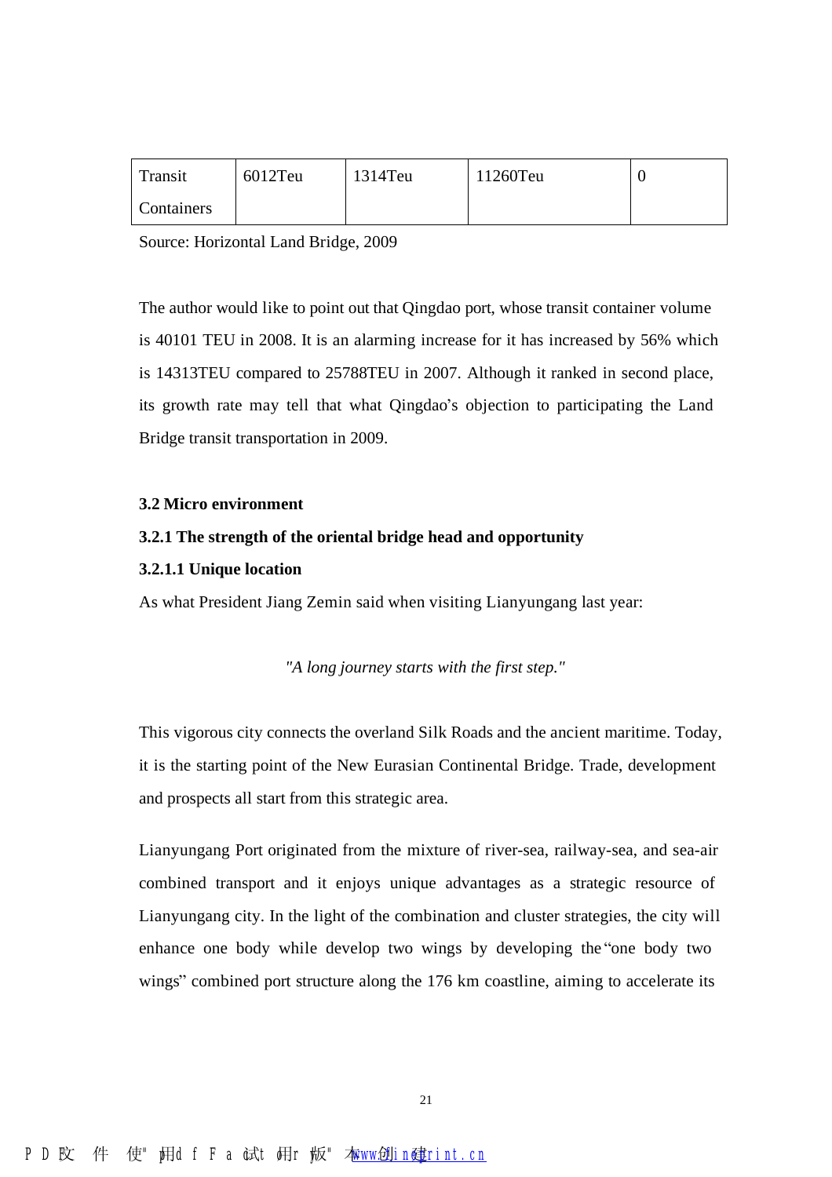| Transit Containers | 6012Teu | 1314Teu | 11260Teu | 0 |
|---|---|---|---|---|

Source: Horizontal Land Bridge, 2009

The author would like to point out that Qingdao port, whose transit container volume is 40101 TEU in 2008. It is an alarming increase for it has increased by 56% which is 14313TEU compared to 25788TEU in 2007. Although it ranked in second place, its growth rate may tell that what Qingdao's objection to participating the Land Bridge transit transportation in 2009.

**3.2 Micro environment**

**3.2.1 The strength of the oriental bridge head and opportunity**

**3.2.1.1 Unique location**

As what President Jiang Zemin said when visiting Lianyungang last year:

*"A long journey starts with the first step."*

This vigorous city connects the overland Silk Roads and the ancient maritime. Today, it is the starting point of the New Eurasian Continental Bridge. Trade, development and prospects all start from this strategic area.

Lianyungang Port originated from the mixture of river-sea, railway-sea, and sea-air combined transport and it enjoys unique advantages as a strategic resource of Lianyungang city. In the light of the combination and cluster strategies, the city will enhance one body while develop two wings by developing the "one body two wings" combined port structure along the 176 km coastline, aiming to accelerate its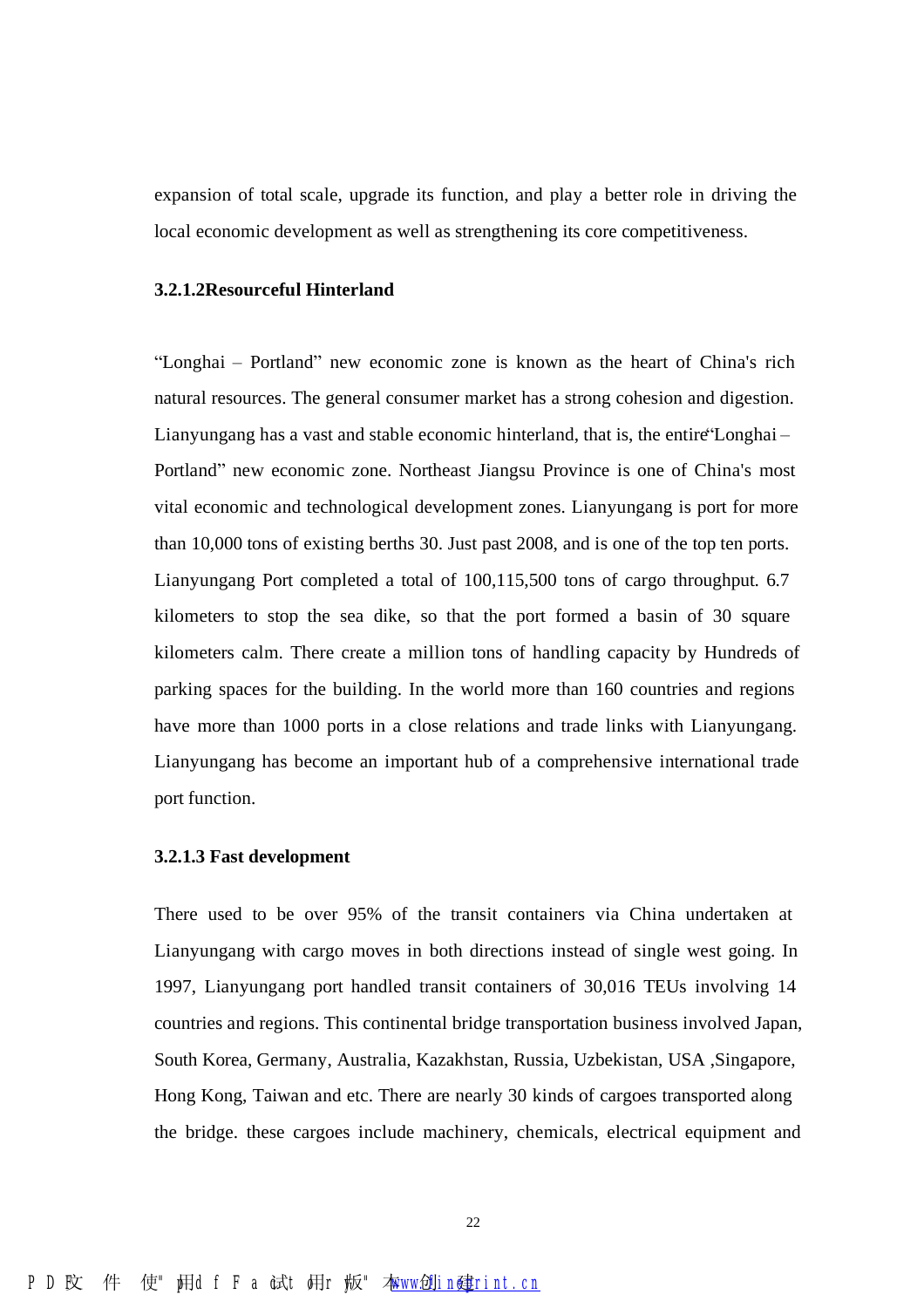expansion of total scale, upgrade its function, and play a better role in driving the local economic development as well as strengthening its core competitiveness.

#### 3.2.1.2Resourceful Hinterland

"Longhai – Portland" new economic zone is known as the heart of China's rich natural resources. The general consumer market has a strong cohesion and digestion. Lianyungang has a vast and stable economic hinterland, that is, the entire "Longhai – Portland" new economic zone. Northeast Jiangsu Province is one of China's most vital economic and technological development zones. Lianyungang is port for more than 10,000 tons of existing berths 30. Just past 2008, and is one of the top ten ports. Lianyungang Port completed a total of 100,115,500 tons of cargo throughput. 6.7 kilometers to stop the sea dike, so that the port formed a basin of 30 square kilometers calm. There create a million tons of handling capacity by Hundreds of parking spaces for the building. In the world more than 160 countries and regions have more than 1000 ports in a close relations and trade links with Lianyungang. Lianyungang has become an important hub of a comprehensive international trade port function.

#### 3.2.1.3 Fast development

There used to be over 95% of the transit containers via China undertaken at Lianyungang with cargo moves in both directions instead of single west going. In 1997, Lianyungang port handled transit containers of 30,016 TEUs involving 14 countries and regions. This continental bridge transportation business involved Japan, South Korea, Germany, Australia, Kazakhstan, Russia, Uzbekistan, USA ,Singapore, Hong Kong, Taiwan and etc. There are nearly 30 kinds of cargoes transported along the bridge. these cargoes include machinery, chemicals, electrical equipment and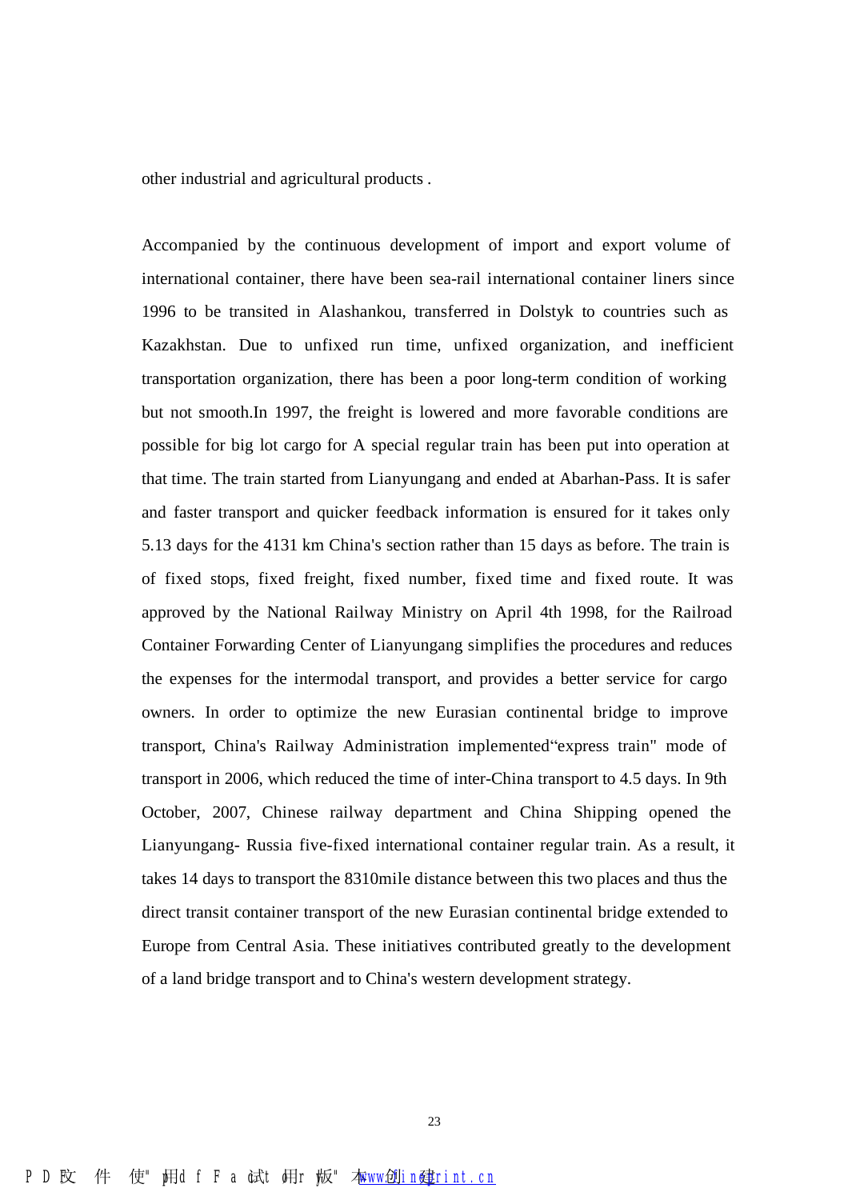other industrial and agricultural products .

Accompanied by the continuous development of import and export volume of international container, there have been sea-rail international container liners since 1996 to be transited in Alashankou, transferred in Dolstyk to countries such as Kazakhstan. Due to unfixed run time, unfixed organization, and inefficient transportation organization, there has been a poor long-term condition of working but not smooth.In 1997, the freight is lowered and more favorable conditions are possible for big lot cargo for A special regular train has been put into operation at that time. The train started from Lianyungang and ended at Abarhan-Pass. It is safer and faster transport and quicker feedback information is ensured for it takes only 5.13 days for the 4131 km China's section rather than 15 days as before. The train is of fixed stops, fixed freight, fixed number, fixed time and fixed route. It was approved by the National Railway Ministry on April 4th 1998, for the Railroad Container Forwarding Center of Lianyungang simplifies the procedures and reduces the expenses for the intermodal transport, and provides a better service for cargo owners. In order to optimize the new Eurasian continental bridge to improve transport, China's Railway Administration implemented"express train" mode of transport in 2006, which reduced the time of inter-China transport to 4.5 days. In 9th October, 2007, Chinese railway department and China Shipping opened the Lianyungang- Russia five-fixed international container regular train. As a result, it takes 14 days to transport the 8310mile distance between this two places and thus the direct transit container transport of the new Eurasian continental bridge extended to Europe from Central Asia. These initiatives contributed greatly to the development of a land bridge transport and to China's western development strategy.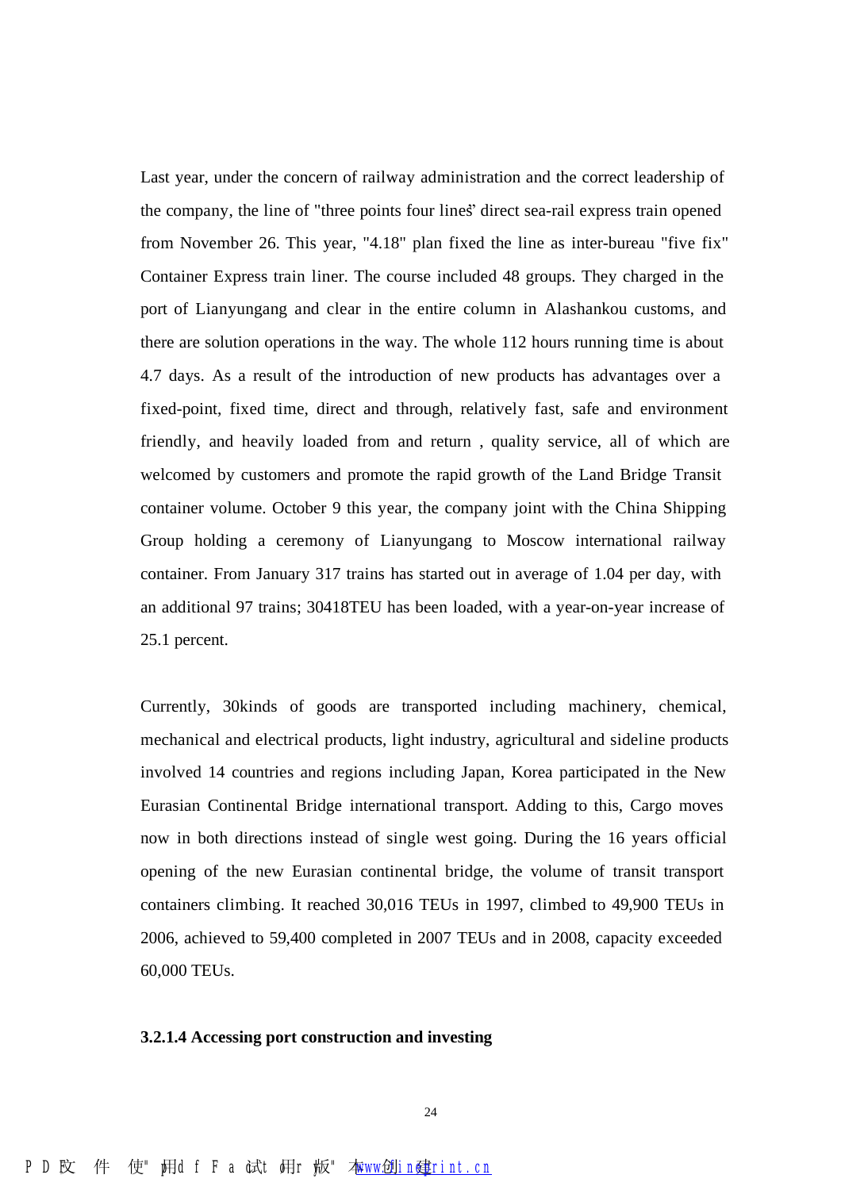Last year, under the concern of railway administration and the correct leadership of the company, the line of "three points four lines" direct sea-rail express train opened from November 26. This year, "4.18" plan fixed the line as inter-bureau "five fix" Container Express train liner. The course included 48 groups. They charged in the port of Lianyungang and clear in the entire column in Alashankou customs, and there are solution operations in the way. The whole 112 hours running time is about 4.7 days. As a result of the introduction of new products has advantages over a fixed-point, fixed time, direct and through, relatively fast, safe and environment friendly, and heavily loaded from and return , quality service, all of which are welcomed by customers and promote the rapid growth of the Land Bridge Transit container volume. October 9 this year, the company joint with the China Shipping Group holding a ceremony of Lianyungang to Moscow international railway container. From January 317 trains has started out in average of 1.04 per day, with an additional 97 trains; 30418TEU has been loaded, with a year-on-year increase of 25.1 percent.

Currently, 30kinds of goods are transported including machinery, chemical, mechanical and electrical products, light industry, agricultural and sideline products involved 14 countries and regions including Japan, Korea participated in the New Eurasian Continental Bridge international transport. Adding to this, Cargo moves now in both directions instead of single west going. During the 16 years official opening of the new Eurasian continental bridge, the volume of transit transport containers climbing. It reached 30,016 TEUs in 1997, climbed to 49,900 TEUs in 2006, achieved to 59,400 completed in 2007 TEUs and in 2008, capacity exceeded 60,000 TEUs.

#### 3.2.1.4 Accessing port construction and investing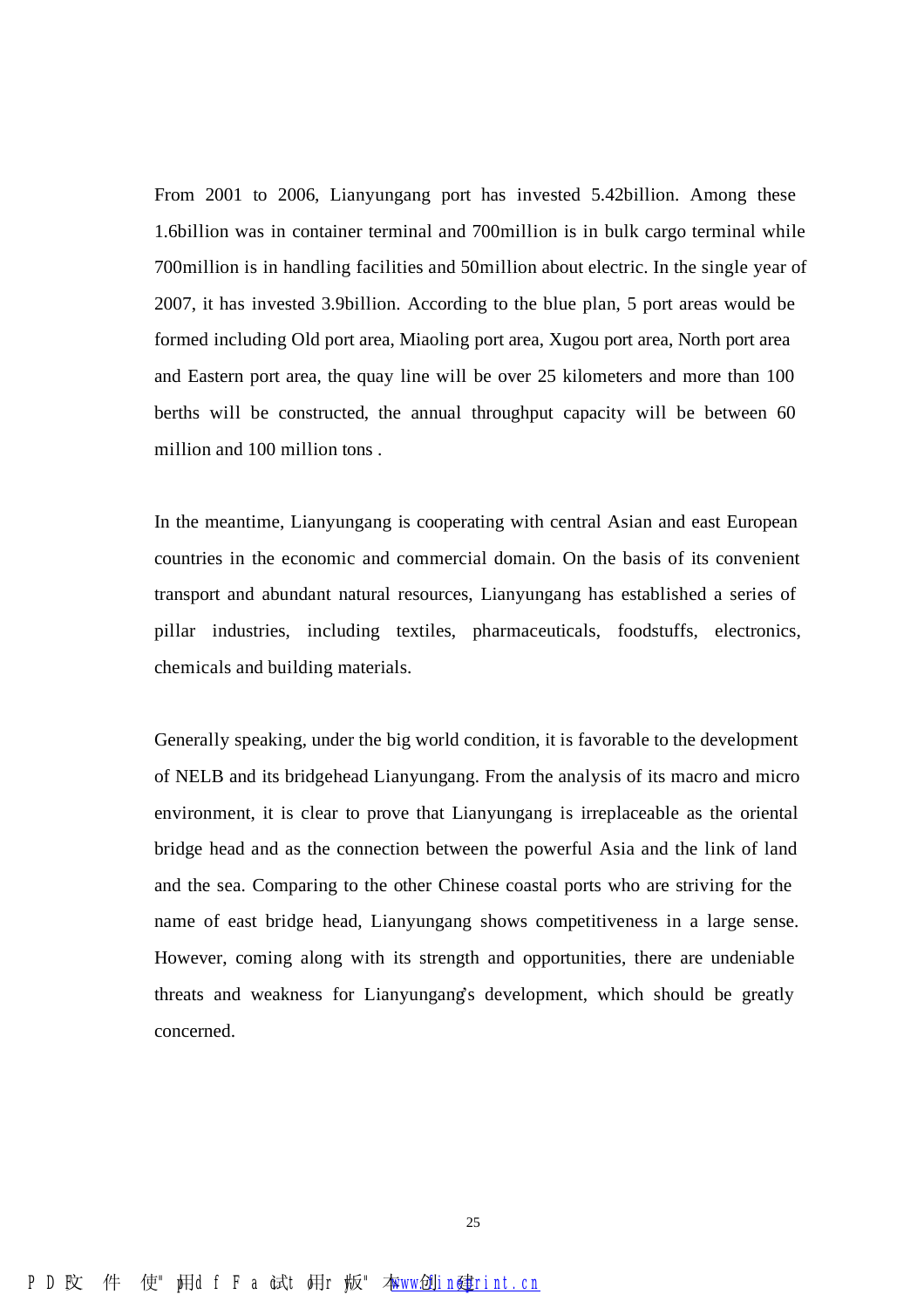From 2001 to 2006, Lianyungang port has invested 5.42billion. Among these 1.6billion was in container terminal and 700million is in bulk cargo terminal while 700million is in handling facilities and 50million about electric. In the single year of 2007, it has invested 3.9billion. According to the blue plan, 5 port areas would be formed including Old port area, Miaoling port area, Xugou port area, North port area and Eastern port area, the quay line will be over 25 kilometers and more than 100 berths will be constructed, the annual throughput capacity will be between 60 million and 100 million tons .

In the meantime, Lianyungang is cooperating with central Asian and east European countries in the economic and commercial domain. On the basis of its convenient transport and abundant natural resources, Lianyungang has established a series of pillar industries, including textiles, pharmaceuticals, foodstuffs, electronics, chemicals and building materials.

Generally speaking, under the big world condition, it is favorable to the development of NELB and its bridgehead Lianyungang. From the analysis of its macro and micro environment, it is clear to prove that Lianyungang is irreplaceable as the oriental bridge head and as the connection between the powerful Asia and the link of land and the sea. Comparing to the other Chinese coastal ports who are striving for the name of east bridge head, Lianyungang shows competitiveness in a large sense. However, coming along with its strength and opportunities, there are undeniable threats and weakness for Lianyungang's development, which should be greatly concerned.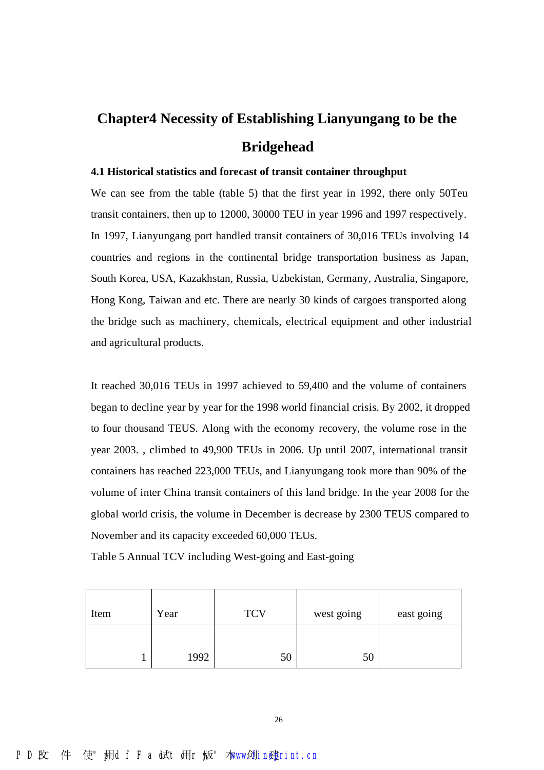# Chapter4 Necessity of Establishing Lianyungang to be the Bridgehead

### 4.1 Historical statistics and forecast of transit container throughput

We can see from the table (table 5) that the first year in 1992, there only 50Teu transit containers, then up to 12000, 30000 TEU in year 1996 and 1997 respectively. In 1997, Lianyungang port handled transit containers of 30,016 TEUs involving 14 countries and regions in the continental bridge transportation business as Japan, South Korea, USA, Kazakhstan, Russia, Uzbekistan, Germany, Australia, Singapore, Hong Kong, Taiwan and etc. There are nearly 30 kinds of cargoes transported along the bridge such as machinery, chemicals, electrical equipment and other industrial and agricultural products.

It reached 30,016 TEUs in 1997 achieved to 59,400 and the volume of containers began to decline year by year for the 1998 world financial crisis. By 2002, it dropped to four thousand TEUS. Along with the economy recovery, the volume rose in the year 2003. , climbed to 49,900 TEUs in 2006. Up until 2007, international transit containers has reached 223,000 TEUs, and Lianyungang took more than 90% of the volume of inter China transit containers of this land bridge. In the year 2008 for the global world crisis, the volume in December is decrease by 2300 TEUS compared to November and its capacity exceeded 60,000 TEUs.

Table 5 Annual TCV including West-going and East-going

| Item | Year | TCV | west going | east going |
|---|---|---|---|---|
| 1 | 1992 | 50 | 50 | |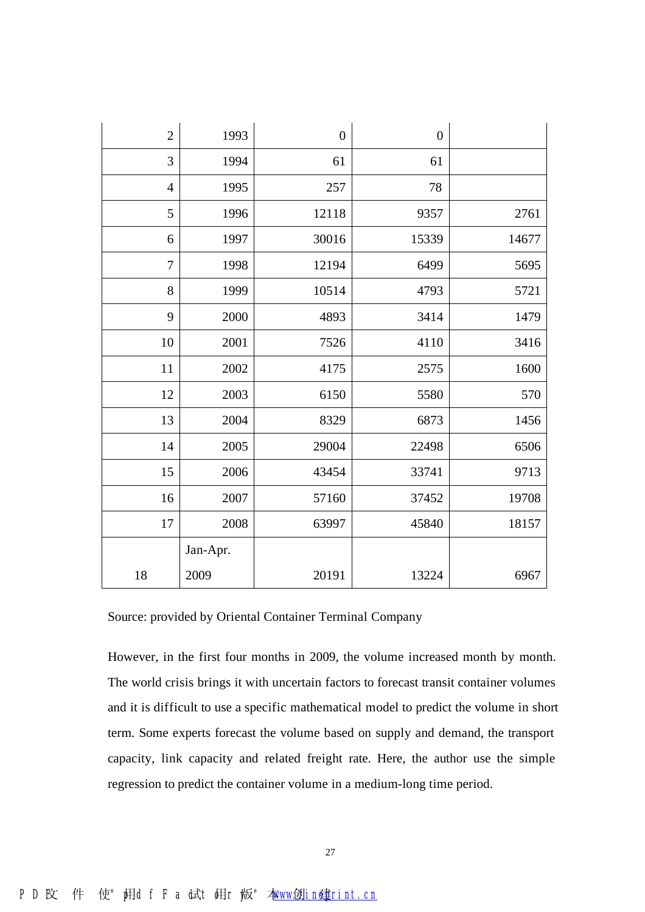| | | | | |
|---|---|---|---|---|
| 2 | 1993 | 0 | 0 | |
| 3 | 1994 | 61 | 61 | |
| 4 | 1995 | 257 | 78 | |
| 5 | 1996 | 12118 | 9357 | 2761 |
| 6 | 1997 | 30016 | 15339 | 14677 |
| 7 | 1998 | 12194 | 6499 | 5695 |
| 8 | 1999 | 10514 | 4793 | 5721 |
| 9 | 2000 | 4893 | 3414 | 1479 |
| 10 | 2001 | 7526 | 4110 | 3416 |
| 11 | 2002 | 4175 | 2575 | 1600 |
| 12 | 2003 | 6150 | 5580 | 570 |
| 13 | 2004 | 8329 | 6873 | 1456 |
| 14 | 2005 | 29004 | 22498 | 6506 |
| 15 | 2006 | 43454 | 33741 | 9713 |
| 16 | 2007 | 57160 | 37452 | 19708 |
| 17 | 2008 | 63997 | 45840 | 18157 |
| 18 | Jan-Apr. 2009 | 20191 | 13224 | 6967 |

Source: provided by Oriental Container Terminal Company

However, in the first four months in 2009, the volume increased month by month. The world crisis brings it with uncertain factors to forecast transit container volumes and it is difficult to use a specific mathematical model to predict the volume in short term. Some experts forecast the volume based on supply and demand, the transport capacity, link capacity and related freight rate. Here, the author use the simple regression to predict the container volume in a medium-long time period.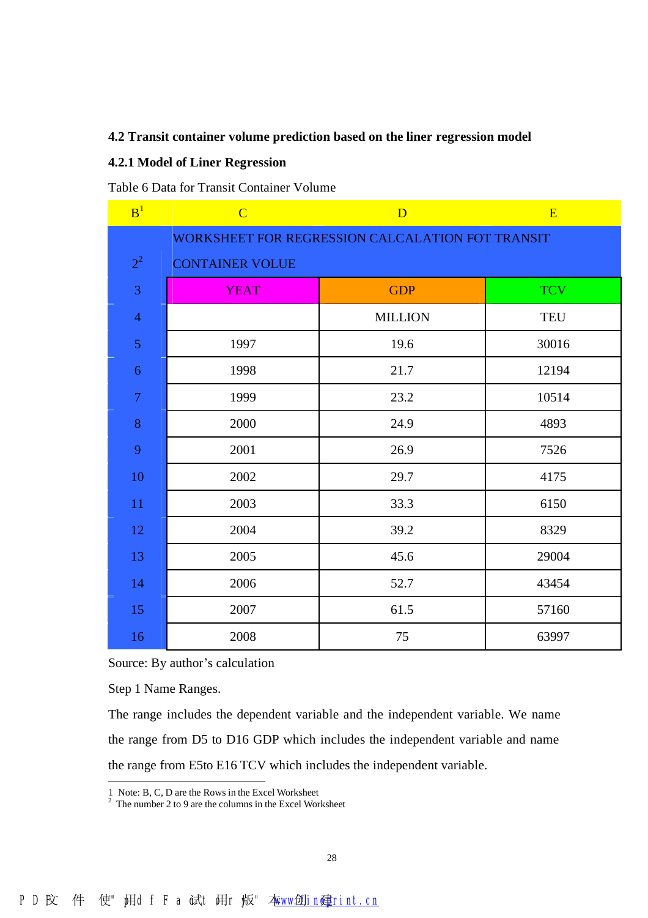### 4.2 Transit container volume prediction based on the liner regression model

### 4.2.1 Model of Liner Regression

Table 6 Data for Transit Container Volume

| B[1] | C | D | E |
|---|---|---|---|
| 2[2] | WORKSHEET FOR REGRESSION CALCALATION FOT TRANSIT CONTAINER VOLUE | | |
| 3 | YEAT | GDP | TCV |
| 4 | | MILLION | TEU |
| 5 | 1997 | 19.6 | 30016 |
| 6 | 1998 | 21.7 | 12194 |
| 7 | 1999 | 23.2 | 10514 |
| 8 | 2000 | 24.9 | 4893 |
| 9 | 2001 | 26.9 | 7526 |
| 10 | 2002 | 29.7 | 4175 |
| 11 | 2003 | 33.3 | 6150 |
| 12 | 2004 | 39.2 | 8329 |
| 13 | 2005 | 45.6 | 29004 |
| 14 | 2006 | 52.7 | 43454 |
| 15 | 2007 | 61.5 | 57160 |
| 16 | 2008 | 75 | 63997 |

Source: By author's calculation

Step 1 Name Ranges.

The range includes the dependent variable and the independent variable. We name the range from D5 to D16 GDP which includes the independent variable and name the range from E5to E16 TCV which includes the independent variable.

---

1 Note: B, C, D are the Rows in the Excel Worksheet

2 The number 2 to 9 are the columns in the Excel Worksheet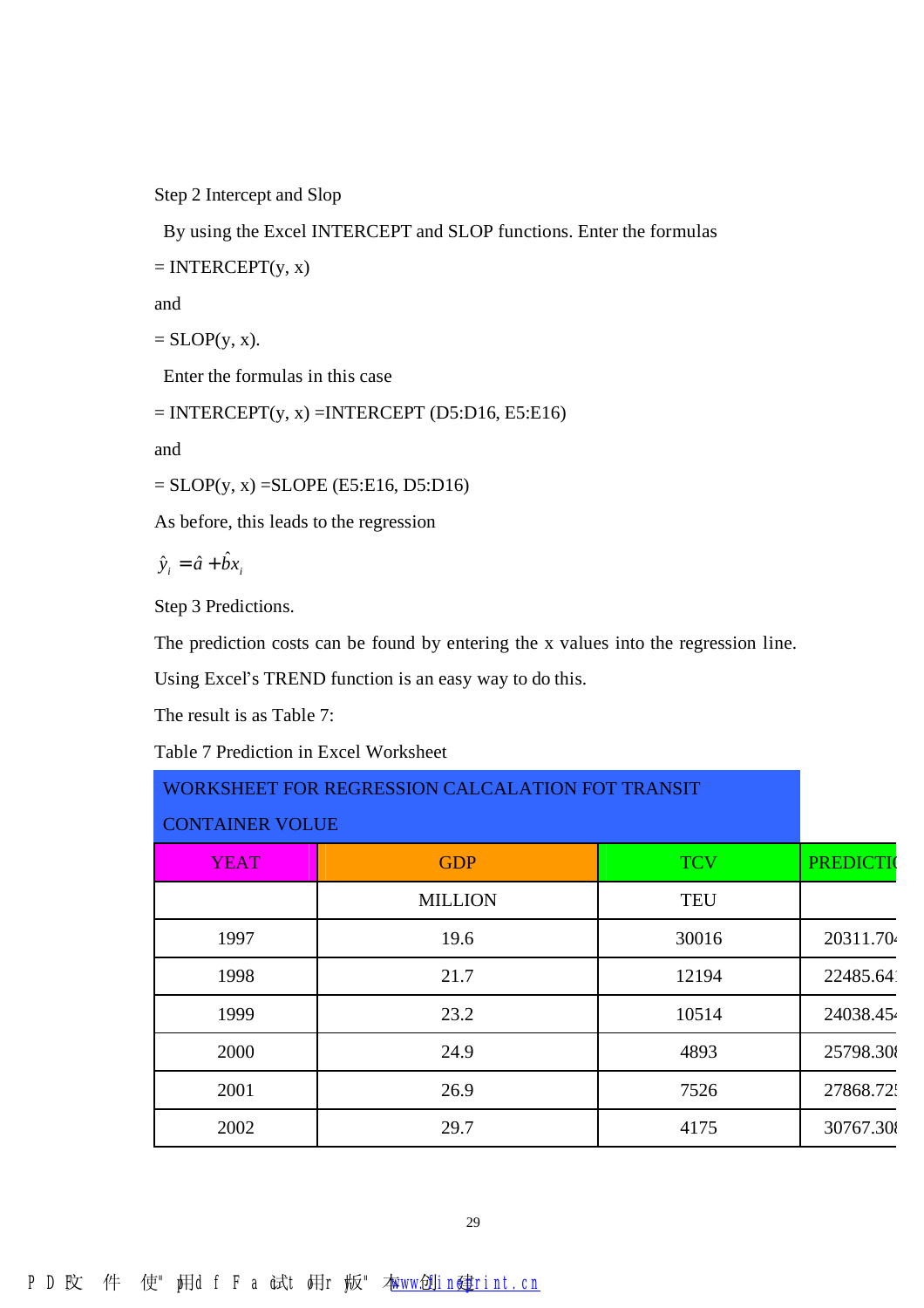Step 2 Intercept and Slop

By using the Excel INTERCEPT and SLOP functions. Enter the formulas

= INTERCEPT(y, x)

and

= SLOP(y, x).

Enter the formulas in this case

= INTERCEPT(y, x) =INTERCEPT (D5:D16, E5:E16)

and

= SLOP(y, x) =SLOPE (E5:E16, D5:D16)

As before, this leads to the regression

$$\hat{y}_i = \hat{a} + \hat{b}x_i$$

Step 3 Predictions.

The prediction costs can be found by entering the x values into the regression line. Using Excel's TREND function is an easy way to do this.

The result is as Table 7:

Table 7 Prediction in Excel Worksheet

| WORKSHEET FOR REGRESSION CALCALATION FOT TRANSIT CONTAINER VOLUE | | | |
|---|---|---|---|
| YEAT | GDP | TCV | PREDICTI |
| | MILLION | TEU | |
| 1997 | 19.6 | 30016 | 20311.70 |
| 1998 | 21.7 | 12194 | 22485.64 |
| 1999 | 23.2 | 10514 | 24038.45 |
| 2000 | 24.9 | 4893 | 25798.30 |
| 2001 | 26.9 | 7526 | 27868.72 |
| 2002 | 29.7 | 4175 | 30767.30 |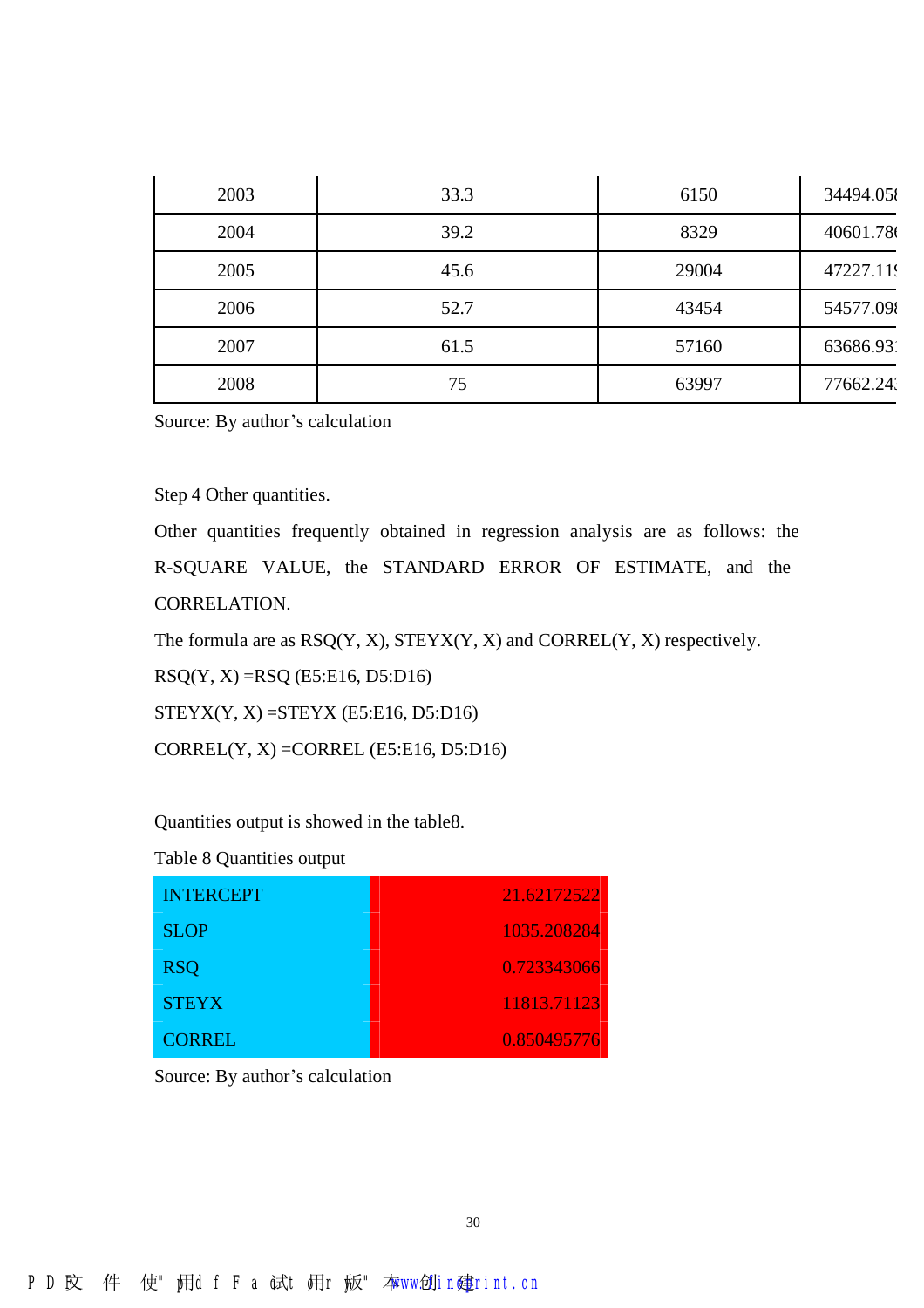| 2003 | 33.3 | 6150 | 34494.05 |
|---|---|---|---|
| 2004 | 39.2 | 8329 | 40601.78 |
| 2005 | 45.6 | 29004 | 47227.11 |
| 2006 | 52.7 | 43454 | 54577.09 |
| 2007 | 61.5 | 57160 | 63686.93 |
| 2008 | 75 | 63997 | 77662.24 |

Source: By author's calculation

Step 4 Other quantities.

Other quantities frequently obtained in regression analysis are as follows: the R-SQUARE VALUE, the STANDARD ERROR OF ESTIMATE, and the CORRELATION.

The formula are as RSQ(Y, X), STEYX(Y, X) and CORREL(Y, X) respectively.

RSQ(Y, X) =RSQ (E5:E16, D5:D16)

STEYX(Y, X) =STEYX (E5:E16, D5:D16)

CORREL(Y, X) =CORREL (E5:E16, D5:D16)

Quantities output is showed in the table8.

Table 8 Quantities output

| INTERCEPT | 21.62172522 |
|---|---|
| SLOP | 1035.208284 |
| RSQ | 0.723343066 |
| STEYX | 11813.71123 |
| CORREL | 0.850495776 |

Source: By author's calculation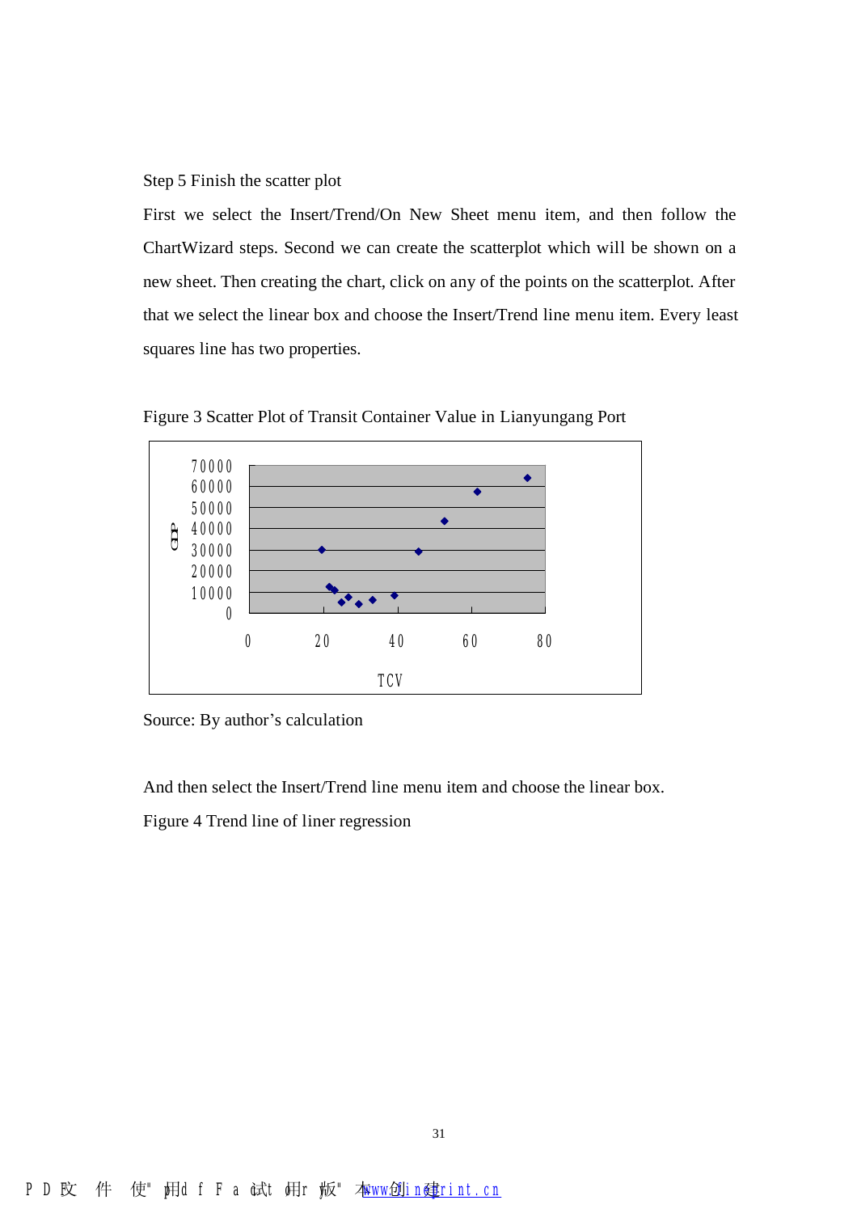Step 5 Finish the scatter plot

First we select the Insert/Trend/On New Sheet menu item, and then follow the ChartWizard steps. Second we can create the scatterplot which will be shown on a new sheet. Then creating the chart, click on any of the points on the scatterplot. After that we select the linear box and choose the Insert/Trend line menu item. Every least squares line has two properties.

Figure 3 Scatter Plot of Transit Container Value in Lianyungang Port

Source: By author's calculation

And then select the Insert/Trend line menu item and choose the linear box.

Figure 4 Trend line of liner regression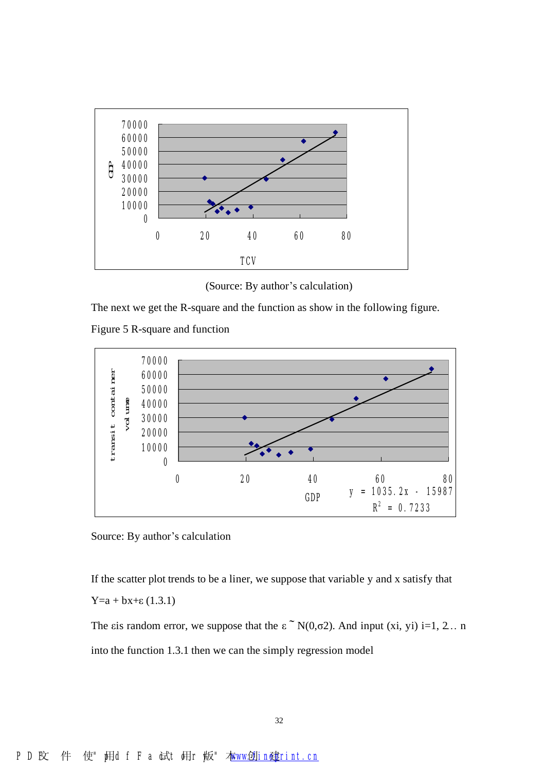(Source: By author's calculation)

The next we get the R-square and the function as show in the following figure.

Figure 5 R-square and function

Source: By author's calculation

If the scatter plot trends to be a liner, we suppose that variable y and x satisfy that

$Y=a + bx+\varepsilon$ (1.3.1)

The $\varepsilon$is random error, we suppose that the $\varepsilon \sim N(0,\sigma2)$. And input (xi, yi) i=1, 2.. n into the function 1.3.1 then we can the simply regression model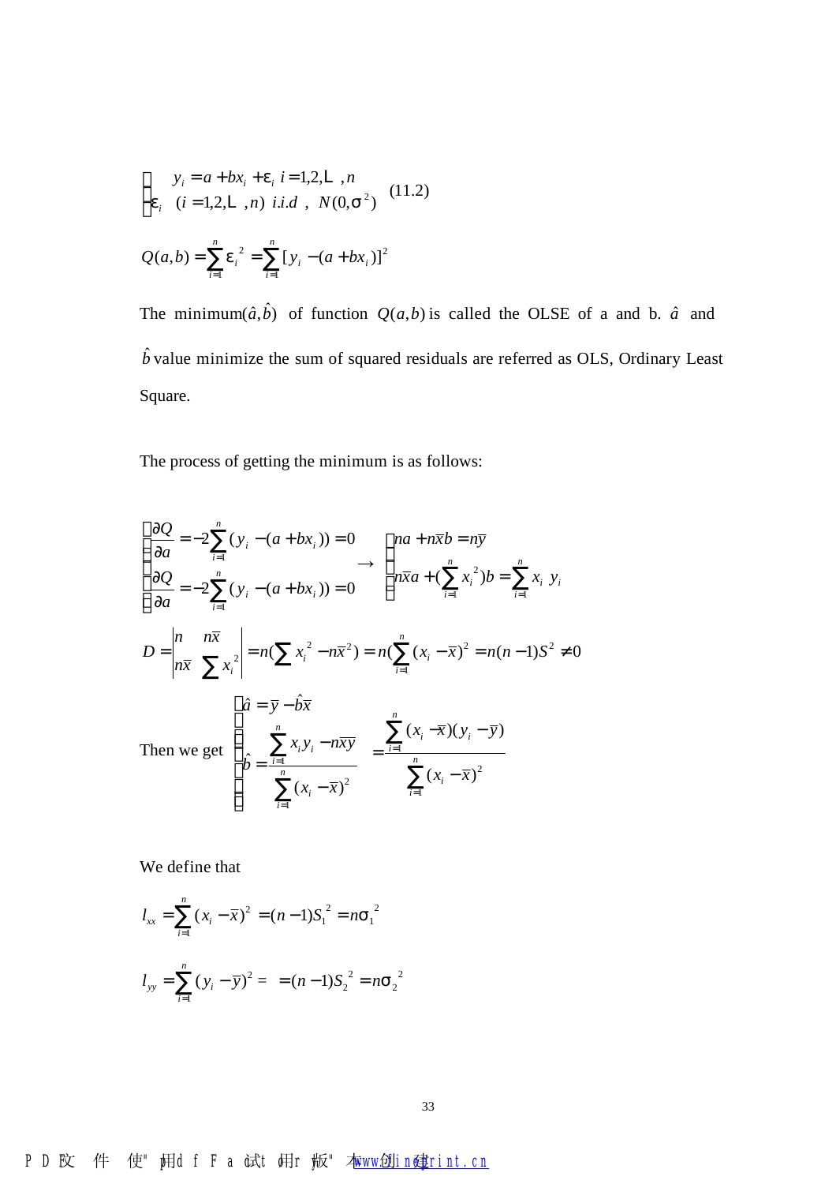$$\begin{cases} y_i = a + bx_i + \varepsilon_i \quad i = 1,2,\cdots,n \\ \varepsilon_i \quad (i = 1,2,\cdots,n) \ i.i.d \ , \ N(0,\sigma^2) \end{cases} \quad (11.2)$$

$$Q(a,b) = \sum_{i=1}^{n} \varepsilon_i^{\ 2} = \sum_{i=1}^{n} [y_i - (a + bx_i)]^2$$

The minimum$(\hat{a},\hat{b})$ of function $Q(a,b)$ is called the OLSE of a and b. $\hat{a}$ and $\hat{b}$ value minimize the sum of squared residuals are referred as OLS, Ordinary Least Square.

The process of getting the minimum is as follows:

$$\begin{cases} \dfrac{\partial Q}{\partial a} = -2\sum_{i=1}^{n}(y_i - (a + bx_i)) = 0 \\ \dfrac{\partial Q}{\partial a} = -2\sum_{i=1}^{n}(y_i - (a + bx_i)) = 0 \end{cases} \rightarrow \begin{cases} na + n\bar{x}b = n\bar{y} \\ n\bar{x}a + (\sum_{i=1}^{n} x_i^{\ 2})b = \sum_{i=1}^{n} x_i \ y_i \end{cases}$$

$$D = \begin{vmatrix} n & n\bar{x} \\ n\bar{x} & \sum x_i^{\ 2} \end{vmatrix} = n(\sum x_i^{\ 2} - n\bar{x}^2) = n(\sum_{i=1}^{n}(x_i - \bar{x})^2 = n(n-1)S^2 \neq 0$$

Then we get
$$\begin{cases} \hat{a} = \bar{y} - \hat{b}\bar{x} \\ \hat{b} = \dfrac{\sum_{i=1}^{n} x_i y_i - n\overline{xy}}{\sum_{i=1}^{n}(x_i - \bar{x})^2} \end{cases} = \dfrac{\sum_{i=1}^{n}(x_i - \bar{x})(y_i - \bar{y})}{\sum_{i=1}^{n}(x_i - \bar{x})^2}$$

We define that

$$l_{xx} = \sum_{i=1}^{n}(x_i - \bar{x})^2 = (n-1)S_1^{\ 2} = n\sigma_1^{\ 2}$$

$$l_{yy} = \sum_{i=1}^{n}(y_i - \bar{y})^2 = \ = (n-1)S_2^{\ 2} = n\sigma_2^{\ 2}$$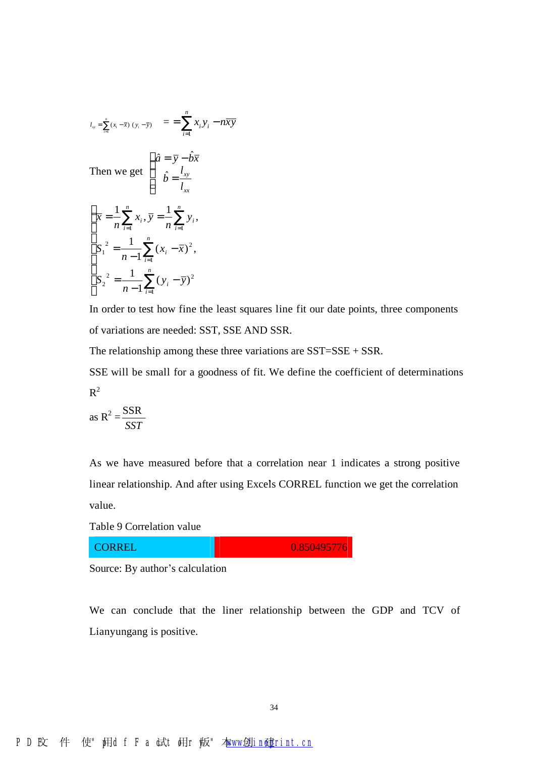$$l_{xy} = \sum_{i=1}^{n}(x_i - \bar{x})(y_i - \bar{y}) \quad = = \sum_{i=1}^{n} x_i y_i - n\bar{x}\bar{y}$$

Then we get
$$\begin{cases} \hat{a} = \bar{y} - \hat{b}\bar{x} \\ \hat{b} = \dfrac{l_{xy}}{l_{xx}} \end{cases}$$

$$\begin{cases} \bar{x} = \dfrac{1}{n}\sum_{i=1}^{n} x_i, \bar{y} = \dfrac{1}{n}\sum_{i=1}^{n} y_i, \\ S_1{}^2 = \dfrac{1}{n-1}\sum_{i=1}^{n}(x_i - \bar{x})^2, \\ S_2{}^2 = \dfrac{1}{n-1}\sum_{i=1}^{n}(y_i - \bar{y})^2 \end{cases}$$

In order to test how fine the least squares line fit our date points, three components of variations are needed: SST, SSE AND SSR.

The relationship among these three variations are SST=SSE + SSR.

SSE will be small for a goodness of fit. We define the coefficient of determinations $R^2$

as $R^2 = \dfrac{SSR}{SST}$

As we have measured before that a correlation near 1 indicates a strong positive linear relationship. And after using Excels CORREL function we get the correlation value.

Table 9 Correlation value

| CORREL | 0.850495776 |
|---|---|

Source: By author's calculation

We can conclude that the liner relationship between the GDP and TCV of Lianyungang is positive.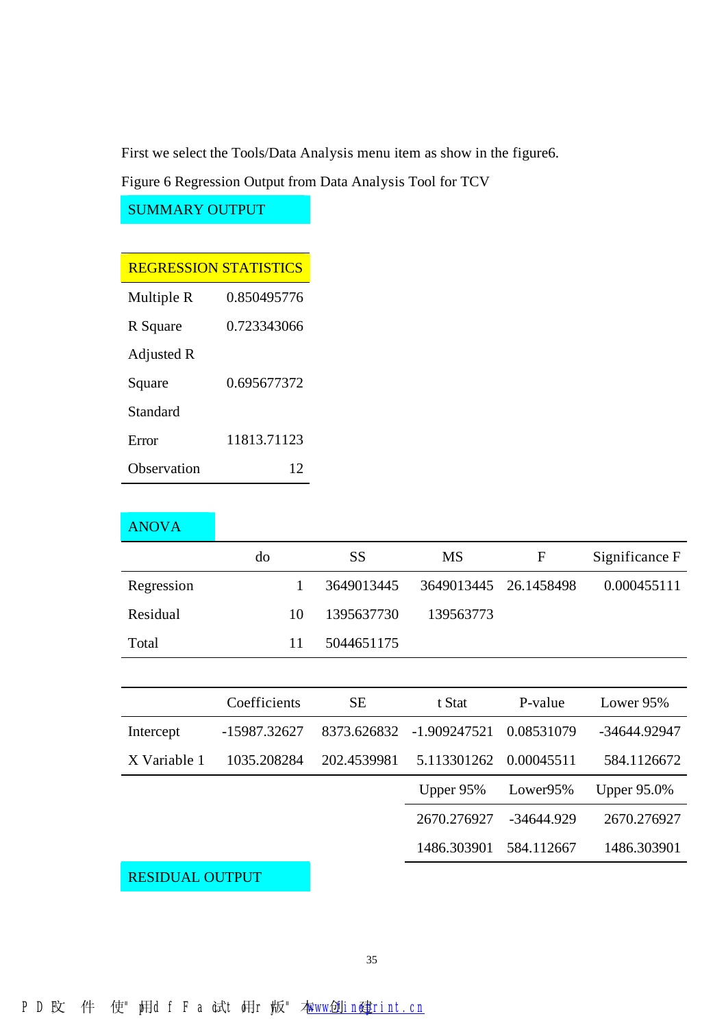First we select the Tools/Data Analysis menu item as show in the figure6.

Figure 6 Regression Output from Data Analysis Tool for TCV

SUMMARY OUTPUT

| REGRESSION STATISTICS | |
|---|---|
| Multiple R | 0.850495776 |
| R Square | 0.723343066 |
| Adjusted R Square | 0.695677372 |
| Standard Error | 11813.71123 |
| Observation | 12 |

ANOVA

| | do | SS | MS | F | Significance F |
|---|---|---|---|---|---|
| Regression | 1 | 3649013445 | 3649013445 | 26.1458498 | 0.000455111 |
| Residual | 10 | 1395637730 | 139563773 | | |
| Total | 11 | 5044651175 | | | |

| | Coefficients | SE | t Stat | P-value | Lower 95% | Upper 95% | Lower95% | Upper 95.0% |
|---|---|---|---|---|---|---|---|---|
| Intercept | -15987.32627 | 8373.626832 | -1.909247521 | 0.08531079 | -34644.92947 | 2670.276927 | -34644.929 | 2670.276927 |
| X Variable 1 | 1035.208284 | 202.4539981 | 5.113301262 | 0.00045511 | 584.1126672 | 1486.303901 | 584.112667 | 1486.303901 |

RESIDUAL OUTPUT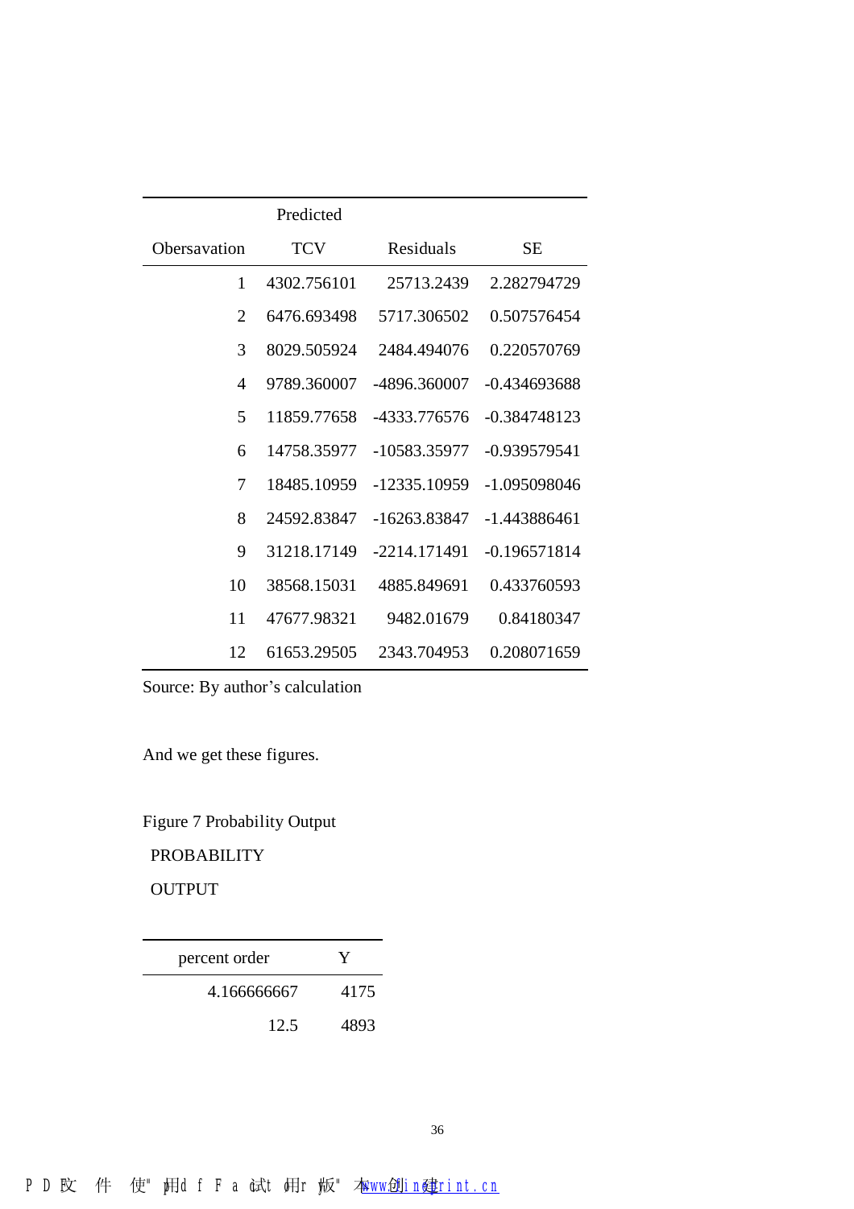| Obersavation | Predicted TCV | Residuals | SE |
|---|---|---|---|
| 1 | 4302.756101 | 25713.2439 | 2.282794729 |
| 2 | 6476.693498 | 5717.306502 | 0.507576454 |
| 3 | 8029.505924 | 2484.494076 | 0.220570769 |
| 4 | 9789.360007 | -4896.360007 | -0.434693688 |
| 5 | 11859.77658 | -4333.776576 | -0.384748123 |
| 6 | 14758.35977 | -10583.35977 | -0.939579541 |
| 7 | 18485.10959 | -12335.10959 | -1.095098046 |
| 8 | 24592.83847 | -16263.83847 | -1.443886461 |
| 9 | 31218.17149 | -2214.171491 | -0.196571814 |
| 10 | 38568.15031 | 4885.849691 | 0.433760593 |
| 11 | 47677.98321 | 9482.01679 | 0.84180347 |
| 12 | 61653.29505 | 2343.704953 | 0.208071659 |

Source: By author's calculation

And we get these figures.

Figure 7 Probability Output

PROBABILITY

OUTPUT

| percent order | Y |
|---|---|
| 4.166666667 | 4175 |
| 12.5 | 4893 |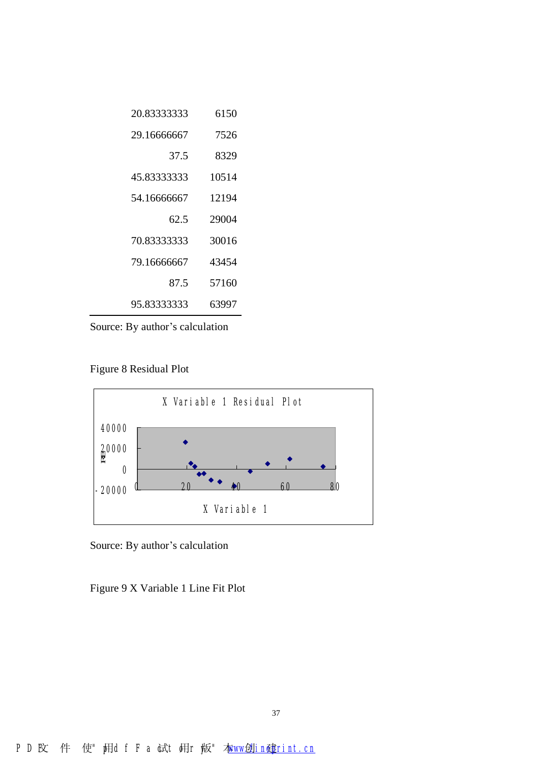| | |
|---|---|
| 20.83333333 | 6150 |
| 29.16666667 | 7526 |
| 37.5 | 8329 |
| 45.83333333 | 10514 |
| 54.16666667 | 12194 |
| 62.5 | 29004 |
| 70.83333333 | 30016 |
| 79.16666667 | 43454 |
| 87.5 | 57160 |
| 95.83333333 | 63997 |

Source: By author’s calculation

Figure 8 Residual Plot

Source: By author’s calculation

Figure 9 X Variable 1 Line Fit Plot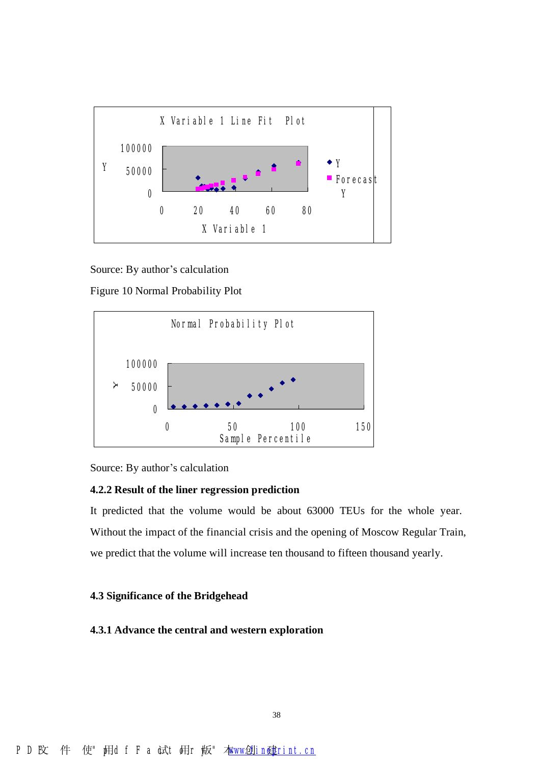Source: By author's calculation

Figure 10 Normal Probability Plot

Source: By author's calculation

#### 4.2.2 Result of the liner regression prediction

It predicted that the volume would be about 63000 TEUs for the whole year. Without the impact of the financial crisis and the opening of Moscow Regular Train, we predict that the volume will increase ten thousand to fifteen thousand yearly.

### 4.3 Significance of the Bridgehead

#### 4.3.1 Advance the central and western exploration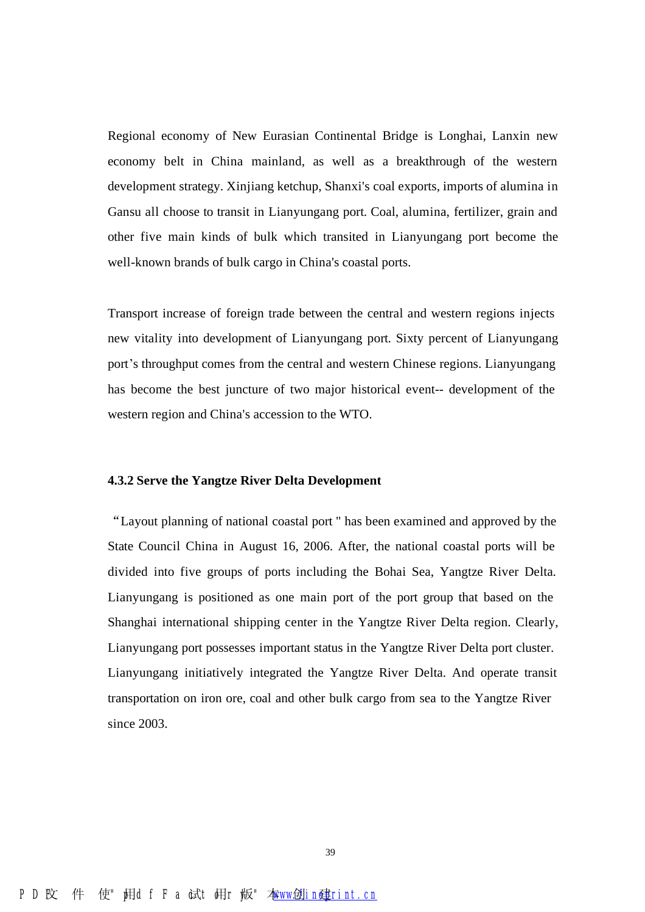Regional economy of New Eurasian Continental Bridge is Longhai, Lanxin new economy belt in China mainland, as well as a breakthrough of the western development strategy. Xinjiang ketchup, Shanxi's coal exports, imports of alumina in Gansu all choose to transit in Lianyungang port. Coal, alumina, fertilizer, grain and other five main kinds of bulk which transited in Lianyungang port become the well-known brands of bulk cargo in China's coastal ports.

Transport increase of foreign trade between the central and western regions injects new vitality into development of Lianyungang port. Sixty percent of Lianyungang port's throughput comes from the central and western Chinese regions. Lianyungang has become the best juncture of two major historical event-- development of the western region and China's accession to the WTO.

### 4.3.2 Serve the Yangtze River Delta Development

"Layout planning of national coastal port " has been examined and approved by the State Council China in August 16, 2006. After, the national coastal ports will be divided into five groups of ports including the Bohai Sea, Yangtze River Delta. Lianyungang is positioned as one main port of the port group that based on the Shanghai international shipping center in the Yangtze River Delta region. Clearly, Lianyungang port possesses important status in the Yangtze River Delta port cluster. Lianyungang initiatively integrated the Yangtze River Delta. And operate transit transportation on iron ore, coal and other bulk cargo from sea to the Yangtze River since 2003.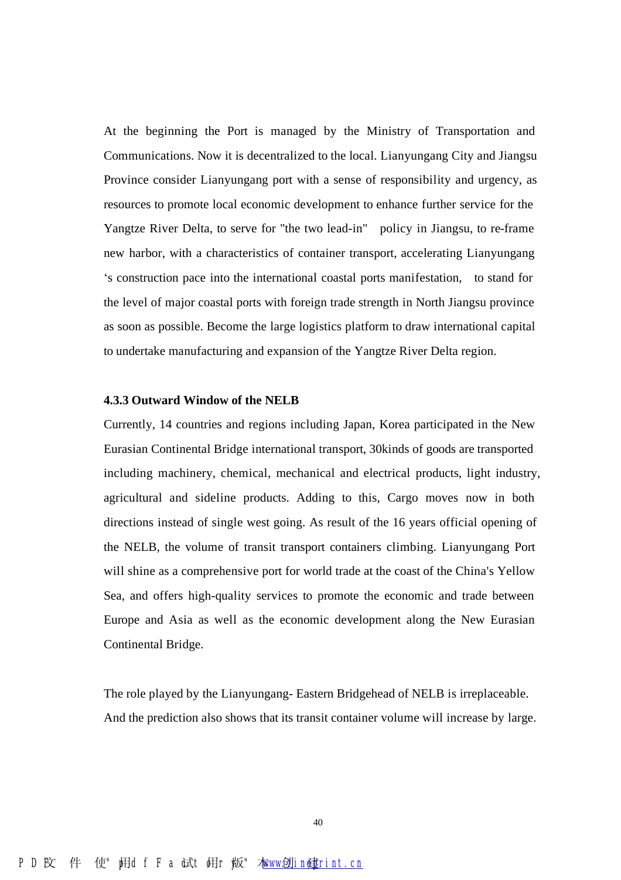At the beginning the Port is managed by the Ministry of Transportation and Communications. Now it is decentralized to the local. Lianyungang City and Jiangsu Province consider Lianyungang port with a sense of responsibility and urgency, as resources to promote local economic development to enhance further service for the Yangtze River Delta, to serve for "the two lead-in" policy in Jiangsu, to re-frame new harbor, with a characteristics of container transport, accelerating Lianyungang 's construction pace into the international coastal ports manifestation, to stand for the level of major coastal ports with foreign trade strength in North Jiangsu province as soon as possible. Become the large logistics platform to draw international capital to undertake manufacturing and expansion of the Yangtze River Delta region.

**4.3.3 Outward Window of the NELB**

Currently, 14 countries and regions including Japan, Korea participated in the New Eurasian Continental Bridge international transport, 30kinds of goods are transported including machinery, chemical, mechanical and electrical products, light industry, agricultural and sideline products. Adding to this, Cargo moves now in both directions instead of single west going. As result of the 16 years official opening of the NELB, the volume of transit transport containers climbing. Lianyungang Port will shine as a comprehensive port for world trade at the coast of the China's Yellow Sea, and offers high-quality services to promote the economic and trade between Europe and Asia as well as the economic development along the New Eurasian Continental Bridge.

The role played by the Lianyungang- Eastern Bridgehead of NELB is irreplaceable. And the prediction also shows that its transit container volume will increase by large.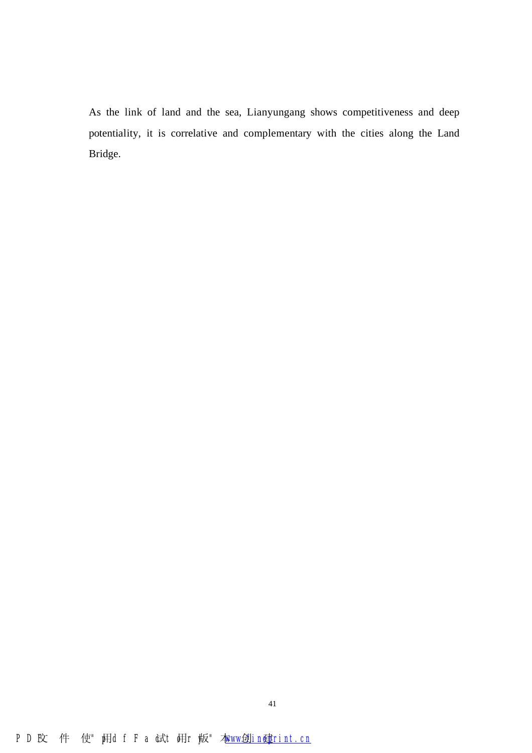As the link of land and the sea, Lianyungang shows competitiveness and deep potentiality, it is correlative and complementary with the cities along the Land Bridge.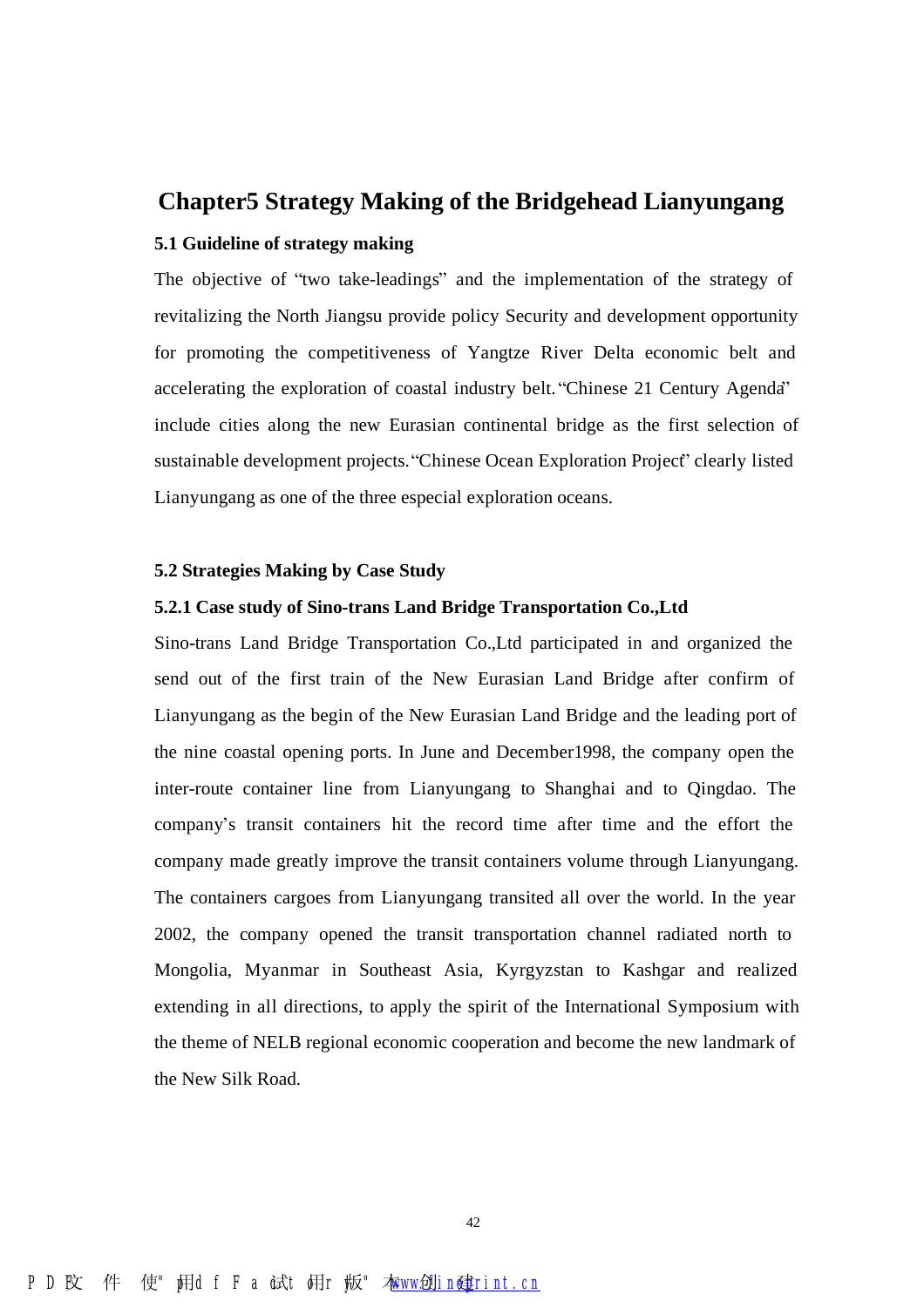# Chapter5 Strategy Making of the Bridgehead Lianyungang

## 5.1 Guideline of strategy making

The objective of "two take-leadings" and the implementation of the strategy of revitalizing the North Jiangsu provide policy Security and development opportunity for promoting the competitiveness of Yangtze River Delta economic belt and accelerating the exploration of coastal industry belt. "Chinese 21 Century Agenda" include cities along the new Eurasian continental bridge as the first selection of sustainable development projects. "Chinese Ocean Exploration Project" clearly listed Lianyungang as one of the three especial exploration oceans.

## 5.2 Strategies Making by Case Study

### 5.2.1 Case study of Sino-trans Land Bridge Transportation Co.,Ltd

Sino-trans Land Bridge Transportation Co.,Ltd participated in and organized the send out of the first train of the New Eurasian Land Bridge after confirm of Lianyungang as the begin of the New Eurasian Land Bridge and the leading port of the nine coastal opening ports. In June and December1998, the company open the inter-route container line from Lianyungang to Shanghai and to Qingdao. The company's transit containers hit the record time after time and the effort the company made greatly improve the transit containers volume through Lianyungang. The containers cargoes from Lianyungang transited all over the world. In the year 2002, the company opened the transit transportation channel radiated north to Mongolia, Myanmar in Southeast Asia, Kyrgyzstan to Kashgar and realized extending in all directions, to apply the spirit of the International Symposium with the theme of NELB regional economic cooperation and become the new landmark of the New Silk Road.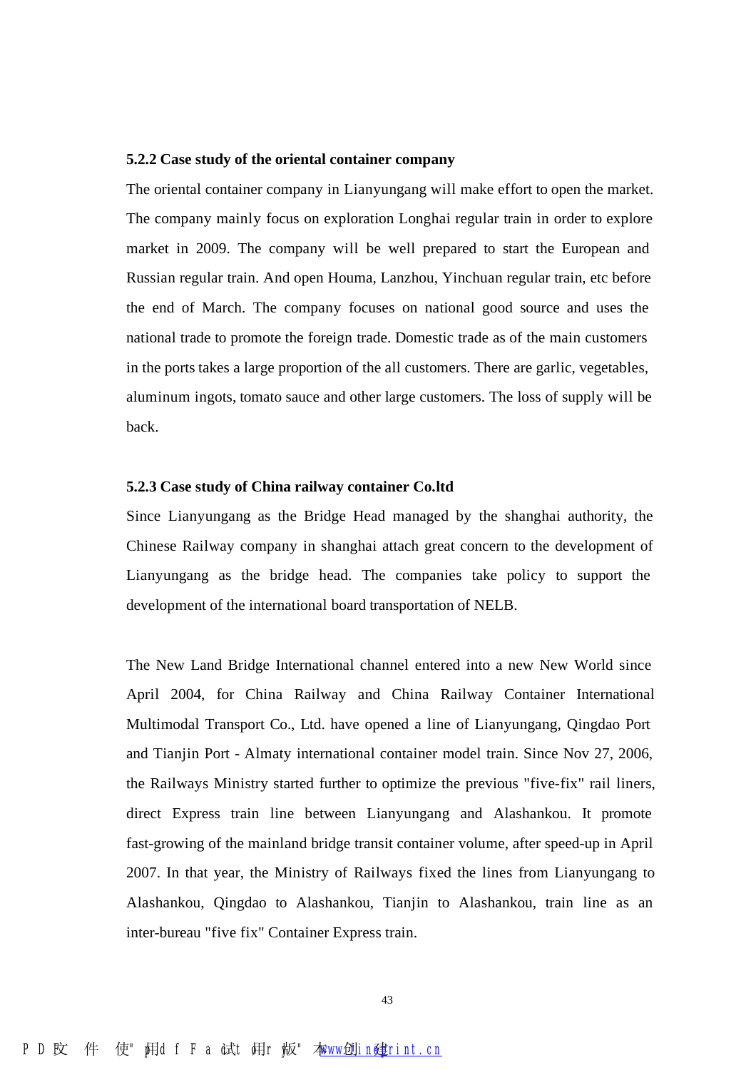### 5.2.2 Case study of the oriental container company

The oriental container company in Lianyungang will make effort to open the market. The company mainly focus on exploration Longhai regular train in order to explore market in 2009. The company will be well prepared to start the European and Russian regular train. And open Houma, Lanzhou, Yinchuan regular train, etc before the end of March. The company focuses on national good source and uses the national trade to promote the foreign trade. Domestic trade as of the main customers in the ports takes a large proportion of the all customers. There are garlic, vegetables, aluminum ingots, tomato sauce and other large customers. The loss of supply will be back.

### 5.2.3 Case study of China railway container Co.ltd

Since Lianyungang as the Bridge Head managed by the shanghai authority, the Chinese Railway company in shanghai attach great concern to the development of Lianyungang as the bridge head. The companies take policy to support the development of the international board transportation of NELB.

The New Land Bridge International channel entered into a new New World since April 2004, for China Railway and China Railway Container International Multimodal Transport Co., Ltd. have opened a line of Lianyungang, Qingdao Port and Tianjin Port - Almaty international container model train. Since Nov 27, 2006, the Railways Ministry started further to optimize the previous "five-fix" rail liners, direct Express train line between Lianyungang and Alashankou. It promote fast-growing of the mainland bridge transit container volume, after speed-up in April 2007. In that year, the Ministry of Railways fixed the lines from Lianyungang to Alashankou, Qingdao to Alashankou, Tianjin to Alashankou, train line as an inter-bureau "five fix" Container Express train.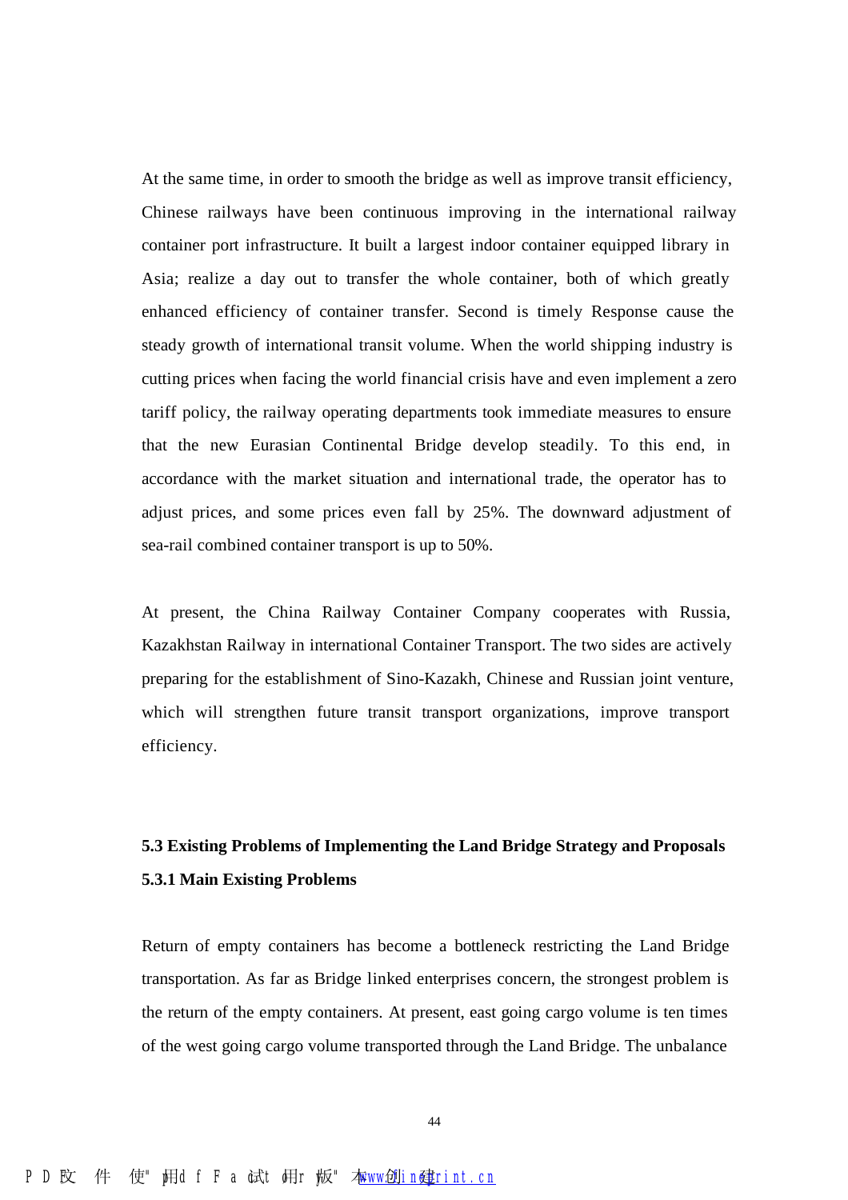At the same time, in order to smooth the bridge as well as improve transit efficiency, Chinese railways have been continuous improving in the international railway container port infrastructure. It built a largest indoor container equipped library in Asia; realize a day out to transfer the whole container, both of which greatly enhanced efficiency of container transfer. Second is timely Response cause the steady growth of international transit volume. When the world shipping industry is cutting prices when facing the world financial crisis have and even implement a zero tariff policy, the railway operating departments took immediate measures to ensure that the new Eurasian Continental Bridge develop steadily. To this end, in accordance with the market situation and international trade, the operator has to adjust prices, and some prices even fall by 25%. The downward adjustment of sea-rail combined container transport is up to 50%.

At present, the China Railway Container Company cooperates with Russia, Kazakhstan Railway in international Container Transport. The two sides are actively preparing for the establishment of Sino-Kazakh, Chinese and Russian joint venture, which will strengthen future transit transport organizations, improve transport efficiency.

### 5.3 Existing Problems of Implementing the Land Bridge Strategy and Proposals

#### 5.3.1 Main Existing Problems

Return of empty containers has become a bottleneck restricting the Land Bridge transportation. As far as Bridge linked enterprises concern, the strongest problem is the return of the empty containers. At present, east going cargo volume is ten times of the west going cargo volume transported through the Land Bridge. The unbalance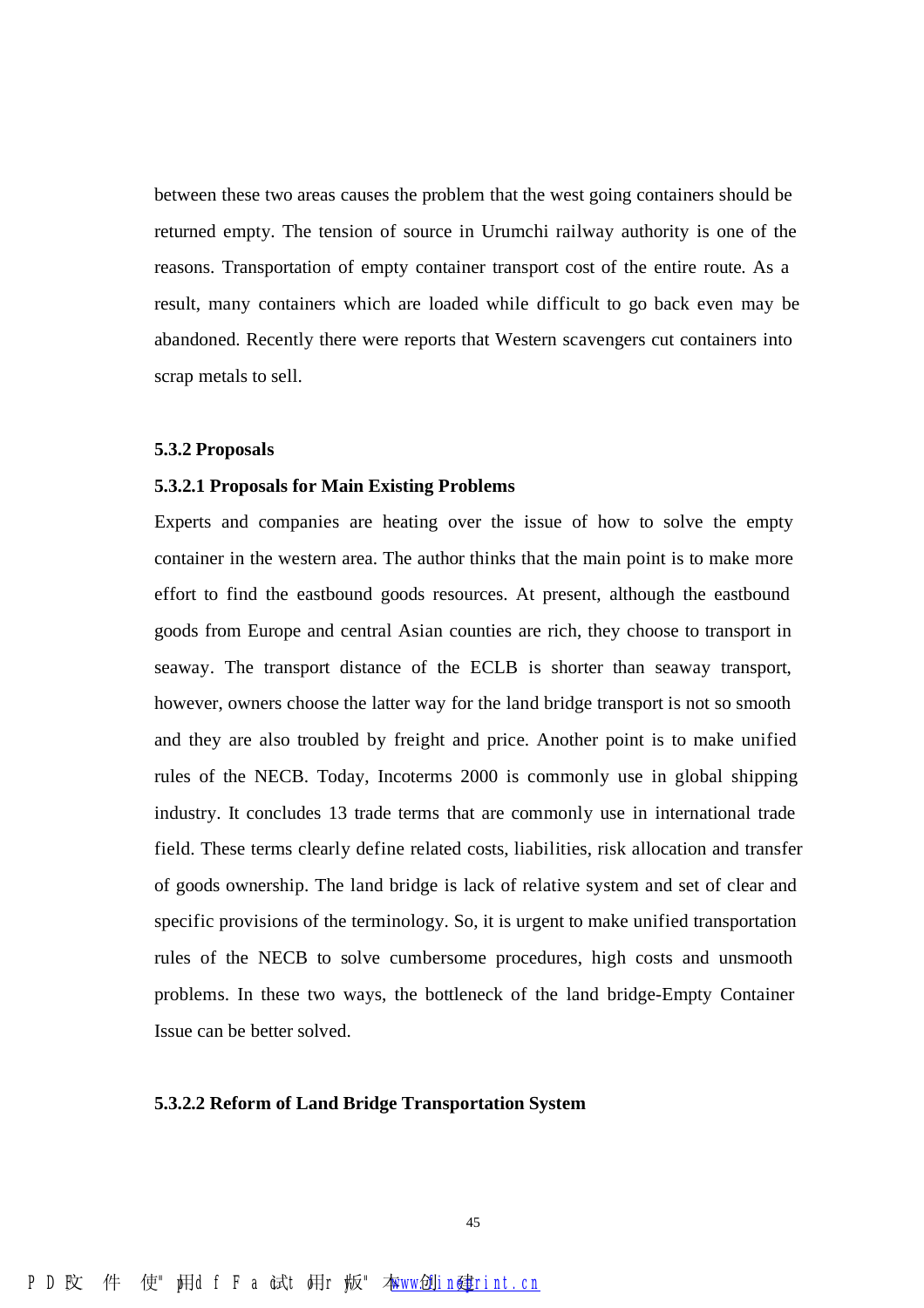between these two areas causes the problem that the west going containers should be returned empty. The tension of source in Urumchi railway authority is one of the reasons. Transportation of empty container transport cost of the entire route. As a result, many containers which are loaded while difficult to go back even may be abandoned. Recently there were reports that Western scavengers cut containers into scrap metals to sell.

### 5.3.2 Proposals

#### 5.3.2.1 Proposals for Main Existing Problems

Experts and companies are heating over the issue of how to solve the empty container in the western area. The author thinks that the main point is to make more effort to find the eastbound goods resources. At present, although the eastbound goods from Europe and central Asian counties are rich, they choose to transport in seaway. The transport distance of the ECLB is shorter than seaway transport, however, owners choose the latter way for the land bridge transport is not so smooth and they are also troubled by freight and price. Another point is to make unified rules of the NECB. Today, Incoterms 2000 is commonly use in global shipping industry. It concludes 13 trade terms that are commonly use in international trade field. These terms clearly define related costs, liabilities, risk allocation and transfer of goods ownership. The land bridge is lack of relative system and set of clear and specific provisions of the terminology. So, it is urgent to make unified transportation rules of the NECB to solve cumbersome procedures, high costs and unsmooth problems. In these two ways, the bottleneck of the land bridge-Empty Container Issue can be better solved.

#### 5.3.2.2 Reform of Land Bridge Transportation System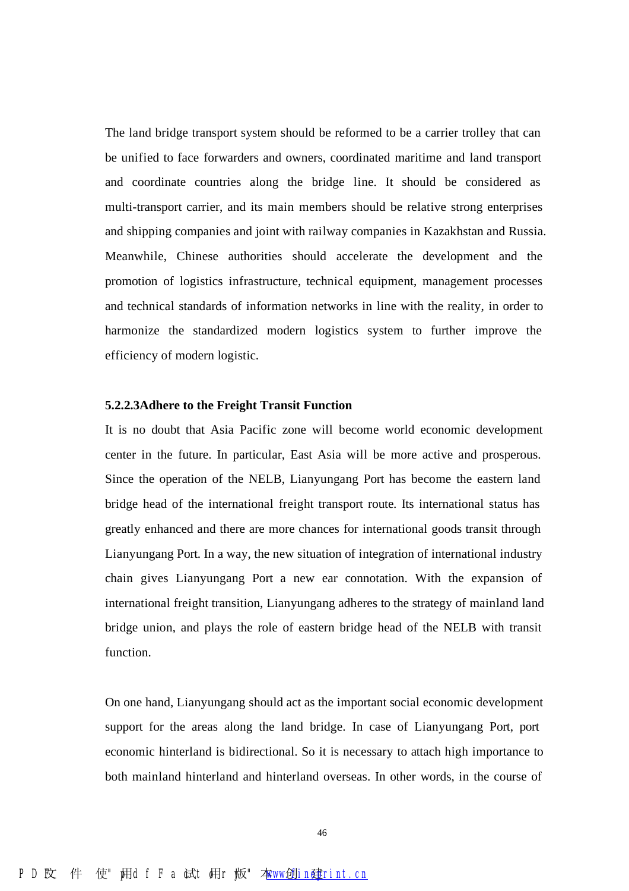The land bridge transport system should be reformed to be a carrier trolley that can be unified to face forwarders and owners, coordinated maritime and land transport and coordinate countries along the bridge line. It should be considered as multi-transport carrier, and its main members should be relative strong enterprises and shipping companies and joint with railway companies in Kazakhstan and Russia. Meanwhile, Chinese authorities should accelerate the development and the promotion of logistics infrastructure, technical equipment, management processes and technical standards of information networks in line with the reality, in order to harmonize the standardized modern logistics system to further improve the efficiency of modern logistic.

**5.2.2.3Adhere to the Freight Transit Function**

It is no doubt that Asia Pacific zone will become world economic development center in the future. In particular, East Asia will be more active and prosperous. Since the operation of the NELB, Lianyungang Port has become the eastern land bridge head of the international freight transport route. Its international status has greatly enhanced and there are more chances for international goods transit through Lianyungang Port. In a way, the new situation of integration of international industry chain gives Lianyungang Port a new ear connotation. With the expansion of international freight transition, Lianyungang adheres to the strategy of mainland land bridge union, and plays the role of eastern bridge head of the NELB with transit function.

On one hand, Lianyungang should act as the important social economic development support for the areas along the land bridge. In case of Lianyungang Port, port economic hinterland is bidirectional. So it is necessary to attach high importance to both mainland hinterland and hinterland overseas. In other words, in the course of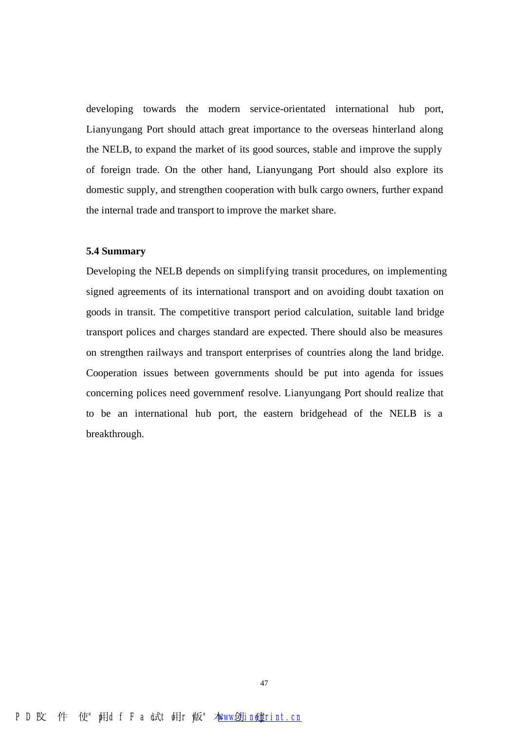developing towards the modern service-orientated international hub port, Lianyungang Port should attach great importance to the overseas hinterland along the NELB, to expand the market of its good sources, stable and improve the supply of foreign trade. On the other hand, Lianyungang Port should also explore its domestic supply, and strengthen cooperation with bulk cargo owners, further expand the internal trade and transport to improve the market share.

### 5.4 Summary

Developing the NELB depends on simplifying transit procedures, on implementing signed agreements of its international transport and on avoiding doubt taxation on goods in transit. The competitive transport period calculation, suitable land bridge transport polices and charges standard are expected. There should also be measures on strengthen railways and transport enterprises of countries along the land bridge. Cooperation issues between governments should be put into agenda for issues concerning polices need government' resolve. Lianyungang Port should realize that to be an international hub port, the eastern bridgehead of the NELB is a breakthrough.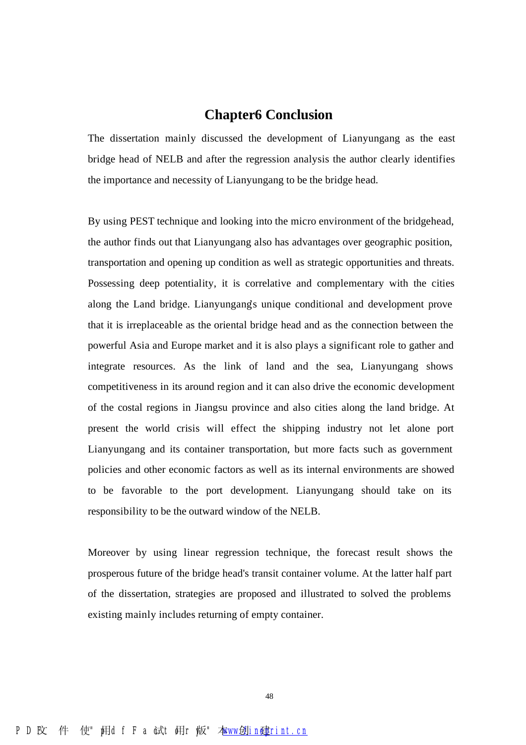# Chapter6 Conclusion

The dissertation mainly discussed the development of Lianyungang as the east bridge head of NELB and after the regression analysis the author clearly identifies the importance and necessity of Lianyungang to be the bridge head.

By using PEST technique and looking into the micro environment of the bridgehead, the author finds out that Lianyungang also has advantages over geographic position, transportation and opening up condition as well as strategic opportunities and threats. Possessing deep potentiality, it is correlative and complementary with the cities along the Land bridge. Lianyungang's unique conditional and development prove that it is irreplaceable as the oriental bridge head and as the connection between the powerful Asia and Europe market and it is also plays a significant role to gather and integrate resources. As the link of land and the sea, Lianyungang shows competitiveness in its around region and it can also drive the economic development of the costal regions in Jiangsu province and also cities along the land bridge. At present the world crisis will effect the shipping industry not let alone port Lianyungang and its container transportation, but more facts such as government policies and other economic factors as well as its internal environments are showed to be favorable to the port development. Lianyungang should take on its responsibility to be the outward window of the NELB.

Moreover by using linear regression technique, the forecast result shows the prosperous future of the bridge head's transit container volume. At the latter half part of the dissertation, strategies are proposed and illustrated to solved the problems existing mainly includes returning of empty container.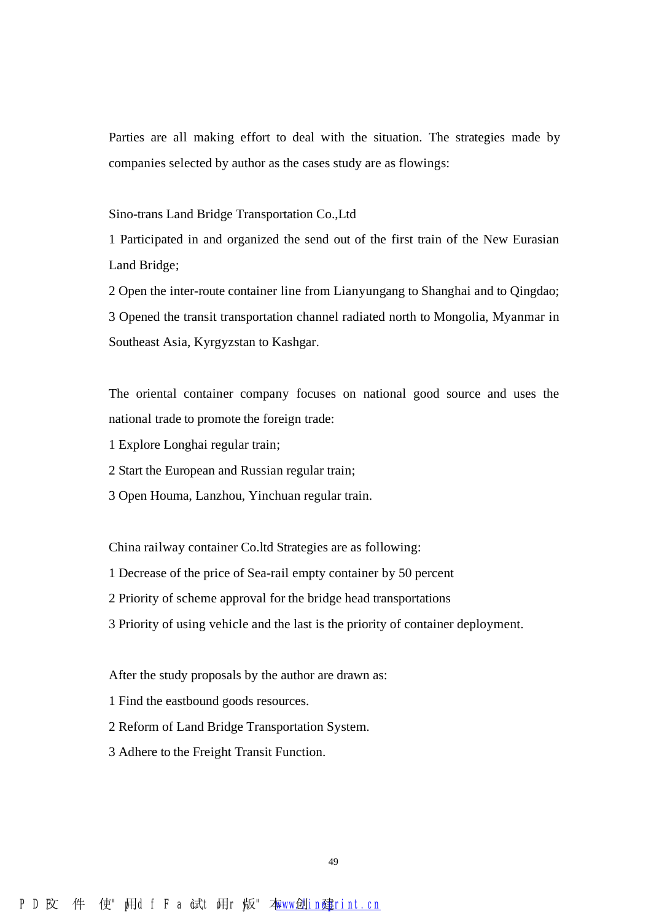Parties are all making effort to deal with the situation. The strategies made by companies selected by author as the cases study are as flowings:

Sino-trans Land Bridge Transportation Co.,Ltd

1 Participated in and organized the send out of the first train of the New Eurasian Land Bridge;

2 Open the inter-route container line from Lianyungang to Shanghai and to Qingdao;

3 Opened the transit transportation channel radiated north to Mongolia, Myanmar in Southeast Asia, Kyrgyzstan to Kashgar.

The oriental container company focuses on national good source and uses the national trade to promote the foreign trade:

1 Explore Longhai regular train;

2 Start the European and Russian regular train;

3 Open Houma, Lanzhou, Yinchuan regular train.

China railway container Co.ltd Strategies are as following:

1 Decrease of the price of Sea-rail empty container by 50 percent

2 Priority of scheme approval for the bridge head transportations

3 Priority of using vehicle and the last is the priority of container deployment.

After the study proposals by the author are drawn as:

1 Find the eastbound goods resources.

2 Reform of Land Bridge Transportation System.

3 Adhere to the Freight Transit Function.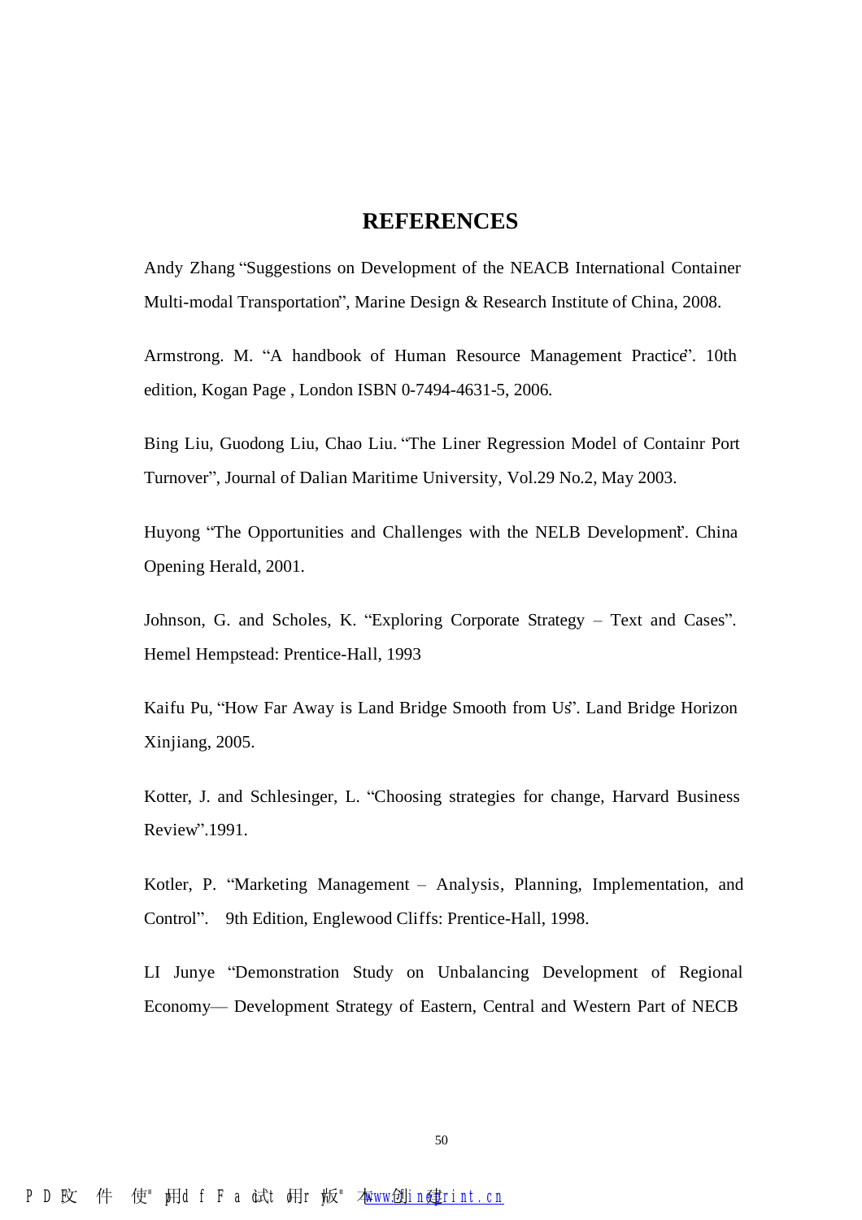# REFERENCES

Andy Zhang "Suggestions on Development of the NEACB International Container Multi-modal Transportation", Marine Design & Research Institute of China, 2008.

Armstrong. M. "A handbook of Human Resource Management Practice". 10th edition, Kogan Page , London ISBN 0-7494-4631-5, 2006.

Bing Liu, Guodong Liu, Chao Liu. "The Liner Regression Model of Containr Port Turnover", Journal of Dalian Maritime University, Vol.29 No.2, May 2003.

Huyong "The Opportunities and Challenges with the NELB Development". China Opening Herald, 2001.

Johnson, G. and Scholes, K. "Exploring Corporate Strategy – Text and Cases". Hemel Hempstead: Prentice-Hall, 1993

Kaifu Pu, "How Far Away is Land Bridge Smooth from Us". Land Bridge Horizon Xinjiang, 2005.

Kotter, J. and Schlesinger, L. "Choosing strategies for change, Harvard Business Review".1991.

Kotler, P. "Marketing Management – Analysis, Planning, Implementation, and Control". 9th Edition, Englewood Cliffs: Prentice-Hall, 1998.

LI Junye "Demonstration Study on Unbalancing Development of Regional Economy— Development Strategy of Eastern, Central and Western Part of NECB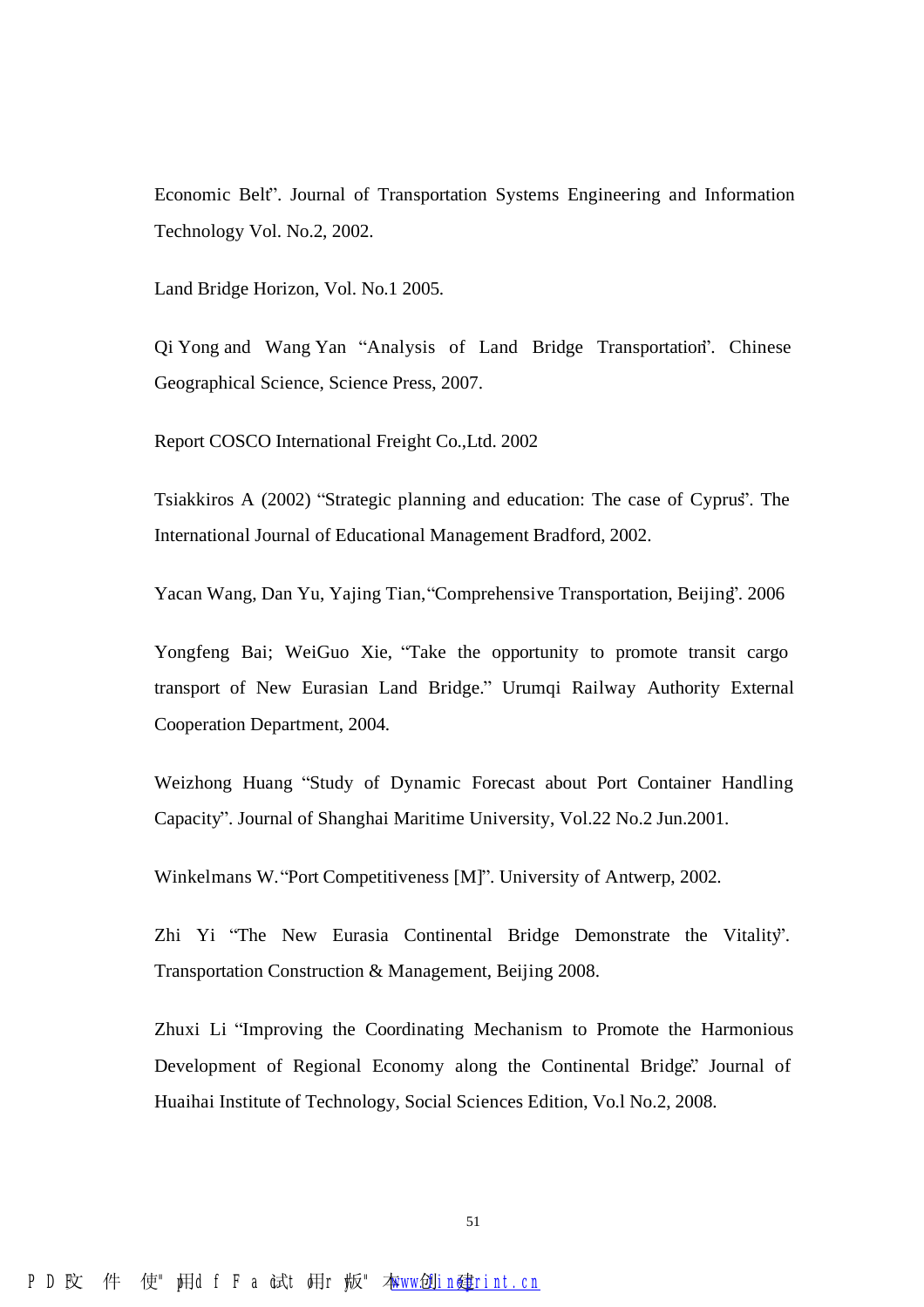Economic Belt". Journal of Transportation Systems Engineering and Information Technology Vol. No.2, 2002.

Land Bridge Horizon, Vol. No.1 2005.

Qi Yong and Wang Yan "Analysis of Land Bridge Transportation". Chinese Geographical Science, Science Press, 2007.

Report COSCO International Freight Co.,Ltd. 2002

Tsiakkiros A (2002) "Strategic planning and education: The case of Cyprus". The International Journal of Educational Management Bradford, 2002.

Yacan Wang, Dan Yu, Yajing Tian, "Comprehensive Transportation, Beijing". 2006

Yongfeng Bai; WeiGuo Xie, "Take the opportunity to promote transit cargo transport of New Eurasian Land Bridge." Urumqi Railway Authority External Cooperation Department, 2004.

Weizhong Huang "Study of Dynamic Forecast about Port Container Handling Capacity". Journal of Shanghai Maritime University, Vol.22 No.2 Jun.2001.

Winkelmans W. "Port Competitiveness [M]". University of Antwerp, 2002.

Zhi Yi "The New Eurasia Continental Bridge Demonstrate the Vitality". Transportation Construction & Management, Beijing 2008.

Zhuxi Li "Improving the Coordinating Mechanism to Promote the Harmonious Development of Regional Economy along the Continental Bridge." Journal of Huaihai Institute of Technology, Social Sciences Edition, Vo.l No.2, 2008.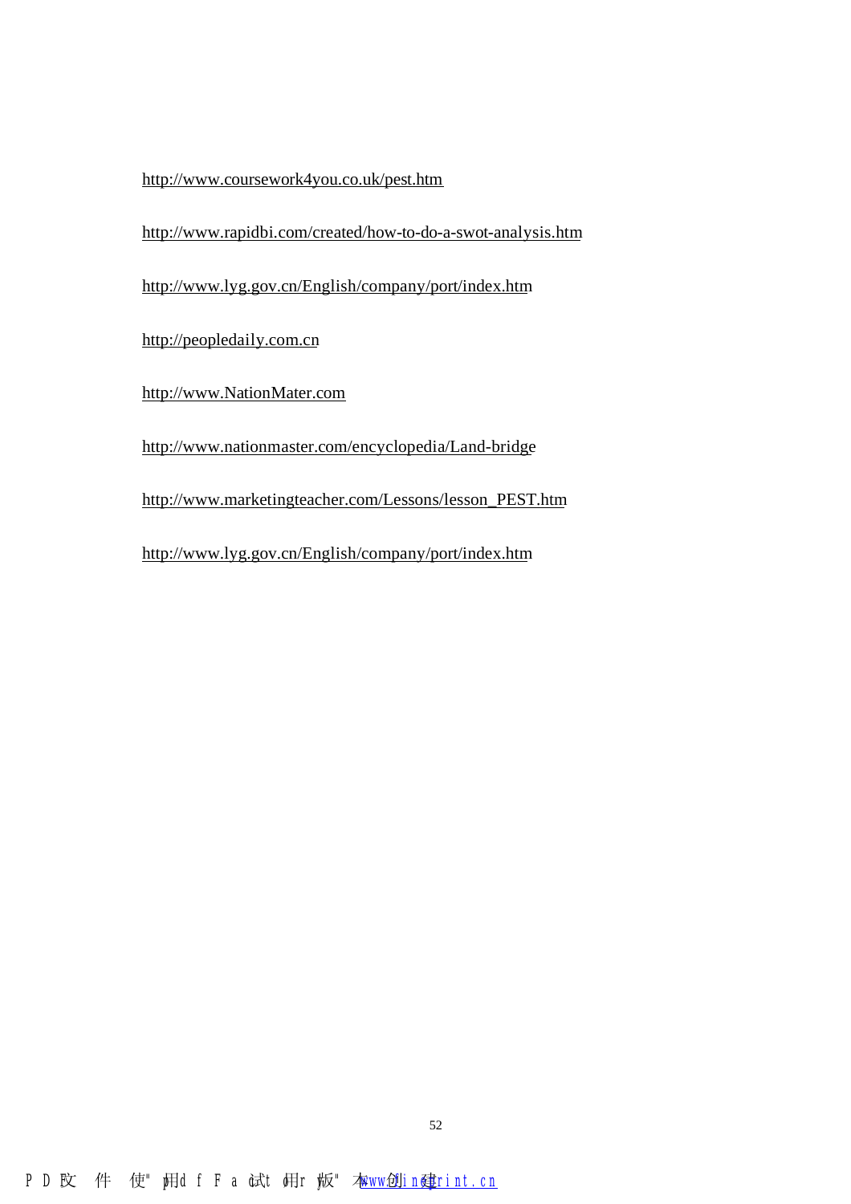http://www.coursework4you.co.uk/pest.htm

http://www.rapidbi.com/created/how-to-do-a-swot-analysis.htm

http://www.lyg.gov.cn/English/company/port/index.htm

http://peopledaily.com.cn

http://www.NationMater.com

http://www.nationmaster.com/encyclopedia/Land-bridge

http://www.marketingteacher.com/Lessons/lesson_PEST.htm

http://www.lyg.gov.cn/English/company/port/index.htm